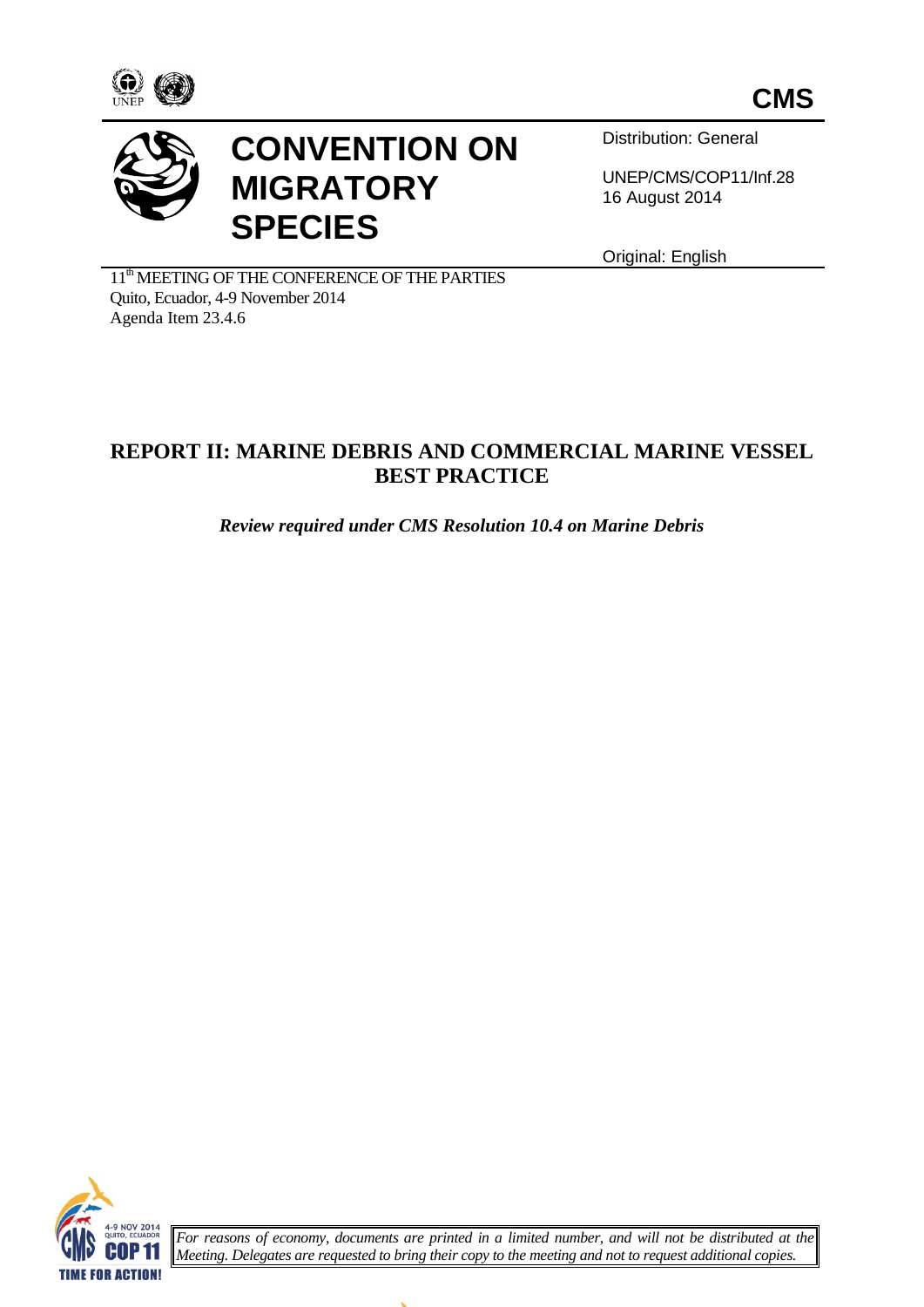**CMS**

# CONVENTION ON MIGRATORY SPECIES

Distribution: General

UNEP/CMS/COP11/Inf.28
16 August 2014

Original: English

11th MEETING OF THE CONFERENCE OF THE PARTIES
Quito, Ecuador, 4-9 November 2014
Agenda Item 23.4.6

## REPORT II: MARINE DEBRIS AND COMMERCIAL MARINE VESSEL BEST PRACTICE

***Review required under CMS Resolution 10.4 on Marine Debris***

*For reasons of economy, documents are printed in a limited number, and will not be distributed at the Meeting. Delegates are requested to bring their copy to the meeting and not to request additional copies.*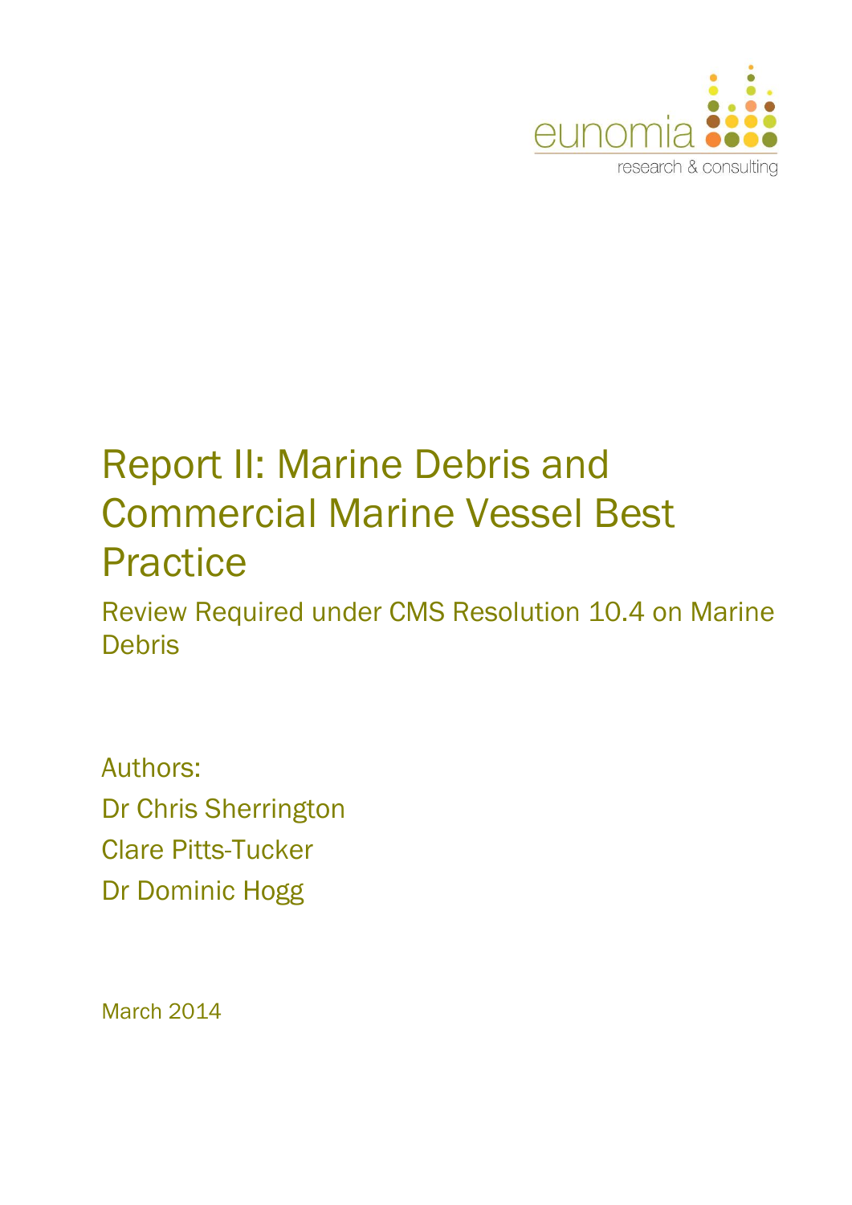eunomia
research & consulting

# Report II: Marine Debris and Commercial Marine Vessel Best Practice

## Review Required under CMS Resolution 10.4 on Marine Debris

Authors:

Dr Chris Sherrington

Clare Pitts-Tucker

Dr Dominic Hogg

March 2014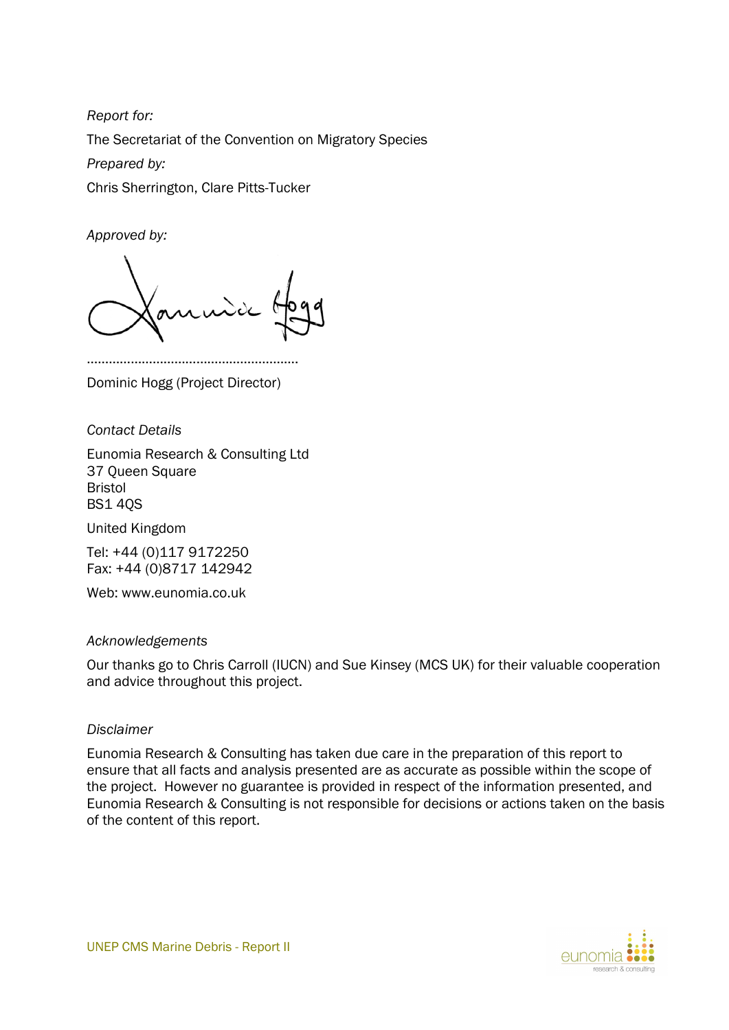*Report for:*

The Secretariat of the Convention on Migratory Species

*Prepared by:*

Chris Sherrington, Clare Pitts-Tucker

*Approved by:*

………………………………………………..

Dominic Hogg (Project Director)

*Contact Details*

Eunomia Research & Consulting Ltd
37 Queen Square
Bristol
BS1 4QS

United Kingdom

Tel: +44 (0)117 9172250
Fax: +44 (0)8717 142942

Web: www.eunomia.co.uk

*Acknowledgements*

Our thanks go to Chris Carroll (IUCN) and Sue Kinsey (MCS UK) for their valuable cooperation and advice throughout this project.

*Disclaimer*

Eunomia Research & Consulting has taken due care in the preparation of this report to ensure that all facts and analysis presented are as accurate as possible within the scope of the project. However no guarantee is provided in respect of the information presented, and Eunomia Research & Consulting is not responsible for decisions or actions taken on the basis of the content of this report.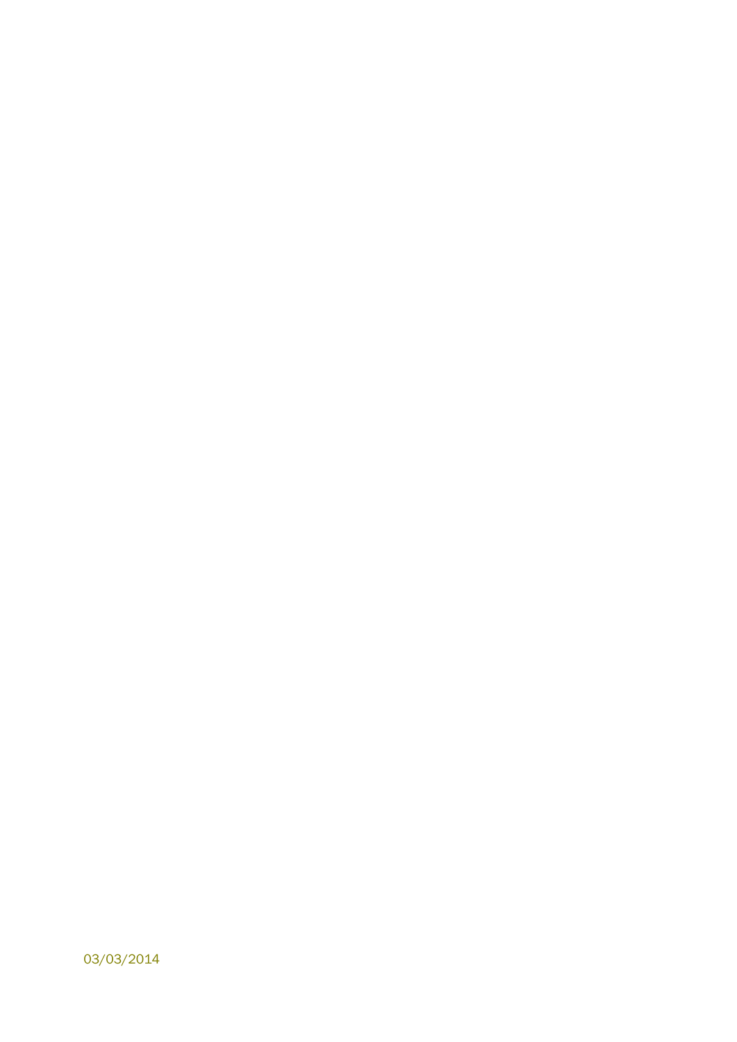03/03/2014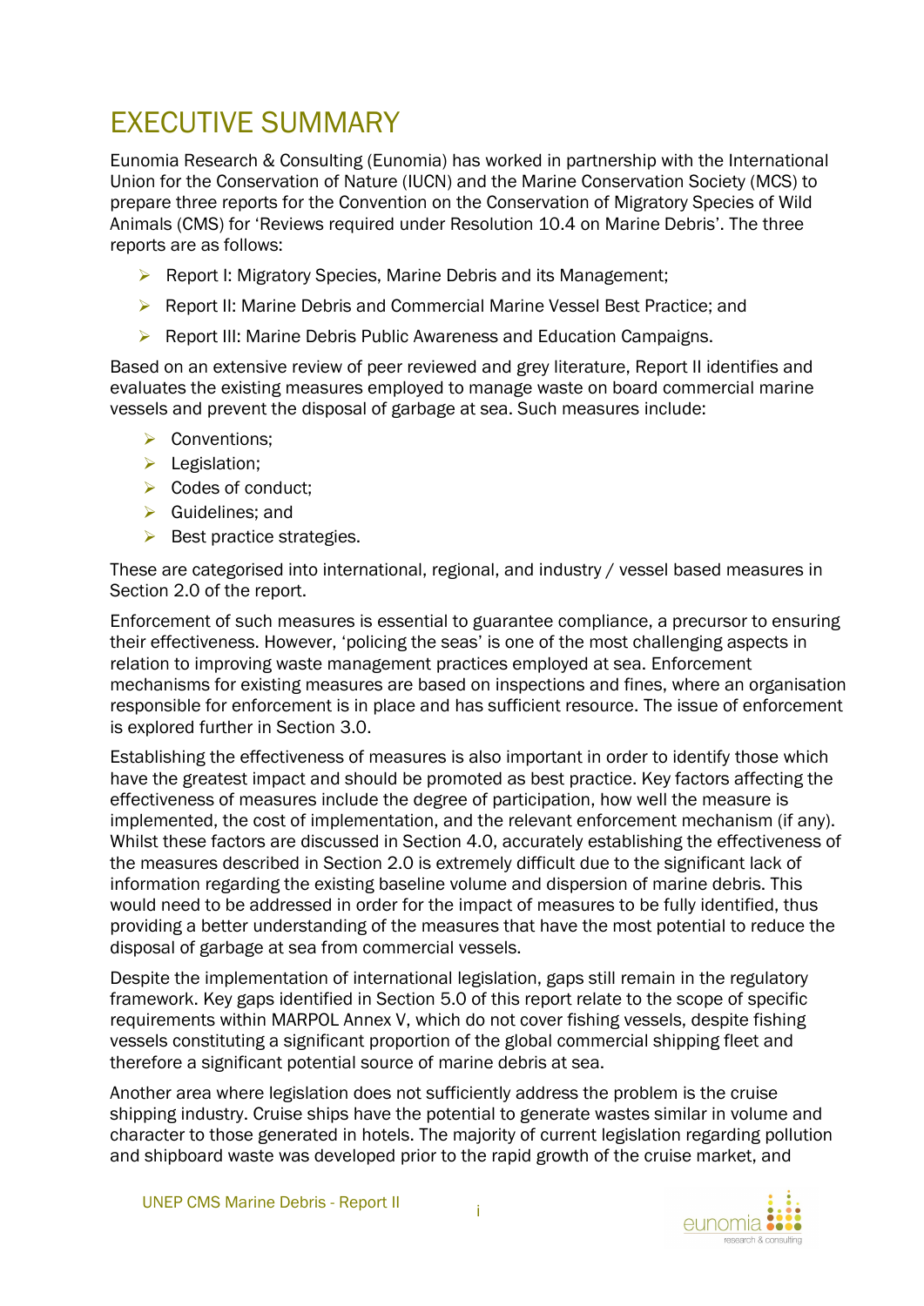# EXECUTIVE SUMMARY

Eunomia Research & Consulting (Eunomia) has worked in partnership with the International Union for the Conservation of Nature (IUCN) and the Marine Conservation Society (MCS) to prepare three reports for the Convention on the Conservation of Migratory Species of Wild Animals (CMS) for 'Reviews required under Resolution 10.4 on Marine Debris'. The three reports are as follows:

- Report I: Migratory Species, Marine Debris and its Management;
- Report II: Marine Debris and Commercial Marine Vessel Best Practice; and
- Report III: Marine Debris Public Awareness and Education Campaigns.

Based on an extensive review of peer reviewed and grey literature, Report II identifies and evaluates the existing measures employed to manage waste on board commercial marine vessels and prevent the disposal of garbage at sea. Such measures include:

- Conventions;
- Legislation;
- Codes of conduct;
- Guidelines; and
- Best practice strategies.

These are categorised into international, regional, and industry / vessel based measures in Section 2.0 of the report.

Enforcement of such measures is essential to guarantee compliance, a precursor to ensuring their effectiveness. However, 'policing the seas' is one of the most challenging aspects in relation to improving waste management practices employed at sea. Enforcement mechanisms for existing measures are based on inspections and fines, where an organisation responsible for enforcement is in place and has sufficient resource. The issue of enforcement is explored further in Section 3.0.

Establishing the effectiveness of measures is also important in order to identify those which have the greatest impact and should be promoted as best practice. Key factors affecting the effectiveness of measures include the degree of participation, how well the measure is implemented, the cost of implementation, and the relevant enforcement mechanism (if any). Whilst these factors are discussed in Section 4.0, accurately establishing the effectiveness of the measures described in Section 2.0 is extremely difficult due to the significant lack of information regarding the existing baseline volume and dispersion of marine debris. This would need to be addressed in order for the impact of measures to be fully identified, thus providing a better understanding of the measures that have the most potential to reduce the disposal of garbage at sea from commercial vessels.

Despite the implementation of international legislation, gaps still remain in the regulatory framework. Key gaps identified in Section 5.0 of this report relate to the scope of specific requirements within MARPOL Annex V, which do not cover fishing vessels, despite fishing vessels constituting a significant proportion of the global commercial shipping fleet and therefore a significant potential source of marine debris at sea.

Another area where legislation does not sufficiently address the problem is the cruise shipping industry. Cruise ships have the potential to generate wastes similar in volume and character to those generated in hotels. The majority of current legislation regarding pollution and shipboard waste was developed prior to the rapid growth of the cruise market, and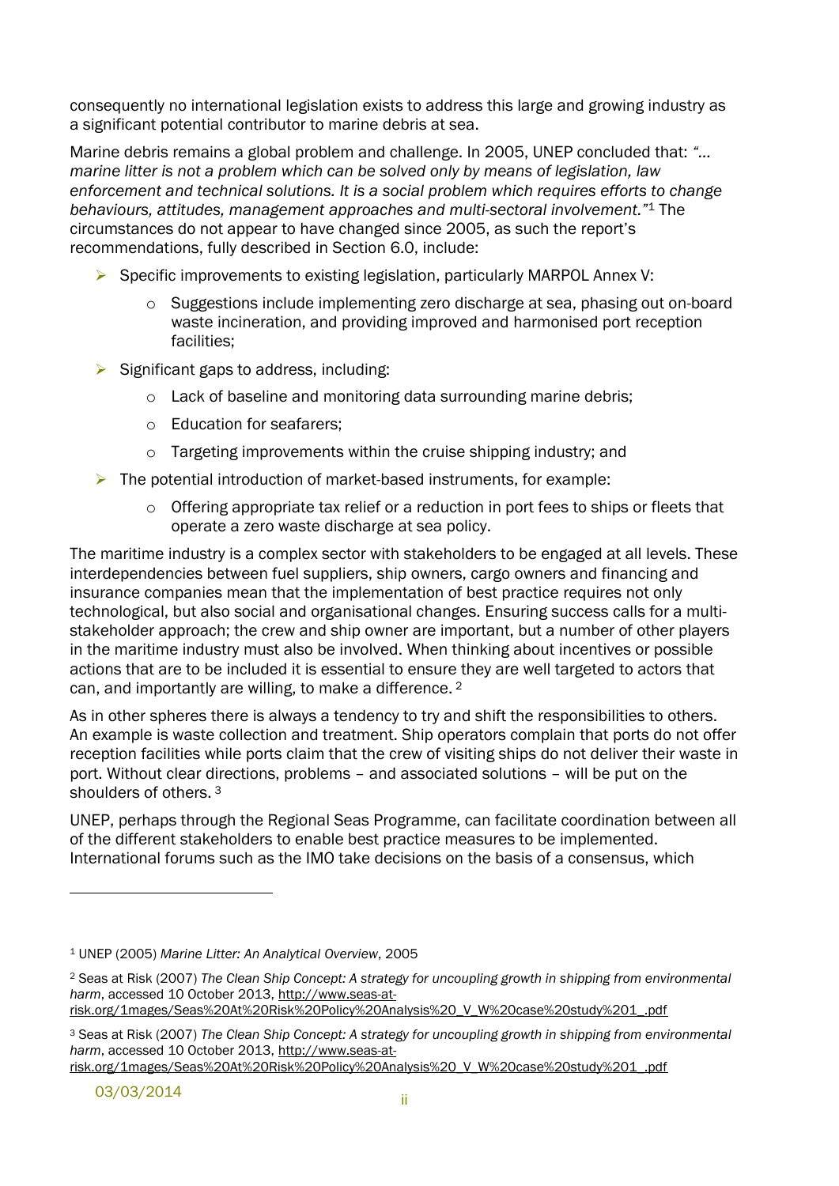consequently no international legislation exists to address this large and growing industry as a significant potential contributor to marine debris at sea.

Marine debris remains a global problem and challenge. In 2005, UNEP concluded that: *"… marine litter is not a problem which can be solved only by means of legislation, law enforcement and technical solutions. It is a social problem which requires efforts to change behaviours, attitudes, management approaches and multi-sectoral involvement."*[1] The circumstances do not appear to have changed since 2005, as such the report's recommendations, fully described in Section 6.0, include:

- Specific improvements to existing legislation, particularly MARPOL Annex V:
  - Suggestions include implementing zero discharge at sea, phasing out on-board waste incineration, and providing improved and harmonised port reception facilities;
- Significant gaps to address, including:
  - Lack of baseline and monitoring data surrounding marine debris;
  - Education for seafarers;
  - Targeting improvements within the cruise shipping industry; and
- The potential introduction of market-based instruments, for example:
  - Offering appropriate tax relief or a reduction in port fees to ships or fleets that operate a zero waste discharge at sea policy.

The maritime industry is a complex sector with stakeholders to be engaged at all levels. These interdependencies between fuel suppliers, ship owners, cargo owners and financing and insurance companies mean that the implementation of best practice requires not only technological, but also social and organisational changes. Ensuring success calls for a multi-stakeholder approach; the crew and ship owner are important, but a number of other players in the maritime industry must also be involved. When thinking about incentives or possible actions that are to be included it is essential to ensure they are well targeted to actors that can, and importantly are willing, to make a difference. [2]

As in other spheres there is always a tendency to try and shift the responsibilities to others. An example is waste collection and treatment. Ship operators complain that ports do not offer reception facilities while ports claim that the crew of visiting ships do not deliver their waste in port. Without clear directions, problems – and associated solutions – will be put on the shoulders of others. [3]

UNEP, perhaps through the Regional Seas Programme, can facilitate coordination between all of the different stakeholders to enable best practice measures to be implemented. International forums such as the IMO take decisions on the basis of a consensus, which

---

[1] UNEP (2005) *Marine Litter: An Analytical Overview*, 2005

[2] Seas at Risk (2007) *The Clean Ship Concept: A strategy for uncoupling growth in shipping from environmental harm*, accessed 10 October 2013, http://www.seas-at-risk.org/1mages/Seas%20At%20Risk%20Policy%20Analysis%20_V_W%20case%20study%201_.pdf

[3] Seas at Risk (2007) *The Clean Ship Concept: A strategy for uncoupling growth in shipping from environmental harm*, accessed 10 October 2013, http://www.seas-at-risk.org/1mages/Seas%20At%20Risk%20Policy%20Analysis%20_V_W%20case%20study%201_.pdf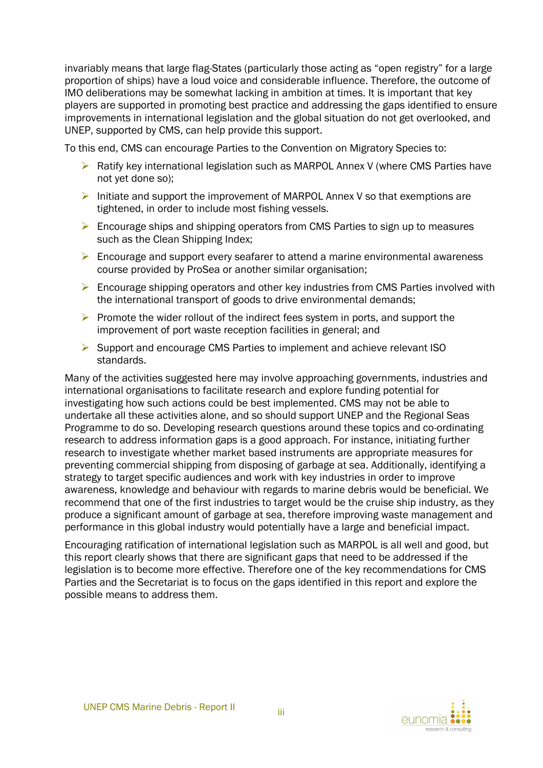invariably means that large flag-States (particularly those acting as "open registry" for a large proportion of ships) have a loud voice and considerable influence. Therefore, the outcome of IMO deliberations may be somewhat lacking in ambition at times. It is important that key players are supported in promoting best practice and addressing the gaps identified to ensure improvements in international legislation and the global situation do not get overlooked, and UNEP, supported by CMS, can help provide this support.

To this end, CMS can encourage Parties to the Convention on Migratory Species to:

- Ratify key international legislation such as MARPOL Annex V (where CMS Parties have not yet done so);
- Initiate and support the improvement of MARPOL Annex V so that exemptions are tightened, in order to include most fishing vessels.
- Encourage ships and shipping operators from CMS Parties to sign up to measures such as the Clean Shipping Index;
- Encourage and support every seafarer to attend a marine environmental awareness course provided by ProSea or another similar organisation;
- Encourage shipping operators and other key industries from CMS Parties involved with the international transport of goods to drive environmental demands;
- Promote the wider rollout of the indirect fees system in ports, and support the improvement of port waste reception facilities in general; and
- Support and encourage CMS Parties to implement and achieve relevant ISO standards.

Many of the activities suggested here may involve approaching governments, industries and international organisations to facilitate research and explore funding potential for investigating how such actions could be best implemented. CMS may not be able to undertake all these activities alone, and so should support UNEP and the Regional Seas Programme to do so. Developing research questions around these topics and co-ordinating research to address information gaps is a good approach. For instance, initiating further research to investigate whether market based instruments are appropriate measures for preventing commercial shipping from disposing of garbage at sea. Additionally, identifying a strategy to target specific audiences and work with key industries in order to improve awareness, knowledge and behaviour with regards to marine debris would be beneficial. We recommend that one of the first industries to target would be the cruise ship industry, as they produce a significant amount of garbage at sea, therefore improving waste management and performance in this global industry would potentially have a large and beneficial impact.

Encouraging ratification of international legislation such as MARPOL is all well and good, but this report clearly shows that there are significant gaps that need to be addressed if the legislation is to become more effective. Therefore one of the key recommendations for CMS Parties and the Secretariat is to focus on the gaps identified in this report and explore the possible means to address them.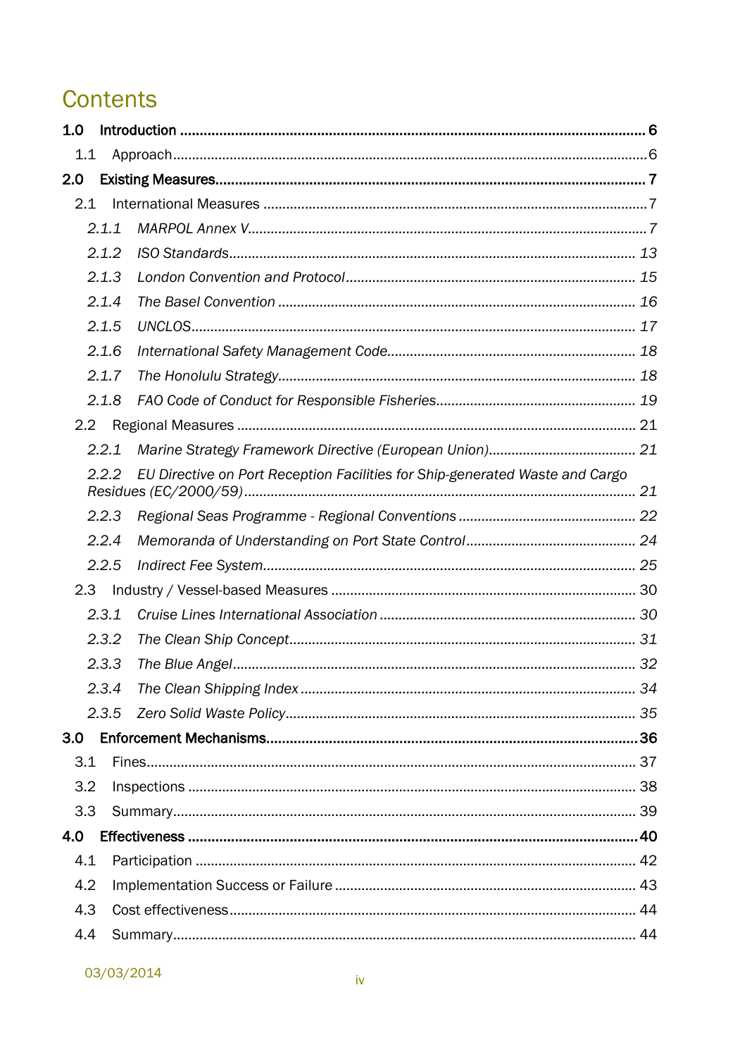# Contents

**1.0 Introduction ........................................................................................................ 6**

1.1 Approach ........................................................................................................ 6

**2.0 Existing Measures ................................................................................................ 7**

2.1 International Measures ........................................................................................ 7

*2.1.1 MARPOL Annex V ........................................................................................ 7*

*2.1.2 ISO Standards ............................................................................................ 13*

*2.1.3 London Convention and Protocol ...................................................................... 15*

*2.1.4 The Basel Convention .................................................................................. 16*

*2.1.5 UNCLOS ................................................................................................... 17*

*2.1.6 International Safety Management Code ............................................................... 18*

*2.1.7 The Honolulu Strategy .................................................................................. 18*

*2.1.8 FAO Code of Conduct for Responsible Fisheries ................................................... 19*

2.2 Regional Measures ............................................................................................ 21

*2.2.1 Marine Strategy Framework Directive (European Union) ........................................... 21*

*2.2.2 EU Directive on Port Reception Facilities for Ship-generated Waste and Cargo Residues (EC/2000/59) ........................................................................................ 21*

*2.2.3 Regional Seas Programme - Regional Conventions ................................................. 22*

*2.2.4 Memoranda of Understanding on Port State Control ............................................... 24*

*2.2.5 Indirect Fee System ..................................................................................... 25*

2.3 Industry / Vessel-based Measures ......................................................................... 30

*2.3.1 Cruise Lines International Association ................................................................ 30*

*2.3.2 The Clean Ship Concept ................................................................................. 31*

*2.3.3 The Blue Angel ........................................................................................... 32*

*2.3.4 The Clean Shipping Index ............................................................................... 34*

*2.3.5 Zero Solid Waste Policy ................................................................................. 35*

**3.0 Enforcement Mechanisms ...................................................................................... 36**

3.1 Fines ............................................................................................................. 37

3.2 Inspections ...................................................................................................... 38

3.3 Summary ......................................................................................................... 39

**4.0 Effectiveness ..................................................................................................... 40**

4.1 Participation .................................................................................................... 42

4.2 Implementation Success or Failure ........................................................................ 43

4.3 Cost effectiveness ............................................................................................. 44

4.4 Summary ......................................................................................................... 44

03/03/2014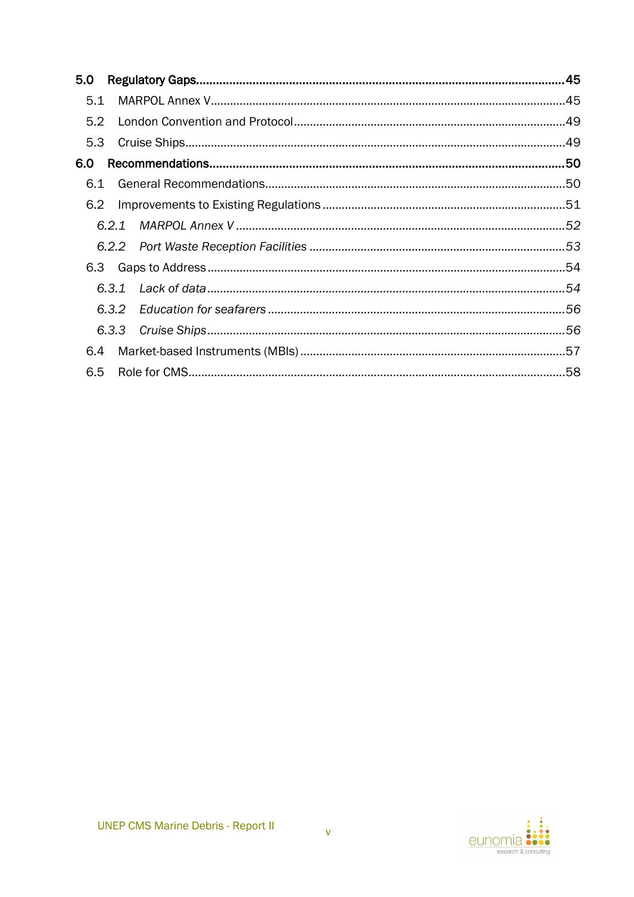**5.0 Regulatory Gaps** ..... **45**

5.1 MARPOL Annex V ..... 45

5.2 London Convention and Protocol ..... 49

5.3 Cruise Ships ..... 49

**6.0 Recommendations** ..... **50**

6.1 General Recommendations ..... 50

6.2 Improvements to Existing Regulations ..... 51

*6.2.1 MARPOL Annex V* ..... *52*

*6.2.2 Port Waste Reception Facilities* ..... *53*

6.3 Gaps to Address ..... 54

*6.3.1 Lack of data* ..... *54*

*6.3.2 Education for seafarers* ..... *56*

*6.3.3 Cruise Ships* ..... *56*

6.4 Market-based Instruments (MBIs) ..... 57

6.5 Role for CMS ..... 58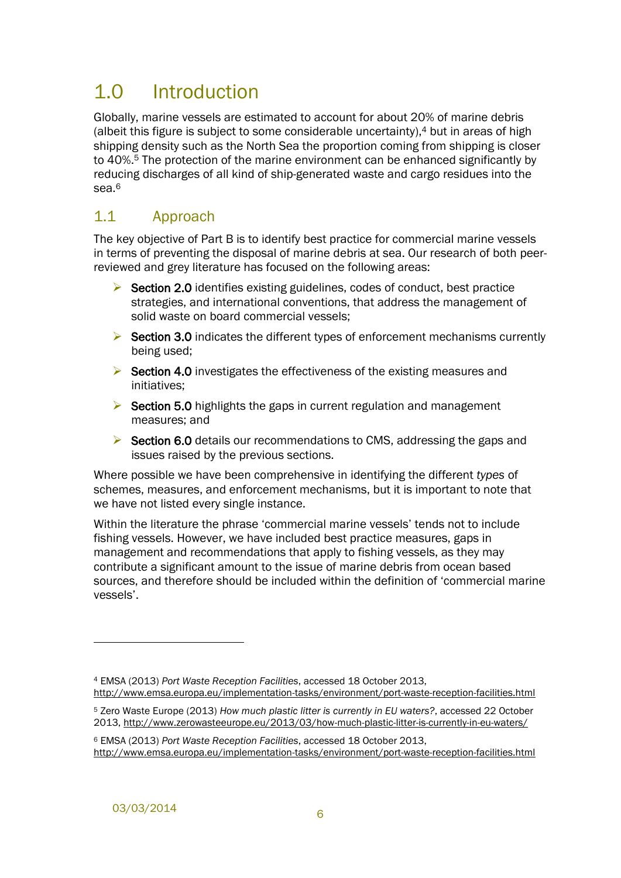# 1.0 Introduction

Globally, marine vessels are estimated to account for about 20% of marine debris (albeit this figure is subject to some considerable uncertainty),[4] but in areas of high shipping density such as the North Sea the proportion coming from shipping is closer to 40%.[5] The protection of the marine environment can be enhanced significantly by reducing discharges of all kind of ship-generated waste and cargo residues into the sea.[6]

## 1.1 Approach

The key objective of Part B is to identify best practice for commercial marine vessels in terms of preventing the disposal of marine debris at sea. Our research of both peer-reviewed and grey literature has focused on the following areas:

- **Section 2.0** identifies existing guidelines, codes of conduct, best practice strategies, and international conventions, that address the management of solid waste on board commercial vessels;
- **Section 3.0** indicates the different types of enforcement mechanisms currently being used;
- **Section 4.0** investigates the effectiveness of the existing measures and initiatives;
- **Section 5.0** highlights the gaps in current regulation and management measures; and
- **Section 6.0** details our recommendations to CMS, addressing the gaps and issues raised by the previous sections.

Where possible we have been comprehensive in identifying the different *types* of schemes, measures, and enforcement mechanisms, but it is important to note that we have not listed every single instance.

Within the literature the phrase 'commercial marine vessels' tends not to include fishing vessels. However, we have included best practice measures, gaps in management and recommendations that apply to fishing vessels, as they may contribute a significant amount to the issue of marine debris from ocean based sources, and therefore should be included within the definition of 'commercial marine vessels'.

---

[4] EMSA (2013) *Port Waste Reception Facilities*, accessed 18 October 2013, http://www.emsa.europa.eu/implementation-tasks/environment/port-waste-reception-facilities.html

[5] Zero Waste Europe (2013) *How much plastic litter is currently in EU waters?*, accessed 22 October 2013, http://www.zerowasteeurope.eu/2013/03/how-much-plastic-litter-is-currently-in-eu-waters/

[6] EMSA (2013) *Port Waste Reception Facilities*, accessed 18 October 2013, http://www.emsa.europa.eu/implementation-tasks/environment/port-waste-reception-facilities.html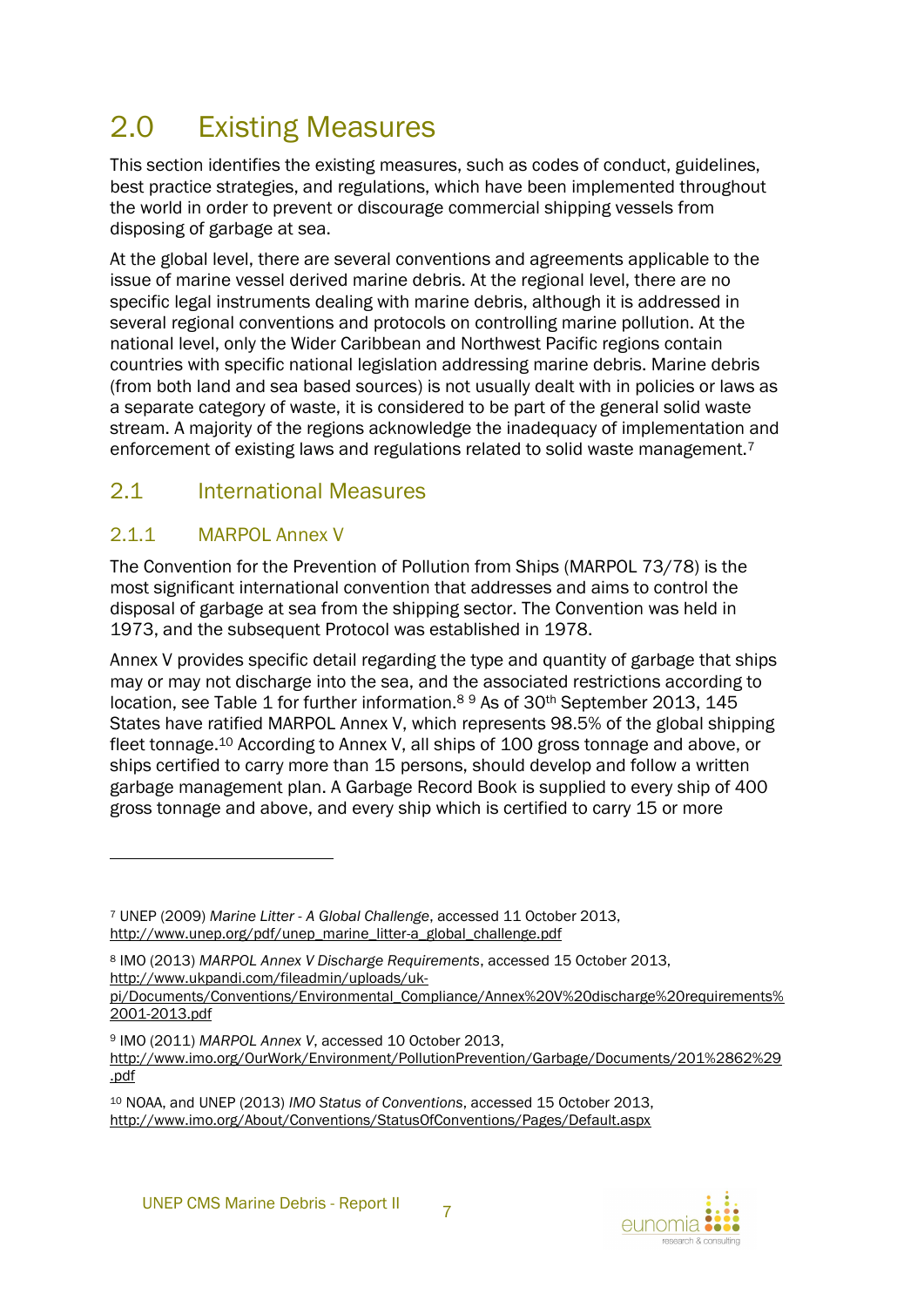# 2.0 Existing Measures

This section identifies the existing measures, such as codes of conduct, guidelines, best practice strategies, and regulations, which have been implemented throughout the world in order to prevent or discourage commercial shipping vessels from disposing of garbage at sea.

At the global level, there are several conventions and agreements applicable to the issue of marine vessel derived marine debris. At the regional level, there are no specific legal instruments dealing with marine debris, although it is addressed in several regional conventions and protocols on controlling marine pollution. At the national level, only the Wider Caribbean and Northwest Pacific regions contain countries with specific national legislation addressing marine debris. Marine debris (from both land and sea based sources) is not usually dealt with in policies or laws as a separate category of waste, it is considered to be part of the general solid waste stream. A majority of the regions acknowledge the inadequacy of implementation and enforcement of existing laws and regulations related to solid waste management.[7]

## 2.1 International Measures

### 2.1.1 MARPOL Annex V

The Convention for the Prevention of Pollution from Ships (MARPOL 73/78) is the most significant international convention that addresses and aims to control the disposal of garbage at sea from the shipping sector. The Convention was held in 1973, and the subsequent Protocol was established in 1978.

Annex V provides specific detail regarding the type and quantity of garbage that ships may or may not discharge into the sea, and the associated restrictions according to location, see Table 1 for further information.[8] [9] As of 30th September 2013, 145 States have ratified MARPOL Annex V, which represents 98.5% of the global shipping fleet tonnage.[10] According to Annex V, all ships of 100 gross tonnage and above, or ships certified to carry more than 15 persons, should develop and follow a written garbage management plan. A Garbage Record Book is supplied to every ship of 400 gross tonnage and above, and every ship which is certified to carry 15 or more

---

[7] UNEP (2009) *Marine Litter - A Global Challenge*, accessed 11 October 2013, http://www.unep.org/pdf/unep_marine_litter-a_global_challenge.pdf

[8] IMO (2013) *MARPOL Annex V Discharge Requirements*, accessed 15 October 2013, http://www.ukpandi.com/fileadmin/uploads/uk-pi/Documents/Conventions/Environmental_Compliance/Annex%20V%20discharge%20requirements%2001-2013.pdf

[9] IMO (2011) *MARPOL Annex V*, accessed 10 October 2013, http://www.imo.org/OurWork/Environment/PollutionPrevention/Garbage/Documents/201%2862%29.pdf

[10] NOAA, and UNEP (2013) *IMO Status of Conventions*, accessed 15 October 2013, http://www.imo.org/About/Conventions/StatusOfConventions/Pages/Default.aspx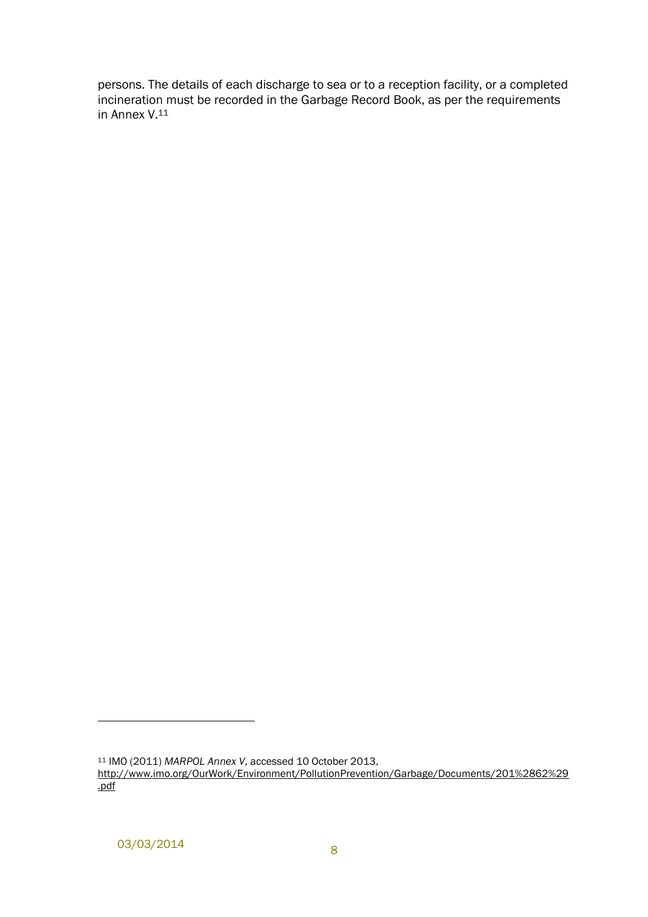persons. The details of each discharge to sea or to a reception facility, or a completed incineration must be recorded in the Garbage Record Book, as per the requirements in Annex V.[11]

[11] IMO (2011) *MARPOL Annex V*, accessed 10 October 2013, http://www.imo.org/OurWork/Environment/PollutionPrevention/Garbage/Documents/201%2862%29.pdf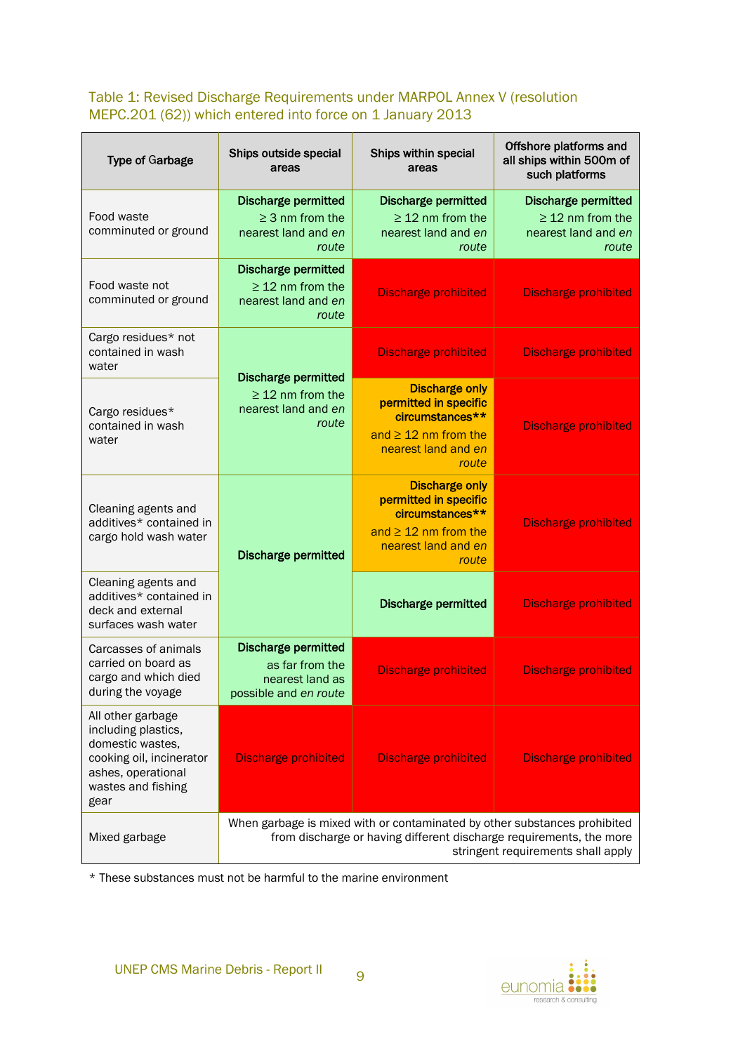Table 1: Revised Discharge Requirements under MARPOL Annex V (resolution MEPC.201 (62)) which entered into force on 1 January 2013

| Type of Garbage | Ships outside special areas | Ships within special areas | Offshore platforms and all ships within 500m of such platforms |
|---|---|---|---|
| Food waste comminuted or ground | **Discharge permitted** ≥ 3 nm from the nearest land and *en route* | **Discharge permitted** ≥ 12 nm from the nearest land and *en route* | **Discharge permitted** ≥ 12 nm from the nearest land and *en route* |
| Food waste not comminuted or ground | **Discharge permitted** ≥ 12 nm from the nearest land and *en route* | Discharge prohibited | Discharge prohibited |
| Cargo residues* not contained in wash water | **Discharge permitted** ≥ 12 nm from the nearest land and *en route* | Discharge prohibited | Discharge prohibited |
| Cargo residues* contained in wash water | **Discharge permitted** ≥ 12 nm from the nearest land and *en route* | **Discharge only permitted in specific circumstances**** and ≥ 12 nm from the nearest land and *en route* | Discharge prohibited |
| Cleaning agents and additives* contained in cargo hold wash water | **Discharge permitted** | **Discharge only permitted in specific circumstances**** and ≥ 12 nm from the nearest land and *en route* | Discharge prohibited |
| Cleaning agents and additives* contained in deck and external surfaces wash water | **Discharge permitted** | **Discharge permitted** | Discharge prohibited |
| Carcasses of animals carried on board as cargo and which died during the voyage | **Discharge permitted** as far from the nearest land as possible and *en route* | Discharge prohibited | Discharge prohibited |
| All other garbage including plastics, domestic wastes, cooking oil, incinerator ashes, operational wastes and fishing gear | Discharge prohibited | Discharge prohibited | Discharge prohibited |
| Mixed garbage | When garbage is mixed with or contaminated by other substances prohibited from discharge or having different discharge requirements, the more stringent requirements shall apply | | |

* These substances must not be harmful to the marine environment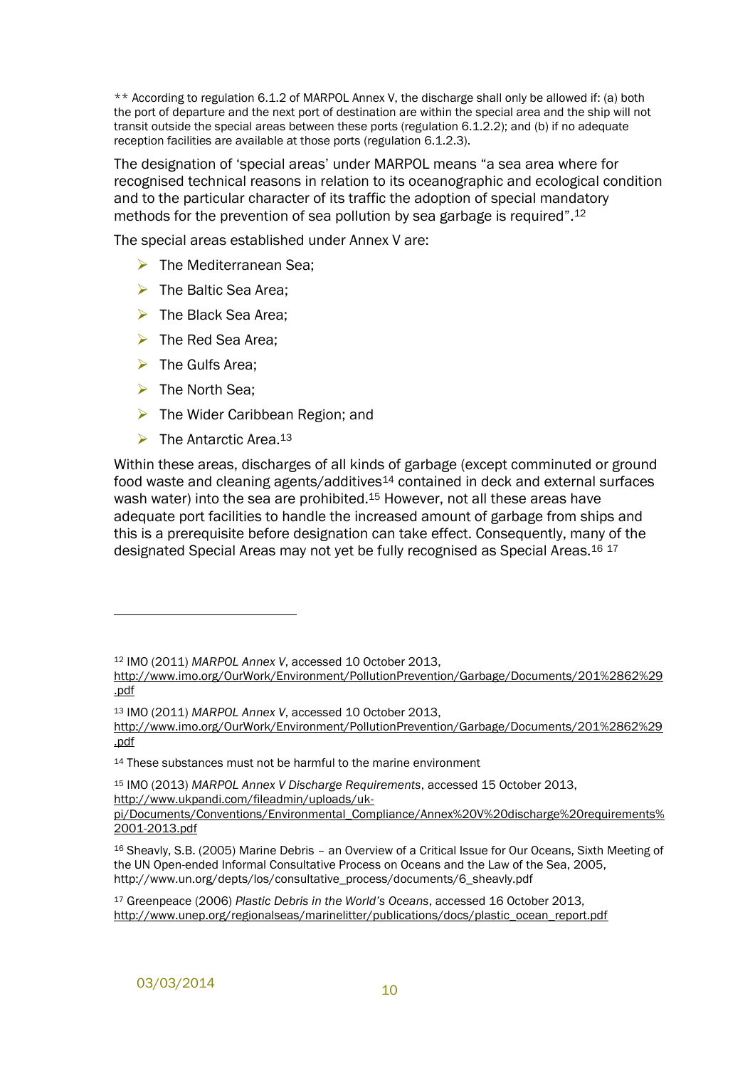** According to regulation 6.1.2 of MARPOL Annex V, the discharge shall only be allowed if: (a) both the port of departure and the next port of destination are within the special area and the ship will not transit outside the special areas between these ports (regulation 6.1.2.2); and (b) if no adequate reception facilities are available at those ports (regulation 6.1.2.3).

The designation of 'special areas' under MARPOL means "a sea area where for recognised technical reasons in relation to its oceanographic and ecological condition and to the particular character of its traffic the adoption of special mandatory methods for the prevention of sea pollution by sea garbage is required".[12]

The special areas established under Annex V are:

- The Mediterranean Sea;
- The Baltic Sea Area;
- The Black Sea Area;
- The Red Sea Area;
- The Gulfs Area;
- The North Sea;
- The Wider Caribbean Region; and
- The Antarctic Area.[13]

Within these areas, discharges of all kinds of garbage (except comminuted or ground food waste and cleaning agents/additives[14] contained in deck and external surfaces wash water) into the sea are prohibited.[15] However, not all these areas have adequate port facilities to handle the increased amount of garbage from ships and this is a prerequisite before designation can take effect. Consequently, many of the designated Special Areas may not yet be fully recognised as Special Areas.[16] [17]

---

[12] IMO (2011) *MARPOL Annex V*, accessed 10 October 2013, http://www.imo.org/OurWork/Environment/PollutionPrevention/Garbage/Documents/201%2862%29.pdf

[13] IMO (2011) *MARPOL Annex V*, accessed 10 October 2013, http://www.imo.org/OurWork/Environment/PollutionPrevention/Garbage/Documents/201%2862%29.pdf

[14] These substances must not be harmful to the marine environment

[15] IMO (2013) *MARPOL Annex V Discharge Requirements*, accessed 15 October 2013, http://www.ukpandi.com/fileadmin/uploads/uk-pi/Documents/Conventions/Environmental_Compliance/Annex%20V%20discharge%20requirements%2001-2013.pdf

[16] Sheavly, S.B. (2005) Marine Debris – an Overview of a Critical Issue for Our Oceans, Sixth Meeting of the UN Open-ended Informal Consultative Process on Oceans and the Law of the Sea, 2005, http://www.un.org/depts/los/consultative_process/documents/6_sheavly.pdf

[17] Greenpeace (2006) *Plastic Debris in the World's Oceans*, accessed 16 October 2013, http://www.unep.org/regionalseas/marinelitter/publications/docs/plastic_ocean_report.pdf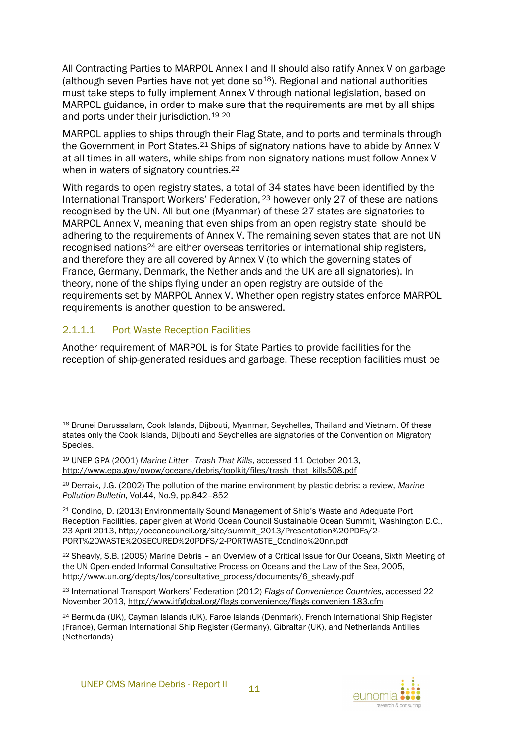All Contracting Parties to MARPOL Annex I and II should also ratify Annex V on garbage (although seven Parties have not yet done so[18]). Regional and national authorities must take steps to fully implement Annex V through national legislation, based on MARPOL guidance, in order to make sure that the requirements are met by all ships and ports under their jurisdiction.[19] [20]

MARPOL applies to ships through their Flag State, and to ports and terminals through the Government in Port States.[21] Ships of signatory nations have to abide by Annex V at all times in all waters, while ships from non-signatory nations must follow Annex V when in waters of signatory countries.[22]

With regards to open registry states, a total of 34 states have been identified by the International Transport Workers' Federation, [23] however only 27 of these are nations recognised by the UN. All but one (Myanmar) of these 27 states are signatories to MARPOL Annex V, meaning that even ships from an open registry state should be adhering to the requirements of Annex V. The remaining seven states that are not UN recognised nations[24] are either overseas territories or international ship registers, and therefore they are all covered by Annex V (to which the governing states of France, Germany, Denmark, the Netherlands and the UK are all signatories). In theory, none of the ships flying under an open registry are outside of the requirements set by MARPOL Annex V. Whether open registry states enforce MARPOL requirements is another question to be answered.

#### 2.1.1.1 Port Waste Reception Facilities

Another requirement of MARPOL is for State Parties to provide facilities for the reception of ship-generated residues and garbage. These reception facilities must be

---

[18] Brunei Darussalam, Cook Islands, Dijbouti, Myanmar, Seychelles, Thailand and Vietnam. Of these states only the Cook Islands, Dijbouti and Seychelles are signatories of the Convention on Migratory Species.

[19] UNEP GPA (2001) *Marine Litter - Trash That Kills*, accessed 11 October 2013, http://www.epa.gov/owow/oceans/debris/toolkit/files/trash_that_kills508.pdf

[20] Derraik, J.G. (2002) The pollution of the marine environment by plastic debris: a review, *Marine Pollution Bulletin*, Vol.44, No.9, pp.842–852

[21] Condino, D. (2013) Environmentally Sound Management of Ship's Waste and Adequate Port Reception Facilities, paper given at World Ocean Council Sustainable Ocean Summit, Washington D.C., 23 April 2013, http://oceancouncil.org/site/summit_2013/Presentation%20PDFs/2-PORT%20WASTE%20SECURED%20PDFS/2-PORTWASTE_Condino%20nn.pdf

[22] Sheavly, S.B. (2005) Marine Debris – an Overview of a Critical Issue for Our Oceans, Sixth Meeting of the UN Open-ended Informal Consultative Process on Oceans and the Law of the Sea, 2005, http://www.un.org/depts/los/consultative_process/documents/6_sheavly.pdf

[23] International Transport Workers' Federation (2012) *Flags of Convenience Countries*, accessed 22 November 2013, http://www.itfglobal.org/flags-convenience/flags-convenien-183.cfm

[24] Bermuda (UK), Cayman Islands (UK), Faroe Islands (Denmark), French International Ship Register (France), German International Ship Register (Germany), Gibraltar (UK), and Netherlands Antilles (Netherlands)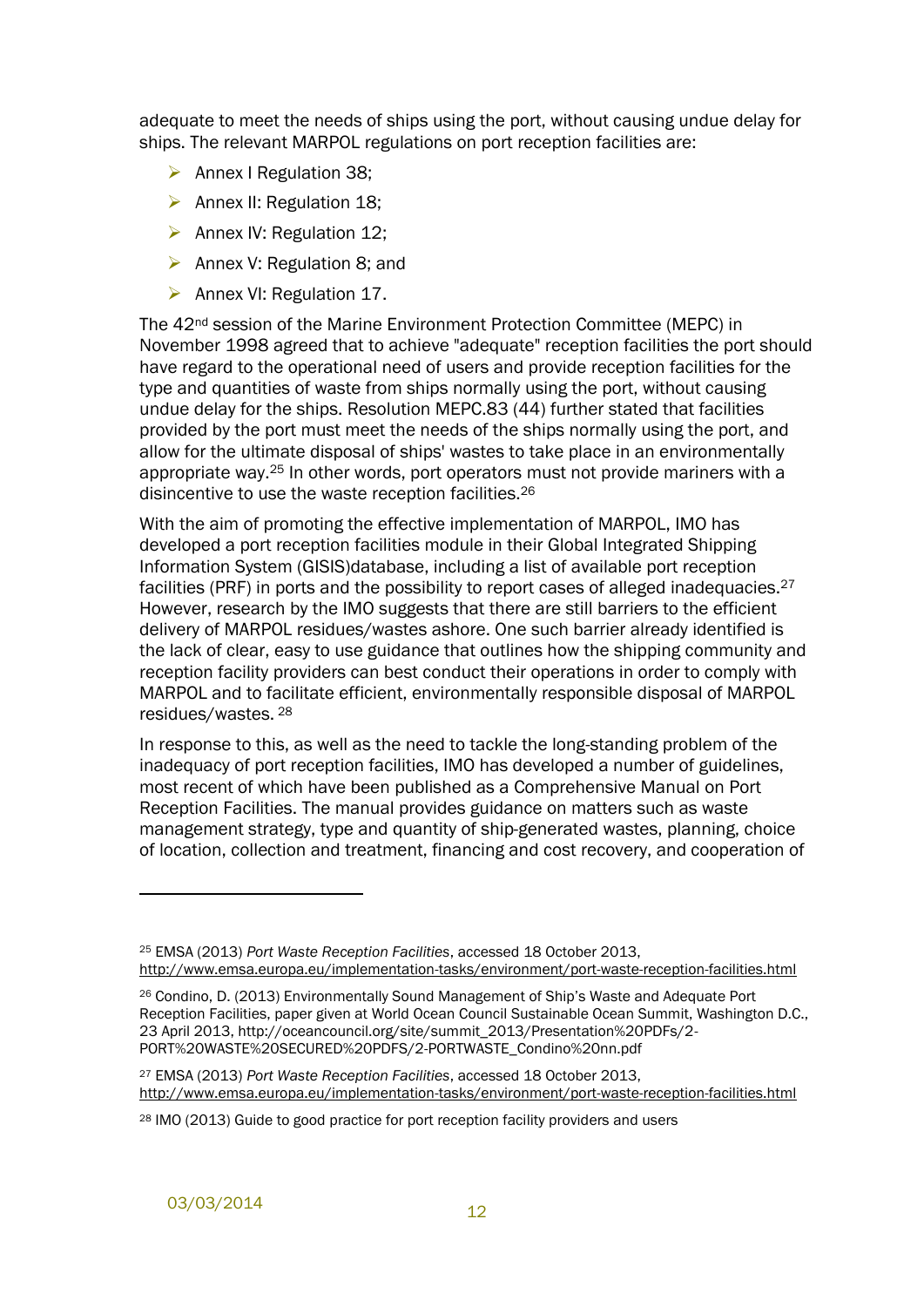adequate to meet the needs of ships using the port, without causing undue delay for ships. The relevant MARPOL regulations on port reception facilities are:

- Annex I Regulation 38;
- Annex II: Regulation 18;
- Annex IV: Regulation 12;
- Annex V: Regulation 8; and
- Annex VI: Regulation 17.

The 42nd session of the Marine Environment Protection Committee (MEPC) in November 1998 agreed that to achieve "adequate" reception facilities the port should have regard to the operational need of users and provide reception facilities for the type and quantities of waste from ships normally using the port, without causing undue delay for the ships. Resolution MEPC.83 (44) further stated that facilities provided by the port must meet the needs of the ships normally using the port, and allow for the ultimate disposal of ships' wastes to take place in an environmentally appropriate way.[25] In other words, port operators must not provide mariners with a disincentive to use the waste reception facilities.[26]

With the aim of promoting the effective implementation of MARPOL, IMO has developed a port reception facilities module in their Global Integrated Shipping Information System (GISIS)database, including a list of available port reception facilities (PRF) in ports and the possibility to report cases of alleged inadequacies.[27] However, research by the IMO suggests that there are still barriers to the efficient delivery of MARPOL residues/wastes ashore. One such barrier already identified is the lack of clear, easy to use guidance that outlines how the shipping community and reception facility providers can best conduct their operations in order to comply with MARPOL and to facilitate efficient, environmentally responsible disposal of MARPOL residues/wastes. [28]

In response to this, as well as the need to tackle the long-standing problem of the inadequacy of port reception facilities, IMO has developed a number of guidelines, most recent of which have been published as a Comprehensive Manual on Port Reception Facilities. The manual provides guidance on matters such as waste management strategy, type and quantity of ship-generated wastes, planning, choice of location, collection and treatment, financing and cost recovery, and cooperation of

---

[25] EMSA (2013) *Port Waste Reception Facilities*, accessed 18 October 2013, http://www.emsa.europa.eu/implementation-tasks/environment/port-waste-reception-facilities.html

[26] Condino, D. (2013) Environmentally Sound Management of Ship's Waste and Adequate Port Reception Facilities, paper given at World Ocean Council Sustainable Ocean Summit, Washington D.C., 23 April 2013, http://oceancouncil.org/site/summit_2013/Presentation%20PDFs/2-PORT%20WASTE%20SECURED%20PDFS/2-PORTWASTE_Condino%20nn.pdf

[27] EMSA (2013) *Port Waste Reception Facilities*, accessed 18 October 2013, http://www.emsa.europa.eu/implementation-tasks/environment/port-waste-reception-facilities.html

[28] IMO (2013) Guide to good practice for port reception facility providers and users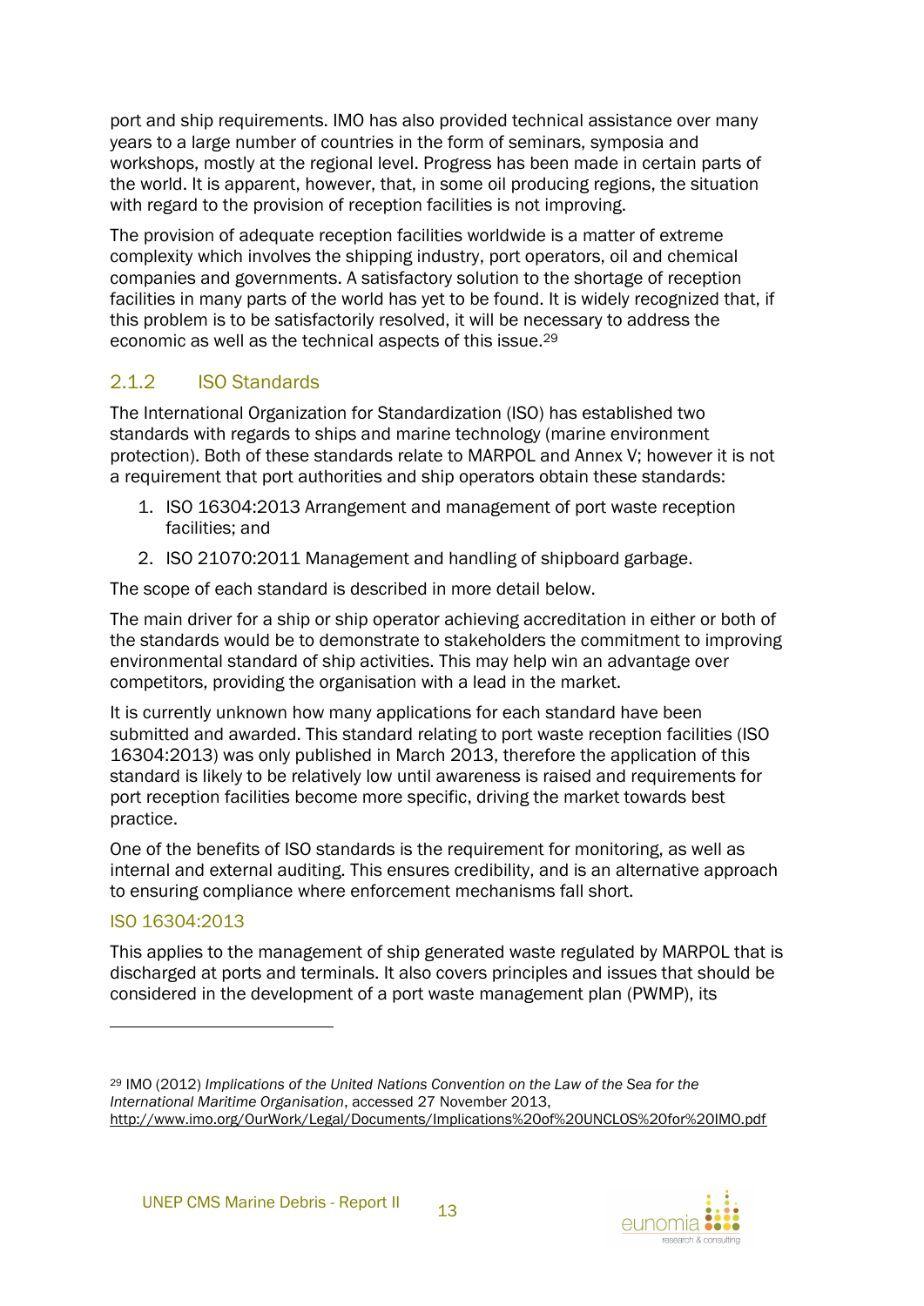port and ship requirements. IMO has also provided technical assistance over many years to a large number of countries in the form of seminars, symposia and workshops, mostly at the regional level. Progress has been made in certain parts of the world. It is apparent, however, that, in some oil producing regions, the situation with regard to the provision of reception facilities is not improving.

The provision of adequate reception facilities worldwide is a matter of extreme complexity which involves the shipping industry, port operators, oil and chemical companies and governments. A satisfactory solution to the shortage of reception facilities in many parts of the world has yet to be found. It is widely recognized that, if this problem is to be satisfactorily resolved, it will be necessary to address the economic as well as the technical aspects of this issue.[29]

### 2.1.2 ISO Standards

The International Organization for Standardization (ISO) has established two standards with regards to ships and marine technology (marine environment protection). Both of these standards relate to MARPOL and Annex V; however it is not a requirement that port authorities and ship operators obtain these standards:

1. ISO 16304:2013 Arrangement and management of port waste reception facilities; and
2. ISO 21070:2011 Management and handling of shipboard garbage.

The scope of each standard is described in more detail below.

The main driver for a ship or ship operator achieving accreditation in either or both of the standards would be to demonstrate to stakeholders the commitment to improving environmental standard of ship activities. This may help win an advantage over competitors, providing the organisation with a lead in the market.

It is currently unknown how many applications for each standard have been submitted and awarded. This standard relating to port waste reception facilities (ISO 16304:2013) was only published in March 2013, therefore the application of this standard is likely to be relatively low until awareness is raised and requirements for port reception facilities become more specific, driving the market towards best practice.

One of the benefits of ISO standards is the requirement for monitoring, as well as internal and external auditing. This ensures credibility, and is an alternative approach to ensuring compliance where enforcement mechanisms fall short.

#### ISO 16304:2013

This applies to the management of ship generated waste regulated by MARPOL that is discharged at ports and terminals. It also covers principles and issues that should be considered in the development of a port waste management plan (PWMP), its

---

[29] IMO (2012) *Implications of the United Nations Convention on the Law of the Sea for the International Maritime Organisation*, accessed 27 November 2013, http://www.imo.org/OurWork/Legal/Documents/Implications%20of%20UNCLOS%20for%20IMO.pdf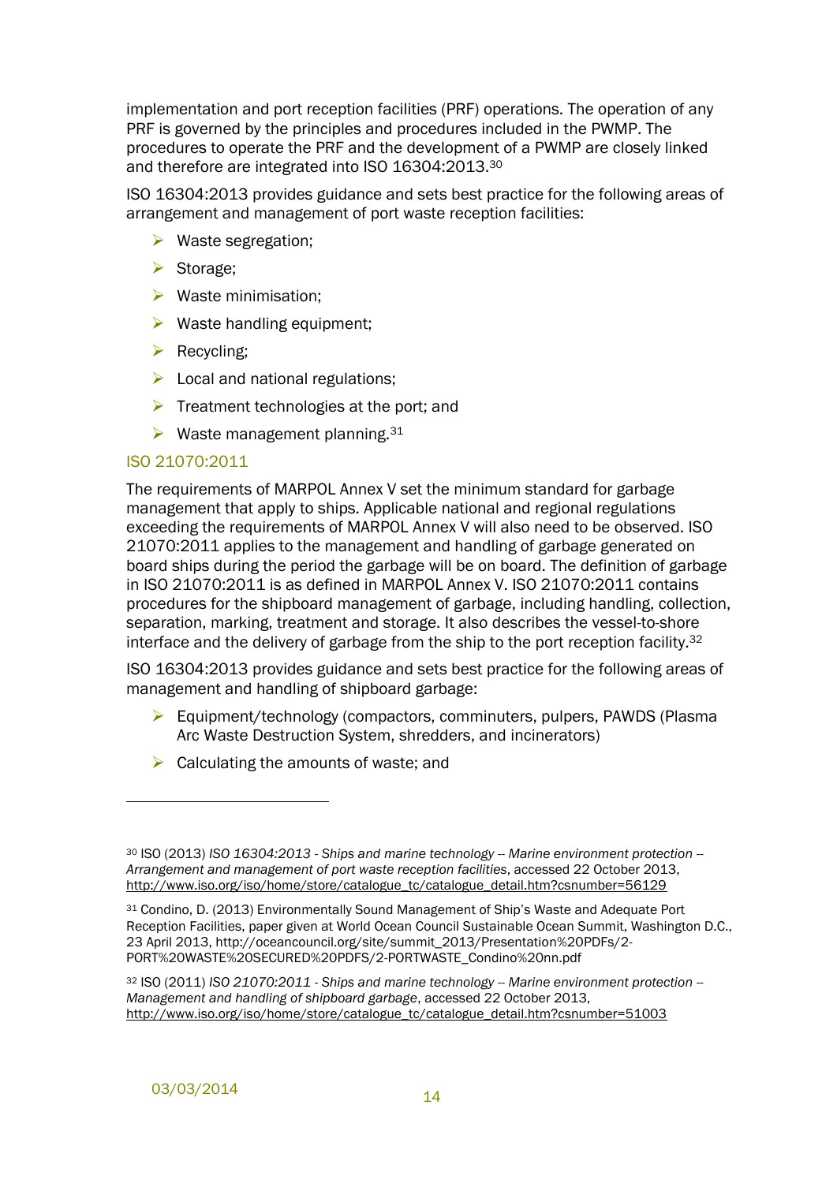implementation and port reception facilities (PRF) operations. The operation of any PRF is governed by the principles and procedures included in the PWMP. The procedures to operate the PRF and the development of a PWMP are closely linked and therefore are integrated into ISO 16304:2013.[30]

ISO 16304:2013 provides guidance and sets best practice for the following areas of arrangement and management of port waste reception facilities:

- Waste segregation;
- Storage;
- Waste minimisation;
- Waste handling equipment;
- Recycling;
- Local and national regulations;
- Treatment technologies at the port; and
- Waste management planning.[31]

### ISO 21070:2011

The requirements of MARPOL Annex V set the minimum standard for garbage management that apply to ships. Applicable national and regional regulations exceeding the requirements of MARPOL Annex V will also need to be observed. ISO 21070:2011 applies to the management and handling of garbage generated on board ships during the period the garbage will be on board. The definition of garbage in ISO 21070:2011 is as defined in MARPOL Annex V. ISO 21070:2011 contains procedures for the shipboard management of garbage, including handling, collection, separation, marking, treatment and storage. It also describes the vessel-to-shore interface and the delivery of garbage from the ship to the port reception facility.[32]

ISO 16304:2013 provides guidance and sets best practice for the following areas of management and handling of shipboard garbage:

- Equipment/technology (compactors, comminuters, pulpers, PAWDS (Plasma Arc Waste Destruction System, shredders, and incinerators)
- Calculating the amounts of waste; and

---

[30] ISO (2013) *ISO 16304:2013 - Ships and marine technology -- Marine environment protection -- Arrangement and management of port waste reception facilities*, accessed 22 October 2013, http://www.iso.org/iso/home/store/catalogue_tc/catalogue_detail.htm?csnumber=56129

[31] Condino, D. (2013) Environmentally Sound Management of Ship's Waste and Adequate Port Reception Facilities, paper given at World Ocean Council Sustainable Ocean Summit, Washington D.C., 23 April 2013, http://oceancouncil.org/site/summit_2013/Presentation%20PDFs/2-PORT%20WASTE%20SECURED%20PDFS/2-PORTWASTE_Condino%20nn.pdf

[32] ISO (2011) *ISO 21070:2011 - Ships and marine technology -- Marine environment protection -- Management and handling of shipboard garbage*, accessed 22 October 2013, http://www.iso.org/iso/home/store/catalogue_tc/catalogue_detail.htm?csnumber=51003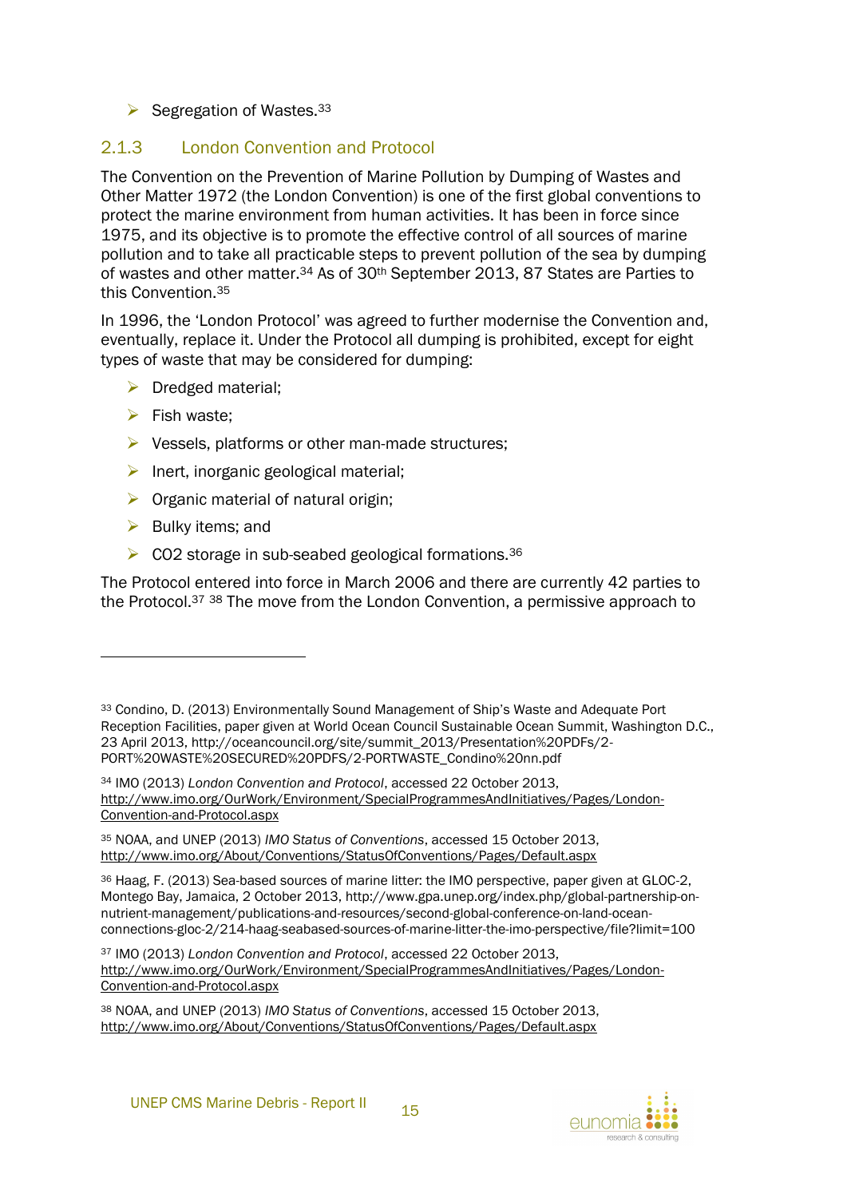- Segregation of Wastes.[33]

### 2.1.3 London Convention and Protocol

The Convention on the Prevention of Marine Pollution by Dumping of Wastes and Other Matter 1972 (the London Convention) is one of the first global conventions to protect the marine environment from human activities. It has been in force since 1975, and its objective is to promote the effective control of all sources of marine pollution and to take all practicable steps to prevent pollution of the sea by dumping of wastes and other matter.[34] As of 30th September 2013, 87 States are Parties to this Convention.[35]

In 1996, the 'London Protocol' was agreed to further modernise the Convention and, eventually, replace it. Under the Protocol all dumping is prohibited, except for eight types of waste that may be considered for dumping:

- Dredged material;
- Fish waste;
- Vessels, platforms or other man-made structures;
- Inert, inorganic geological material;
- Organic material of natural origin;
- Bulky items; and
- $CO_2$ storage in sub-seabed geological formations.[36]

The Protocol entered into force in March 2006 and there are currently 42 parties to the Protocol.[37] [38] The move from the London Convention, a permissive approach to

---

[33] Condino, D. (2013) Environmentally Sound Management of Ship's Waste and Adequate Port Reception Facilities, paper given at World Ocean Council Sustainable Ocean Summit, Washington D.C., 23 April 2013, http://oceancouncil.org/site/summit_2013/Presentation%20PDFs/2-PORT%20WASTE%20SECURED%20PDFS/2-PORTWASTE_Condino%20nn.pdf

[34] IMO (2013) *London Convention and Protocol*, accessed 22 October 2013, http://www.imo.org/OurWork/Environment/SpecialProgrammesAndInitiatives/Pages/London-Convention-and-Protocol.aspx

[35] NOAA, and UNEP (2013) *IMO Status of Conventions*, accessed 15 October 2013, http://www.imo.org/About/Conventions/StatusOfConventions/Pages/Default.aspx

[36] Haag, F. (2013) Sea-based sources of marine litter: the IMO perspective, paper given at GLOC-2, Montego Bay, Jamaica, 2 October 2013, http://www.gpa.unep.org/index.php/global-partnership-on-nutrient-management/publications-and-resources/second-global-conference-on-land-ocean-connections-gloc-2/214-haag-seabased-sources-of-marine-litter-the-imo-perspective/file?limit=100

[37] IMO (2013) *London Convention and Protocol*, accessed 22 October 2013, http://www.imo.org/OurWork/Environment/SpecialProgrammesAndInitiatives/Pages/London-Convention-and-Protocol.aspx

[38] NOAA, and UNEP (2013) *IMO Status of Conventions*, accessed 15 October 2013, http://www.imo.org/About/Conventions/StatusOfConventions/Pages/Default.aspx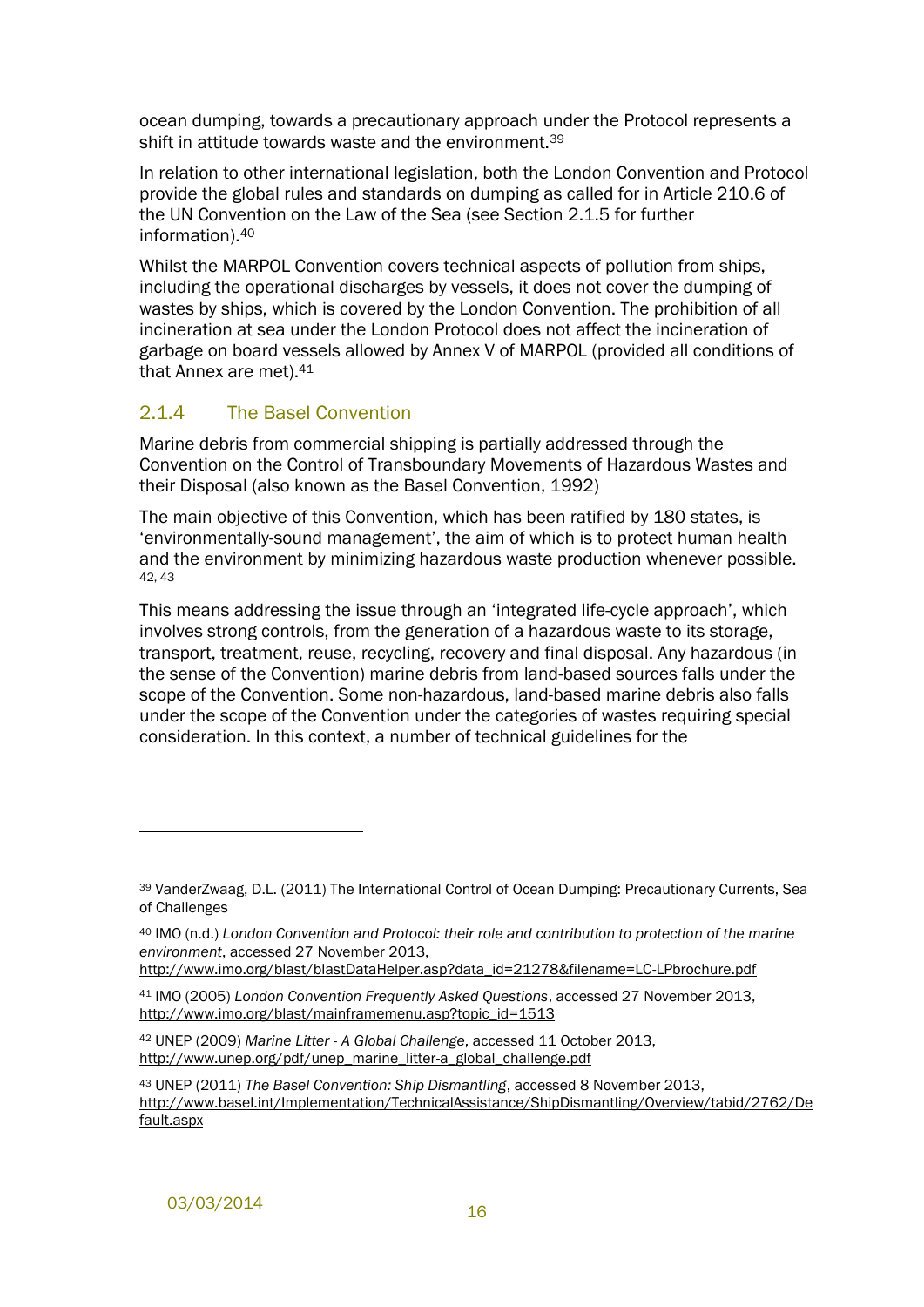ocean dumping, towards a precautionary approach under the Protocol represents a shift in attitude towards waste and the environment.[39]

In relation to other international legislation, both the London Convention and Protocol provide the global rules and standards on dumping as called for in Article 210.6 of the UN Convention on the Law of the Sea (see Section 2.1.5 for further information).[40]

Whilst the MARPOL Convention covers technical aspects of pollution from ships, including the operational discharges by vessels, it does not cover the dumping of wastes by ships, which is covered by the London Convention. The prohibition of all incineration at sea under the London Protocol does not affect the incineration of garbage on board vessels allowed by Annex V of MARPOL (provided all conditions of that Annex are met).[41]

### 2.1.4 The Basel Convention

Marine debris from commercial shipping is partially addressed through the Convention on the Control of Transboundary Movements of Hazardous Wastes and their Disposal (also known as the Basel Convention, 1992)

The main objective of this Convention, which has been ratified by 180 states, is 'environmentally-sound management', the aim of which is to protect human health and the environment by minimizing hazardous waste production whenever possible.[42, 43]

This means addressing the issue through an 'integrated life-cycle approach', which involves strong controls, from the generation of a hazardous waste to its storage, transport, treatment, reuse, recycling, recovery and final disposal. Any hazardous (in the sense of the Convention) marine debris from land-based sources falls under the scope of the Convention. Some non-hazardous, land-based marine debris also falls under the scope of the Convention under the categories of wastes requiring special consideration. In this context, a number of technical guidelines for the

---

[39] VanderZwaag, D.L. (2011) The International Control of Ocean Dumping: Precautionary Currents, Sea of Challenges

[40] IMO (n.d.) *London Convention and Protocol: their role and contribution to protection of the marine environment*, accessed 27 November 2013, http://www.imo.org/blast/blastDataHelper.asp?data_id=21278&filename=LC-LPbrochure.pdf

[41] IMO (2005) *London Convention Frequently Asked Questions*, accessed 27 November 2013, http://www.imo.org/blast/mainframemenu.asp?topic_id=1513

[42] UNEP (2009) *Marine Litter - A Global Challenge*, accessed 11 October 2013, http://www.unep.org/pdf/unep_marine_litter-a_global_challenge.pdf

[43] UNEP (2011) *The Basel Convention: Ship Dismantling*, accessed 8 November 2013, http://www.basel.int/Implementation/TechnicalAssistance/ShipDismantling/Overview/tabid/2762/Default.aspx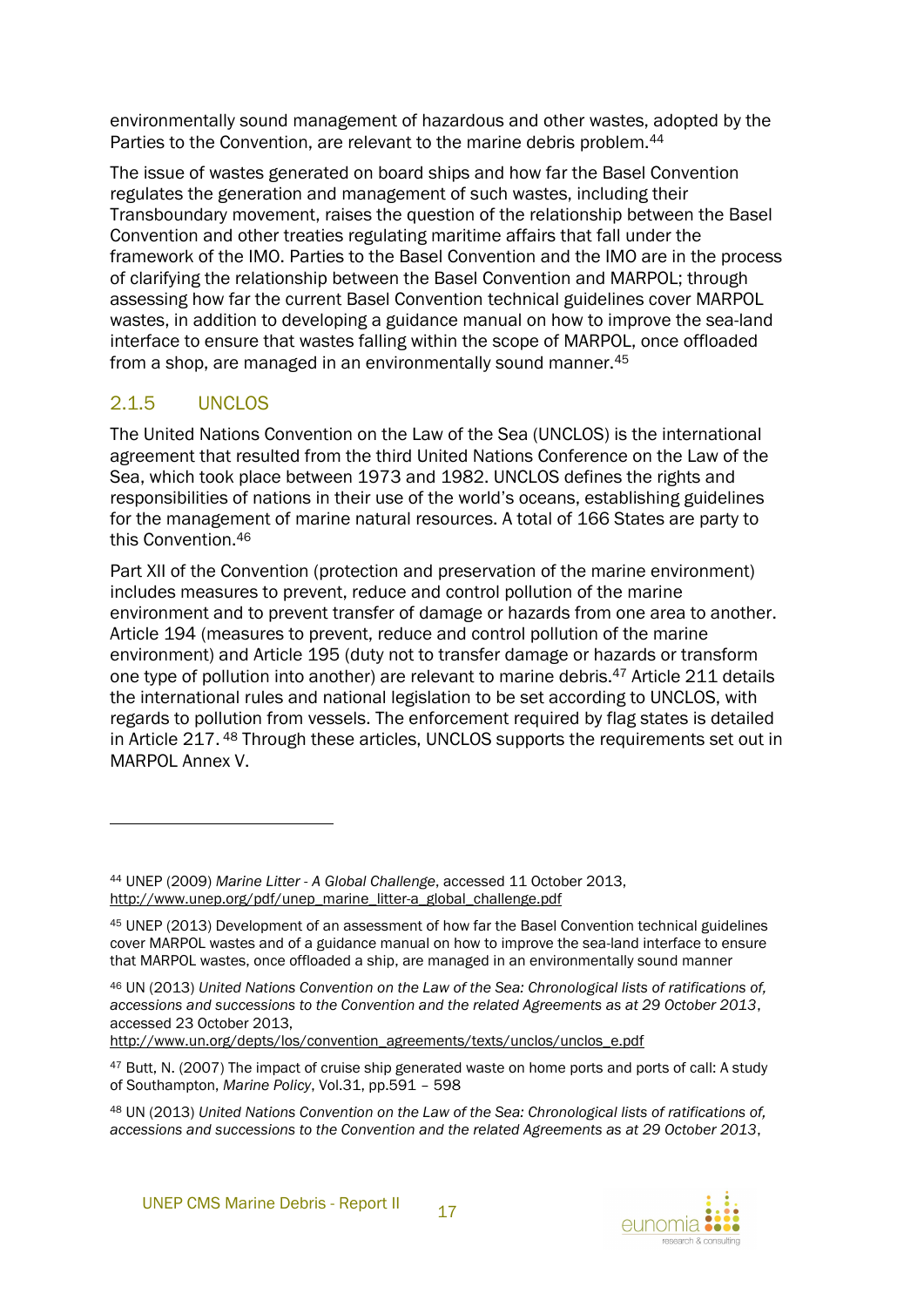environmentally sound management of hazardous and other wastes, adopted by the Parties to the Convention, are relevant to the marine debris problem.[44]

The issue of wastes generated on board ships and how far the Basel Convention regulates the generation and management of such wastes, including their Transboundary movement, raises the question of the relationship between the Basel Convention and other treaties regulating maritime affairs that fall under the framework of the IMO. Parties to the Basel Convention and the IMO are in the process of clarifying the relationship between the Basel Convention and MARPOL; through assessing how far the current Basel Convention technical guidelines cover MARPOL wastes, in addition to developing a guidance manual on how to improve the sea-land interface to ensure that wastes falling within the scope of MARPOL, once offloaded from a shop, are managed in an environmentally sound manner.[45]

### 2.1.5 UNCLOS

The United Nations Convention on the Law of the Sea (UNCLOS) is the international agreement that resulted from the third United Nations Conference on the Law of the Sea, which took place between 1973 and 1982. UNCLOS defines the rights and responsibilities of nations in their use of the world's oceans, establishing guidelines for the management of marine natural resources. A total of 166 States are party to this Convention.[46]

Part XII of the Convention (protection and preservation of the marine environment) includes measures to prevent, reduce and control pollution of the marine environment and to prevent transfer of damage or hazards from one area to another. Article 194 (measures to prevent, reduce and control pollution of the marine environment) and Article 195 (duty not to transfer damage or hazards or transform one type of pollution into another) are relevant to marine debris.[47] Article 211 details the international rules and national legislation to be set according to UNCLOS, with regards to pollution from vessels. The enforcement required by flag states is detailed in Article 217.[48] Through these articles, UNCLOS supports the requirements set out in MARPOL Annex V.

---

[44] UNEP (2009) *Marine Litter - A Global Challenge*, accessed 11 October 2013, http://www.unep.org/pdf/unep_marine_litter-a_global_challenge.pdf

[45] UNEP (2013) Development of an assessment of how far the Basel Convention technical guidelines cover MARPOL wastes and of a guidance manual on how to improve the sea-land interface to ensure that MARPOL wastes, once offloaded a ship, are managed in an environmentally sound manner

[46] UN (2013) *United Nations Convention on the Law of the Sea: Chronological lists of ratifications of, accessions and successions to the Convention and the related Agreements as at 29 October 2013*, accessed 23 October 2013, http://www.un.org/depts/los/convention_agreements/texts/unclos/unclos_e.pdf

[47] Butt, N. (2007) The impact of cruise ship generated waste on home ports and ports of call: A study of Southampton, *Marine Policy*, Vol.31, pp.591 – 598

[48] UN (2013) *United Nations Convention on the Law of the Sea: Chronological lists of ratifications of, accessions and successions to the Convention and the related Agreements as at 29 October 2013*,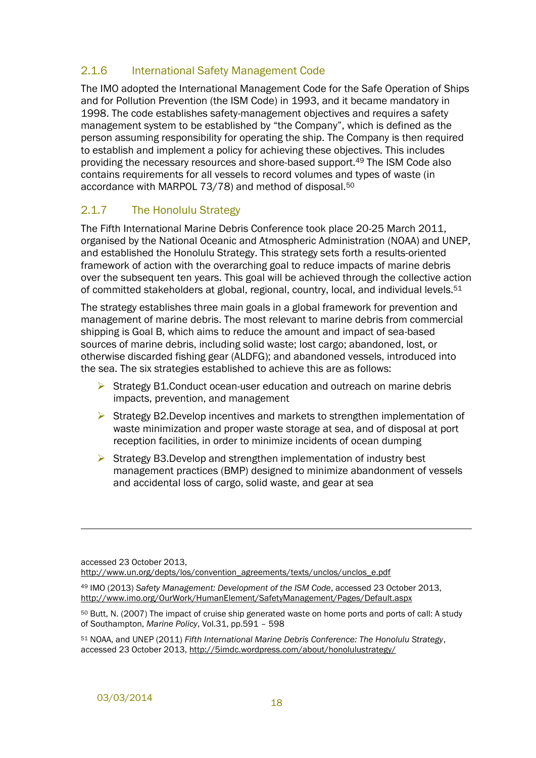### 2.1.6 International Safety Management Code

The IMO adopted the International Management Code for the Safe Operation of Ships and for Pollution Prevention (the ISM Code) in 1993, and it became mandatory in 1998. The code establishes safety-management objectives and requires a safety management system to be established by "the Company", which is defined as the person assuming responsibility for operating the ship. The Company is then required to establish and implement a policy for achieving these objectives. This includes providing the necessary resources and shore-based support.[49] The ISM Code also contains requirements for all vessels to record volumes and types of waste (in accordance with MARPOL 73/78) and method of disposal.[50]

### 2.1.7 The Honolulu Strategy

The Fifth International Marine Debris Conference took place 20-25 March 2011, organised by the National Oceanic and Atmospheric Administration (NOAA) and UNEP, and established the Honolulu Strategy. This strategy sets forth a results-oriented framework of action with the overarching goal to reduce impacts of marine debris over the subsequent ten years. This goal will be achieved through the collective action of committed stakeholders at global, regional, country, local, and individual levels.[51]

The strategy establishes three main goals in a global framework for prevention and management of marine debris. The most relevant to marine debris from commercial shipping is Goal B, which aims to reduce the amount and impact of sea-based sources of marine debris, including solid waste; lost cargo; abandoned, lost, or otherwise discarded fishing gear (ALDFG); and abandoned vessels, introduced into the sea. The six strategies established to achieve this are as follows:

- Strategy B1.Conduct ocean-user education and outreach on marine debris impacts, prevention, and management
- Strategy B2.Develop incentives and markets to strengthen implementation of waste minimization and proper waste storage at sea, and of disposal at port reception facilities, in order to minimize incidents of ocean dumping
- Strategy B3.Develop and strengthen implementation of industry best management practices (BMP) designed to minimize abandonment of vessels and accidental loss of cargo, solid waste, and gear at sea

---

accessed 23 October 2013, http://www.un.org/depts/los/convention_agreements/texts/unclos/unclos_e.pdf

[49] IMO (2013) *Safety Management: Development of the ISM Code*, accessed 23 October 2013, http://www.imo.org/OurWork/HumanElement/SafetyManagement/Pages/Default.aspx

[50] Butt, N. (2007) The impact of cruise ship generated waste on home ports and ports of call: A study of Southampton, *Marine Policy*, Vol.31, pp.591 – 598

[51] NOAA, and UNEP (2011) *Fifth International Marine Debris Conference: The Honolulu Strategy*, accessed 23 October 2013, http://5imdc.wordpress.com/about/honolulustrategy/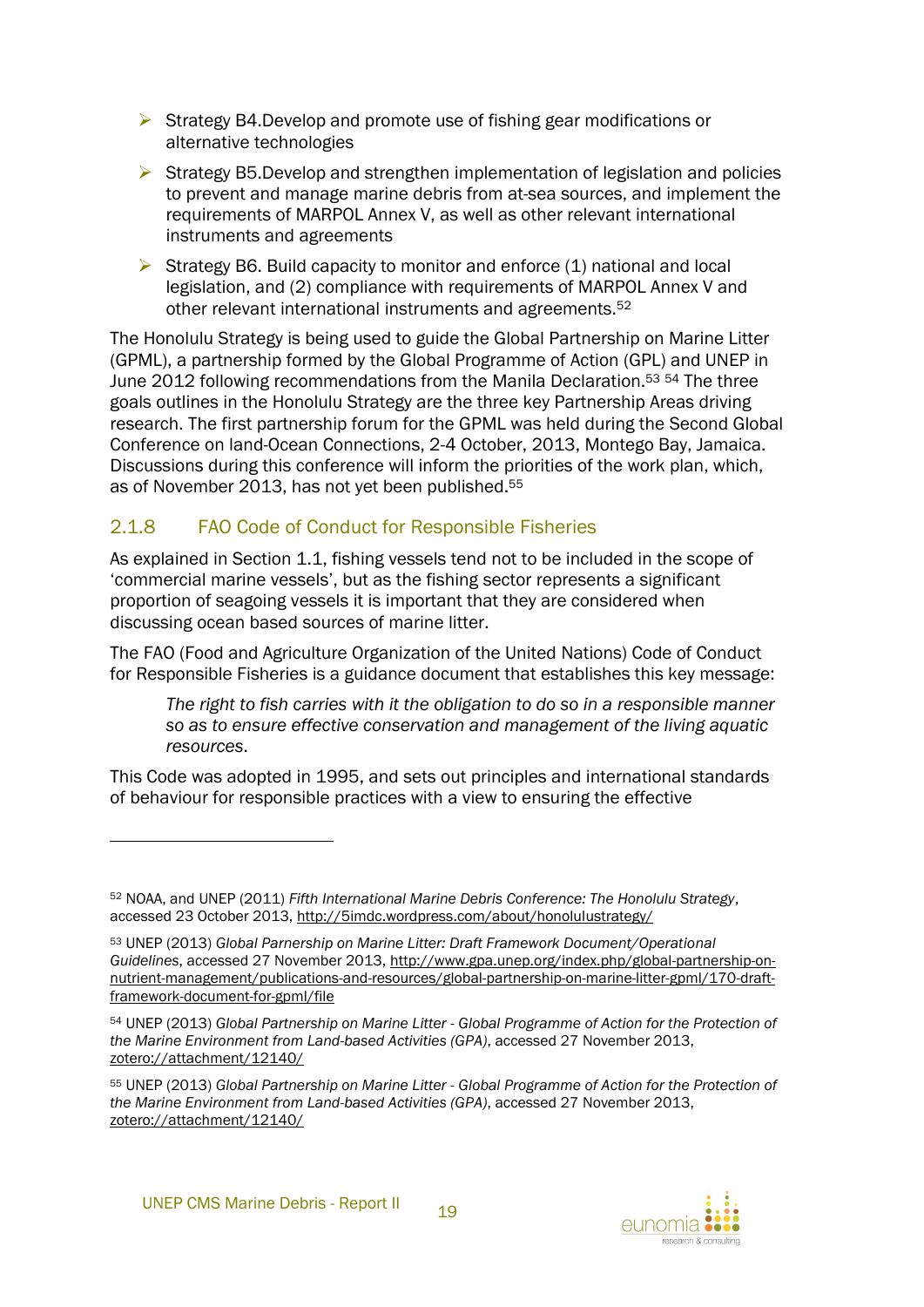- Strategy B4.Develop and promote use of fishing gear modifications or alternative technologies
- Strategy B5.Develop and strengthen implementation of legislation and policies to prevent and manage marine debris from at-sea sources, and implement the requirements of MARPOL Annex V, as well as other relevant international instruments and agreements
- Strategy B6. Build capacity to monitor and enforce (1) national and local legislation, and (2) compliance with requirements of MARPOL Annex V and other relevant international instruments and agreements.[52]

The Honolulu Strategy is being used to guide the Global Partnership on Marine Litter (GPML), a partnership formed by the Global Programme of Action (GPL) and UNEP in June 2012 following recommendations from the Manila Declaration.[53] [54] The three goals outlines in the Honolulu Strategy are the three key Partnership Areas driving research. The first partnership forum for the GPML was held during the Second Global Conference on land-Ocean Connections, 2-4 October, 2013, Montego Bay, Jamaica. Discussions during this conference will inform the priorities of the work plan, which, as of November 2013, has not yet been published.[55]

### 2.1.8 FAO Code of Conduct for Responsible Fisheries

As explained in Section 1.1, fishing vessels tend not to be included in the scope of 'commercial marine vessels', but as the fishing sector represents a significant proportion of seagoing vessels it is important that they are considered when discussing ocean based sources of marine litter.

The FAO (Food and Agriculture Organization of the United Nations) Code of Conduct for Responsible Fisheries is a guidance document that establishes this key message:

> *The right to fish carries with it the obligation to do so in a responsible manner so as to ensure effective conservation and management of the living aquatic resources.*

This Code was adopted in 1995, and sets out principles and international standards of behaviour for responsible practices with a view to ensuring the effective

---

[52] NOAA, and UNEP (2011) *Fifth International Marine Debris Conference: The Honolulu Strategy*, accessed 23 October 2013, http://5imdc.wordpress.com/about/honolulustrategy/

[53] UNEP (2013) *Global Parnership on Marine Litter: Draft Framework Document/Operational Guidelines*, accessed 27 November 2013, http://www.gpa.unep.org/index.php/global-partnership-on-nutrient-management/publications-and-resources/global-partnership-on-marine-litter-gpml/170-draft-framework-document-for-gpml/file

[54] UNEP (2013) *Global Partnership on Marine Litter - Global Programme of Action for the Protection of the Marine Environment from Land-based Activities (GPA)*, accessed 27 November 2013, zotero://attachment/12140/

[55] UNEP (2013) *Global Partnership on Marine Litter - Global Programme of Action for the Protection of the Marine Environment from Land-based Activities (GPA)*, accessed 27 November 2013, zotero://attachment/12140/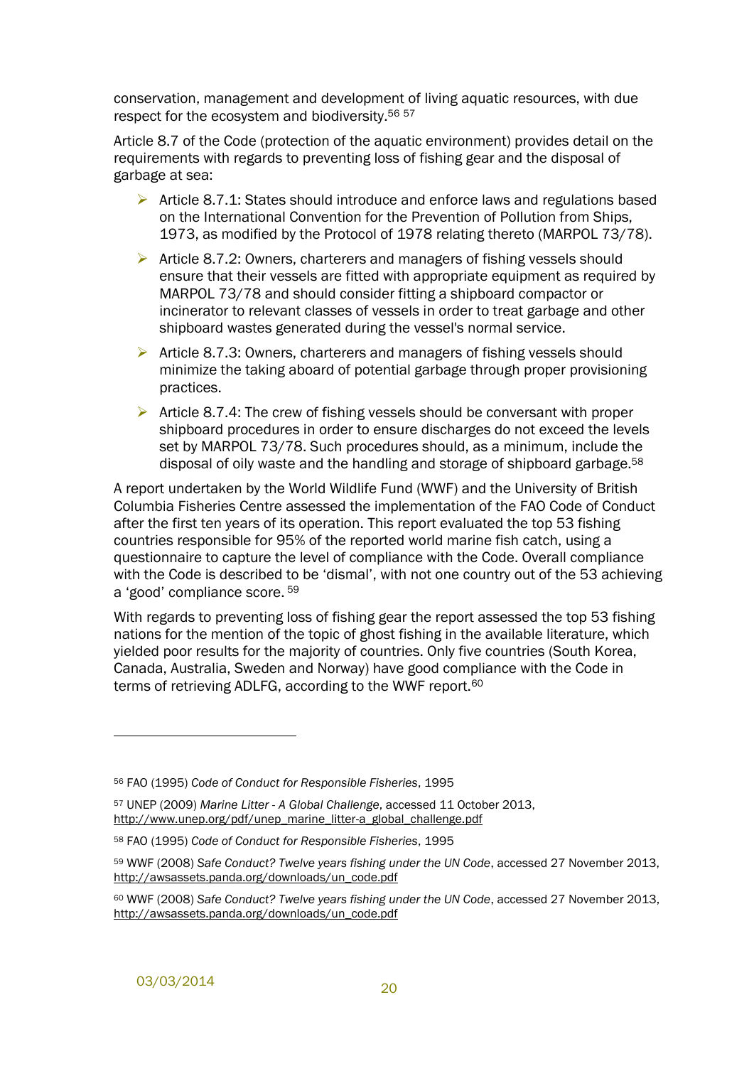conservation, management and development of living aquatic resources, with due respect for the ecosystem and biodiversity.[56] [57]

Article 8.7 of the Code (protection of the aquatic environment) provides detail on the requirements with regards to preventing loss of fishing gear and the disposal of garbage at sea:

- Article 8.7.1: States should introduce and enforce laws and regulations based on the International Convention for the Prevention of Pollution from Ships, 1973, as modified by the Protocol of 1978 relating thereto (MARPOL 73/78).
- Article 8.7.2: Owners, charterers and managers of fishing vessels should ensure that their vessels are fitted with appropriate equipment as required by MARPOL 73/78 and should consider fitting a shipboard compactor or incinerator to relevant classes of vessels in order to treat garbage and other shipboard wastes generated during the vessel's normal service.
- Article 8.7.3: Owners, charterers and managers of fishing vessels should minimize the taking aboard of potential garbage through proper provisioning practices.
- Article 8.7.4: The crew of fishing vessels should be conversant with proper shipboard procedures in order to ensure discharges do not exceed the levels set by MARPOL 73/78. Such procedures should, as a minimum, include the disposal of oily waste and the handling and storage of shipboard garbage.[58]

A report undertaken by the World Wildlife Fund (WWF) and the University of British Columbia Fisheries Centre assessed the implementation of the FAO Code of Conduct after the first ten years of its operation. This report evaluated the top 53 fishing countries responsible for 95% of the reported world marine fish catch, using a questionnaire to capture the level of compliance with the Code. Overall compliance with the Code is described to be 'dismal', with not one country out of the 53 achieving a 'good' compliance score. [59]

With regards to preventing loss of fishing gear the report assessed the top 53 fishing nations for the mention of the topic of ghost fishing in the available literature, which yielded poor results for the majority of countries. Only five countries (South Korea, Canada, Australia, Sweden and Norway) have good compliance with the Code in terms of retrieving ADLFG, according to the WWF report.[60]

---

[56] FAO (1995) *Code of Conduct for Responsible Fisheries*, 1995

[57] UNEP (2009) *Marine Litter - A Global Challenge*, accessed 11 October 2013, http://www.unep.org/pdf/unep_marine_litter-a_global_challenge.pdf

[58] FAO (1995) *Code of Conduct for Responsible Fisheries*, 1995

[59] WWF (2008) *Safe Conduct? Twelve years fishing under the UN Code*, accessed 27 November 2013, http://awsassets.panda.org/downloads/un_code.pdf

[60] WWF (2008) *Safe Conduct? Twelve years fishing under the UN Code*, accessed 27 November 2013, http://awsassets.panda.org/downloads/un_code.pdf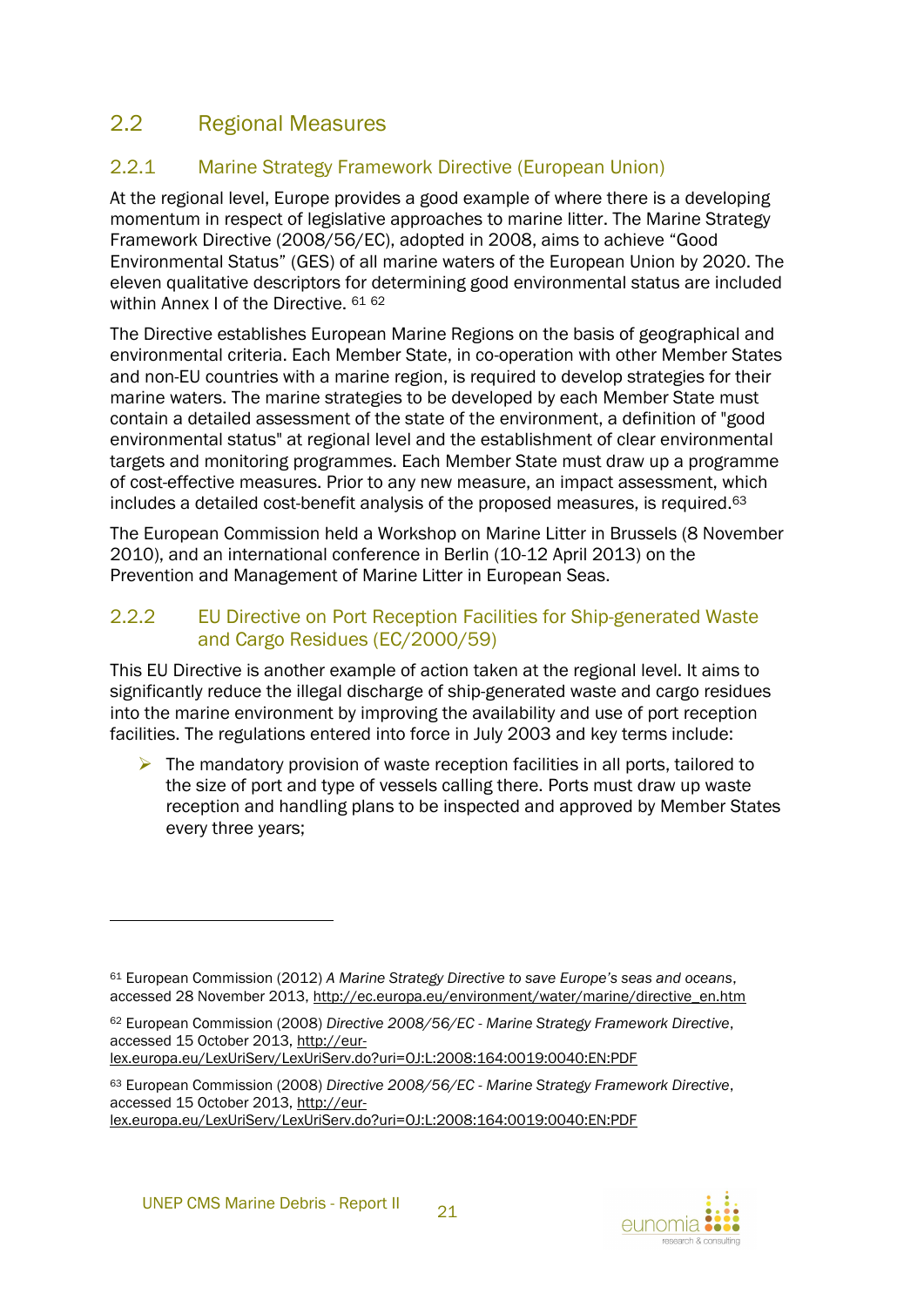## 2.2 Regional Measures

### 2.2.1 Marine Strategy Framework Directive (European Union)

At the regional level, Europe provides a good example of where there is a developing momentum in respect of legislative approaches to marine litter. The Marine Strategy Framework Directive (2008/56/EC), adopted in 2008, aims to achieve "Good Environmental Status" (GES) of all marine waters of the European Union by 2020. The eleven qualitative descriptors for determining good environmental status are included within Annex I of the Directive. [61] [62]

The Directive establishes European Marine Regions on the basis of geographical and environmental criteria. Each Member State, in co-operation with other Member States and non-EU countries with a marine region, is required to develop strategies for their marine waters. The marine strategies to be developed by each Member State must contain a detailed assessment of the state of the environment, a definition of "good environmental status" at regional level and the establishment of clear environmental targets and monitoring programmes. Each Member State must draw up a programme of cost-effective measures. Prior to any new measure, an impact assessment, which includes a detailed cost-benefit analysis of the proposed measures, is required.[63]

The European Commission held a Workshop on Marine Litter in Brussels (8 November 2010), and an international conference in Berlin (10-12 April 2013) on the Prevention and Management of Marine Litter in European Seas.

### 2.2.2 EU Directive on Port Reception Facilities for Ship-generated Waste and Cargo Residues (EC/2000/59)

This EU Directive is another example of action taken at the regional level. It aims to significantly reduce the illegal discharge of ship-generated waste and cargo residues into the marine environment by improving the availability and use of port reception facilities. The regulations entered into force in July 2003 and key terms include:

- The mandatory provision of waste reception facilities in all ports, tailored to the size of port and type of vessels calling there. Ports must draw up waste reception and handling plans to be inspected and approved by Member States every three years;

---

[61] European Commission (2012) *A Marine Strategy Directive to save Europe's seas and oceans*, accessed 28 November 2013, http://ec.europa.eu/environment/water/marine/directive_en.htm

[62] European Commission (2008) *Directive 2008/56/EC - Marine Strategy Framework Directive*, accessed 15 October 2013, http://eur-lex.europa.eu/LexUriServ/LexUriServ.do?uri=OJ:L:2008:164:0019:0040:EN:PDF

[63] European Commission (2008) *Directive 2008/56/EC - Marine Strategy Framework Directive*, accessed 15 October 2013, http://eur-lex.europa.eu/LexUriServ/LexUriServ.do?uri=OJ:L:2008:164:0019:0040:EN:PDF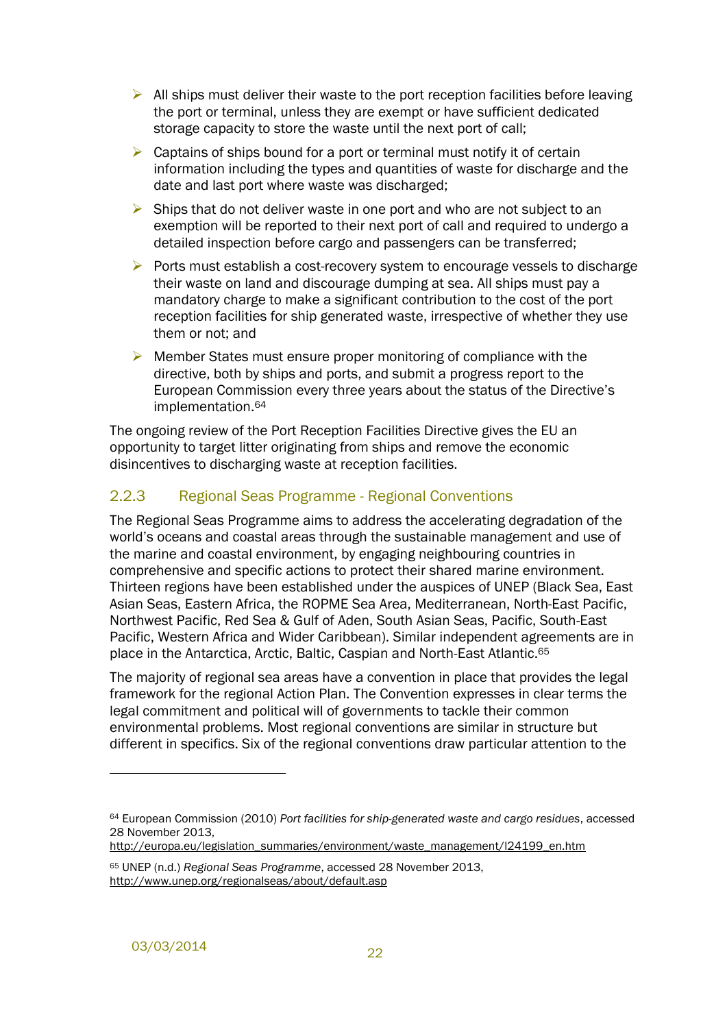- All ships must deliver their waste to the port reception facilities before leaving the port or terminal, unless they are exempt or have sufficient dedicated storage capacity to store the waste until the next port of call;
- Captains of ships bound for a port or terminal must notify it of certain information including the types and quantities of waste for discharge and the date and last port where waste was discharged;
- Ships that do not deliver waste in one port and who are not subject to an exemption will be reported to their next port of call and required to undergo a detailed inspection before cargo and passengers can be transferred;
- Ports must establish a cost-recovery system to encourage vessels to discharge their waste on land and discourage dumping at sea. All ships must pay a mandatory charge to make a significant contribution to the cost of the port reception facilities for ship generated waste, irrespective of whether they use them or not; and
- Member States must ensure proper monitoring of compliance with the directive, both by ships and ports, and submit a progress report to the European Commission every three years about the status of the Directive's implementation.[64]

The ongoing review of the Port Reception Facilities Directive gives the EU an opportunity to target litter originating from ships and remove the economic disincentives to discharging waste at reception facilities.

### 2.2.3 Regional Seas Programme - Regional Conventions

The Regional Seas Programme aims to address the accelerating degradation of the world's oceans and coastal areas through the sustainable management and use of the marine and coastal environment, by engaging neighbouring countries in comprehensive and specific actions to protect their shared marine environment. Thirteen regions have been established under the auspices of UNEP (Black Sea, East Asian Seas, Eastern Africa, the ROPME Sea Area, Mediterranean, North-East Pacific, Northwest Pacific, Red Sea & Gulf of Aden, South Asian Seas, Pacific, South-East Pacific, Western Africa and Wider Caribbean). Similar independent agreements are in place in the Antarctica, Arctic, Baltic, Caspian and North-East Atlantic.[65]

The majority of regional sea areas have a convention in place that provides the legal framework for the regional Action Plan. The Convention expresses in clear terms the legal commitment and political will of governments to tackle their common environmental problems. Most regional conventions are similar in structure but different in specifics. Six of the regional conventions draw particular attention to the

---

[64] European Commission (2010) *Port facilities for ship-generated waste and cargo residues*, accessed 28 November 2013, http://europa.eu/legislation_summaries/environment/waste_management/l24199_en.htm

[65] UNEP (n.d.) *Regional Seas Programme*, accessed 28 November 2013, http://www.unep.org/regionalseas/about/default.asp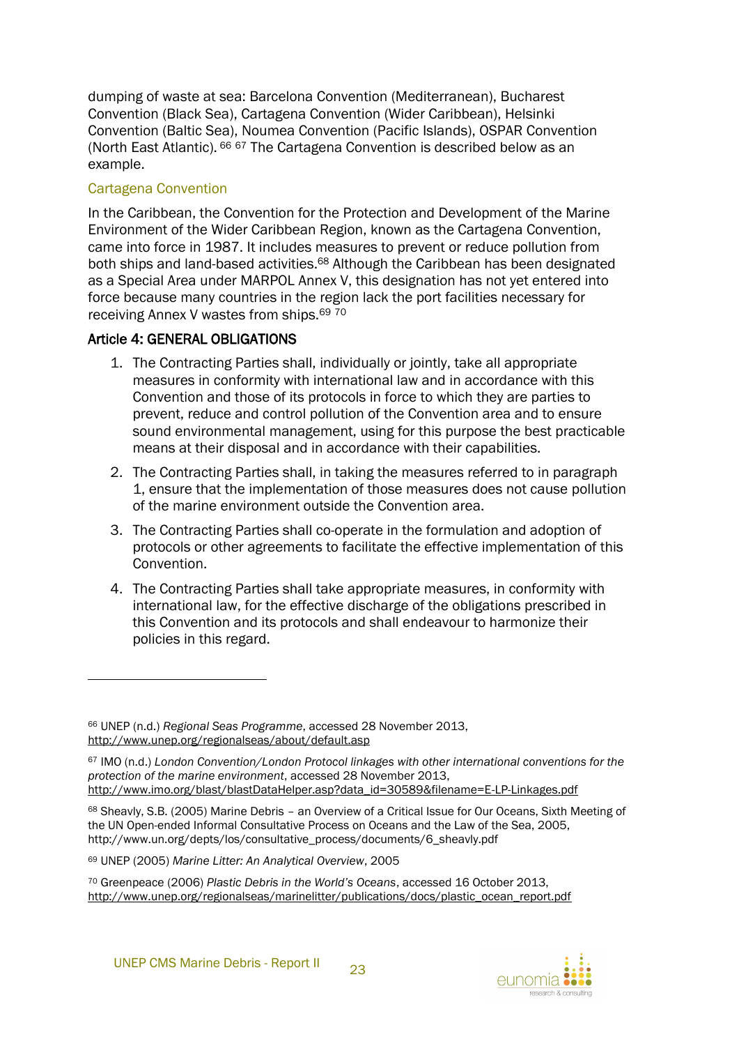dumping of waste at sea: Barcelona Convention (Mediterranean), Bucharest Convention (Black Sea), Cartagena Convention (Wider Caribbean), Helsinki Convention (Baltic Sea), Noumea Convention (Pacific Islands), OSPAR Convention (North East Atlantic). [66] [67] The Cartagena Convention is described below as an example.

### Cartagena Convention

In the Caribbean, the Convention for the Protection and Development of the Marine Environment of the Wider Caribbean Region, known as the Cartagena Convention, came into force in 1987. It includes measures to prevent or reduce pollution from both ships and land-based activities.[68] Although the Caribbean has been designated as a Special Area under MARPOL Annex V, this designation has not yet entered into force because many countries in the region lack the port facilities necessary for receiving Annex V wastes from ships.[69] [70]

**Article 4: GENERAL OBLIGATIONS**

1. The Contracting Parties shall, individually or jointly, take all appropriate measures in conformity with international law and in accordance with this Convention and those of its protocols in force to which they are parties to prevent, reduce and control pollution of the Convention area and to ensure sound environmental management, using for this purpose the best practicable means at their disposal and in accordance with their capabilities.
2. The Contracting Parties shall, in taking the measures referred to in paragraph 1, ensure that the implementation of those measures does not cause pollution of the marine environment outside the Convention area.
3. The Contracting Parties shall co-operate in the formulation and adoption of protocols or other agreements to facilitate the effective implementation of this Convention.
4. The Contracting Parties shall take appropriate measures, in conformity with international law, for the effective discharge of the obligations prescribed in this Convention and its protocols and shall endeavour to harmonize their policies in this regard.

---

[66] UNEP (n.d.) *Regional Seas Programme*, accessed 28 November 2013, http://www.unep.org/regionalseas/about/default.asp

[67] IMO (n.d.) *London Convention/London Protocol linkages with other international conventions for the protection of the marine environment*, accessed 28 November 2013, http://www.imo.org/blast/blastDataHelper.asp?data_id=30589&filename=E-LP-Linkages.pdf

[68] Sheavly, S.B. (2005) Marine Debris – an Overview of a Critical Issue for Our Oceans, Sixth Meeting of the UN Open-ended Informal Consultative Process on Oceans and the Law of the Sea, 2005, http://www.un.org/depts/los/consultative_process/documents/6_sheavly.pdf

[69] UNEP (2005) *Marine Litter: An Analytical Overview*, 2005

[70] Greenpeace (2006) *Plastic Debris in the World's Oceans*, accessed 16 October 2013, http://www.unep.org/regionalseas/marinelitter/publications/docs/plastic_ocean_report.pdf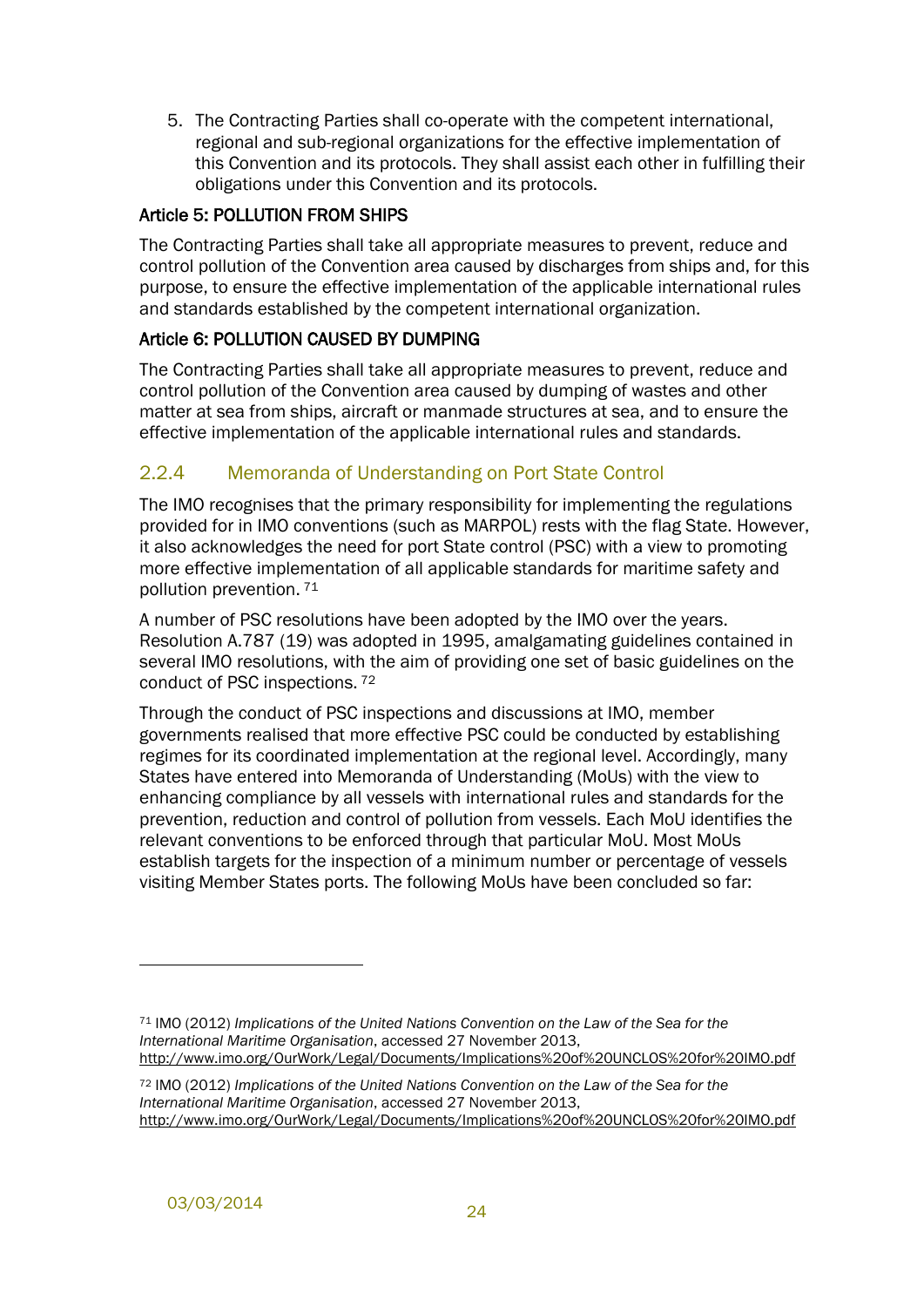5. The Contracting Parties shall co-operate with the competent international, regional and sub-regional organizations for the effective implementation of this Convention and its protocols. They shall assist each other in fulfilling their obligations under this Convention and its protocols.

#### Article 5: POLLUTION FROM SHIPS

The Contracting Parties shall take all appropriate measures to prevent, reduce and control pollution of the Convention area caused by discharges from ships and, for this purpose, to ensure the effective implementation of the applicable international rules and standards established by the competent international organization.

#### Article 6: POLLUTION CAUSED BY DUMPING

The Contracting Parties shall take all appropriate measures to prevent, reduce and control pollution of the Convention area caused by dumping of wastes and other matter at sea from ships, aircraft or manmade structures at sea, and to ensure the effective implementation of the applicable international rules and standards.

### 2.2.4 Memoranda of Understanding on Port State Control

The IMO recognises that the primary responsibility for implementing the regulations provided for in IMO conventions (such as MARPOL) rests with the flag State. However, it also acknowledges the need for port State control (PSC) with a view to promoting more effective implementation of all applicable standards for maritime safety and pollution prevention. [71]

A number of PSC resolutions have been adopted by the IMO over the years. Resolution A.787 (19) was adopted in 1995, amalgamating guidelines contained in several IMO resolutions, with the aim of providing one set of basic guidelines on the conduct of PSC inspections. [72]

Through the conduct of PSC inspections and discussions at IMO, member governments realised that more effective PSC could be conducted by establishing regimes for its coordinated implementation at the regional level. Accordingly, many States have entered into Memoranda of Understanding (MoUs) with the view to enhancing compliance by all vessels with international rules and standards for the prevention, reduction and control of pollution from vessels. Each MoU identifies the relevant conventions to be enforced through that particular MoU. Most MoUs establish targets for the inspection of a minimum number or percentage of vessels visiting Member States ports. The following MoUs have been concluded so far:

---

[71] IMO (2012) *Implications of the United Nations Convention on the Law of the Sea for the International Maritime Organisation*, accessed 27 November 2013, http://www.imo.org/OurWork/Legal/Documents/Implications%20of%20UNCLOS%20for%20IMO.pdf

[72] IMO (2012) *Implications of the United Nations Convention on the Law of the Sea for the International Maritime Organisation*, accessed 27 November 2013, http://www.imo.org/OurWork/Legal/Documents/Implications%20of%20UNCLOS%20for%20IMO.pdf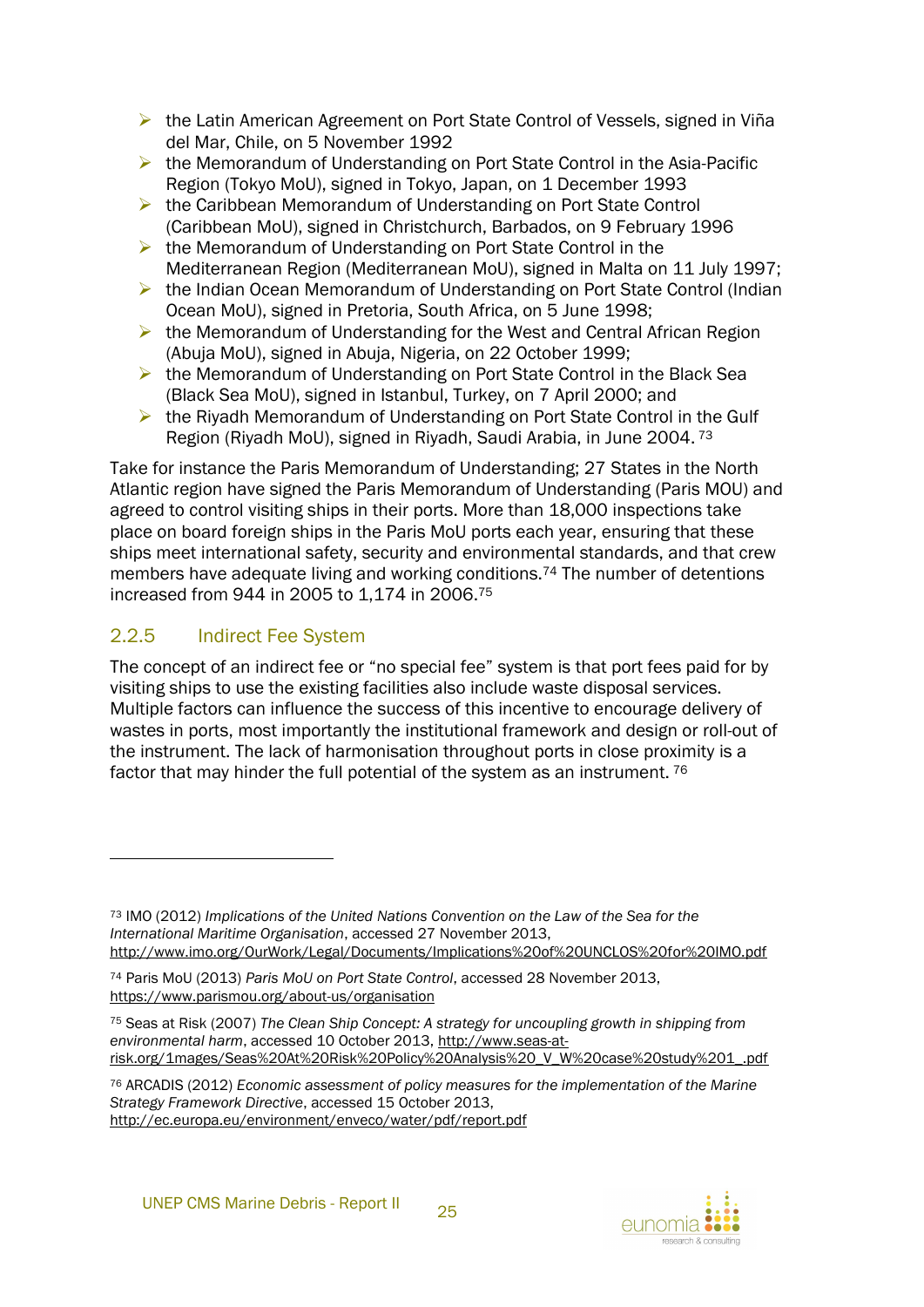- the Latin American Agreement on Port State Control of Vessels, signed in Viña del Mar, Chile, on 5 November 1992
- the Memorandum of Understanding on Port State Control in the Asia-Pacific Region (Tokyo MoU), signed in Tokyo, Japan, on 1 December 1993
- the Caribbean Memorandum of Understanding on Port State Control (Caribbean MoU), signed in Christchurch, Barbados, on 9 February 1996
- the Memorandum of Understanding on Port State Control in the Mediterranean Region (Mediterranean MoU), signed in Malta on 11 July 1997;
- the Indian Ocean Memorandum of Understanding on Port State Control (Indian Ocean MoU), signed in Pretoria, South Africa, on 5 June 1998;
- the Memorandum of Understanding for the West and Central African Region (Abuja MoU), signed in Abuja, Nigeria, on 22 October 1999;
- the Memorandum of Understanding on Port State Control in the Black Sea (Black Sea MoU), signed in Istanbul, Turkey, on 7 April 2000; and
- the Riyadh Memorandum of Understanding on Port State Control in the Gulf Region (Riyadh MoU), signed in Riyadh, Saudi Arabia, in June 2004. [73]

Take for instance the Paris Memorandum of Understanding; 27 States in the North Atlantic region have signed the Paris Memorandum of Understanding (Paris MOU) and agreed to control visiting ships in their ports. More than 18,000 inspections take place on board foreign ships in the Paris MoU ports each year, ensuring that these ships meet international safety, security and environmental standards, and that crew members have adequate living and working conditions.[74] The number of detentions increased from 944 in 2005 to 1,174 in 2006.[75]

### 2.2.5 Indirect Fee System

The concept of an indirect fee or "no special fee" system is that port fees paid for by visiting ships to use the existing facilities also include waste disposal services. Multiple factors can influence the success of this incentive to encourage delivery of wastes in ports, most importantly the institutional framework and design or roll-out of the instrument. The lack of harmonisation throughout ports in close proximity is a factor that may hinder the full potential of the system as an instrument. [76]

---

[73] IMO (2012) *Implications of the United Nations Convention on the Law of the Sea for the International Maritime Organisation*, accessed 27 November 2013, http://www.imo.org/OurWork/Legal/Documents/Implications%20of%20UNCLOS%20for%20IMO.pdf

[74] Paris MoU (2013) *Paris MoU on Port State Control*, accessed 28 November 2013, https://www.parismou.org/about-us/organisation

[75] Seas at Risk (2007) *The Clean Ship Concept: A strategy for uncoupling growth in shipping from environmental harm*, accessed 10 October 2013, http://www.seas-at-risk.org/1mages/Seas%20At%20Risk%20Policy%20Analysis%20_V_W%20case%20study%201_.pdf

[76] ARCADIS (2012) *Economic assessment of policy measures for the implementation of the Marine Strategy Framework Directive*, accessed 15 October 2013, http://ec.europa.eu/environment/enveco/water/pdf/report.pdf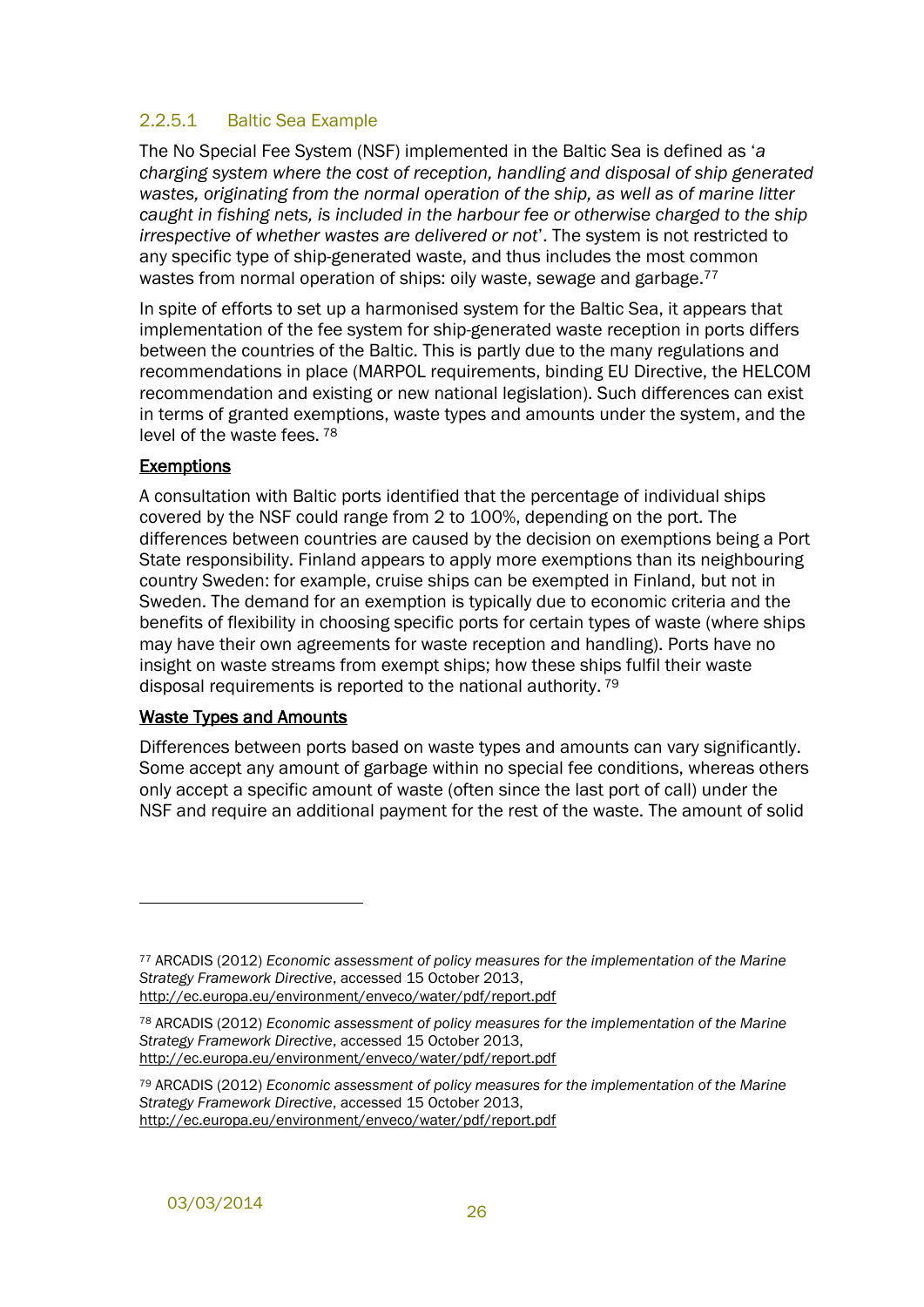#### 2.2.5.1 Baltic Sea Example

The No Special Fee System (NSF) implemented in the Baltic Sea is defined as '*a charging system where the cost of reception, handling and disposal of ship generated wastes, originating from the normal operation of the ship, as well as of marine litter caught in fishing nets, is included in the harbour fee or otherwise charged to the ship irrespective of whether wastes are delivered or not*'. The system is not restricted to any specific type of ship-generated waste, and thus includes the most common wastes from normal operation of ships: oily waste, sewage and garbage.[77]

In spite of efforts to set up a harmonised system for the Baltic Sea, it appears that implementation of the fee system for ship-generated waste reception in ports differs between the countries of the Baltic. This is partly due to the many regulations and recommendations in place (MARPOL requirements, binding EU Directive, the HELCOM recommendation and existing or new national legislation). Such differences can exist in terms of granted exemptions, waste types and amounts under the system, and the level of the waste fees. [78]

<u>Exemptions</u>

A consultation with Baltic ports identified that the percentage of individual ships covered by the NSF could range from 2 to 100%, depending on the port. The differences between countries are caused by the decision on exemptions being a Port State responsibility. Finland appears to apply more exemptions than its neighbouring country Sweden: for example, cruise ships can be exempted in Finland, but not in Sweden. The demand for an exemption is typically due to economic criteria and the benefits of flexibility in choosing specific ports for certain types of waste (where ships may have their own agreements for waste reception and handling). Ports have no insight on waste streams from exempt ships; how these ships fulfil their waste disposal requirements is reported to the national authority. [79]

<u>Waste Types and Amounts</u>

Differences between ports based on waste types and amounts can vary significantly. Some accept any amount of garbage within no special fee conditions, whereas others only accept a specific amount of waste (often since the last port of call) under the NSF and require an additional payment for the rest of the waste. The amount of solid

---

[77] ARCADIS (2012) *Economic assessment of policy measures for the implementation of the Marine Strategy Framework Directive*, accessed 15 October 2013, http://ec.europa.eu/environment/enveco/water/pdf/report.pdf

[78] ARCADIS (2012) *Economic assessment of policy measures for the implementation of the Marine Strategy Framework Directive*, accessed 15 October 2013, http://ec.europa.eu/environment/enveco/water/pdf/report.pdf

[79] ARCADIS (2012) *Economic assessment of policy measures for the implementation of the Marine Strategy Framework Directive*, accessed 15 October 2013, http://ec.europa.eu/environment/enveco/water/pdf/report.pdf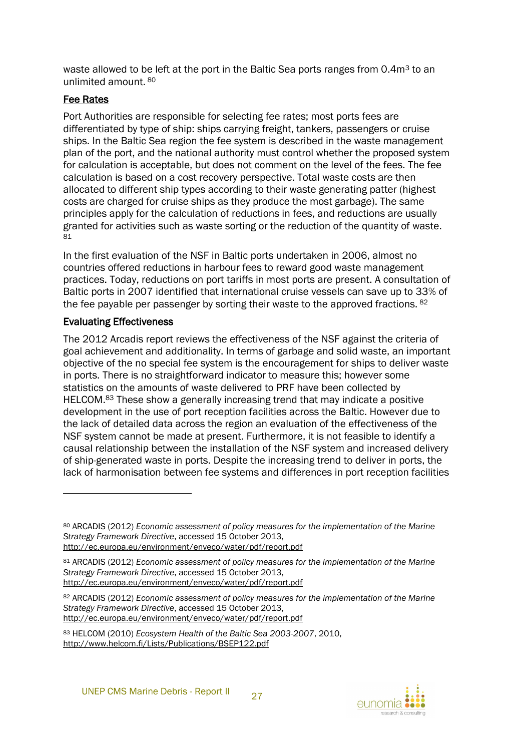waste allowed to be left at the port in the Baltic Sea ports ranges from 0.4m$^3$ to an unlimited amount.[80]

### Fee Rates

Port Authorities are responsible for selecting fee rates; most ports fees are differentiated by type of ship: ships carrying freight, tankers, passengers or cruise ships. In the Baltic Sea region the fee system is described in the waste management plan of the port, and the national authority must control whether the proposed system for calculation is acceptable, but does not comment on the level of the fees. The fee calculation is based on a cost recovery perspective. Total waste costs are then allocated to different ship types according to their waste generating patter (highest costs are charged for cruise ships as they produce the most garbage). The same principles apply for the calculation of reductions in fees, and reductions are usually granted for activities such as waste sorting or the reduction of the quantity of waste.[81]

In the first evaluation of the NSF in Baltic ports undertaken in 2006, almost no countries offered reductions in harbour fees to reward good waste management practices. Today, reductions on port tariffs in most ports are present. A consultation of Baltic ports in 2007 identified that international cruise vessels can save up to 33% of the fee payable per passenger by sorting their waste to the approved fractions.[82]

### Evaluating Effectiveness

The 2012 Arcadis report reviews the effectiveness of the NSF against the criteria of goal achievement and additionality. In terms of garbage and solid waste, an important objective of the no special fee system is the encouragement for ships to deliver waste in ports. There is no straightforward indicator to measure this; however some statistics on the amounts of waste delivered to PRF have been collected by HELCOM.[83] These show a generally increasing trend that may indicate a positive development in the use of port reception facilities across the Baltic. However due to the lack of detailed data across the region an evaluation of the effectiveness of the NSF system cannot be made at present. Furthermore, it is not feasible to identify a causal relationship between the installation of the NSF system and increased delivery of ship-generated waste in ports. Despite the increasing trend to deliver in ports, the lack of harmonisation between fee systems and differences in port reception facilities

---

[80] ARCADIS (2012) *Economic assessment of policy measures for the implementation of the Marine Strategy Framework Directive*, accessed 15 October 2013, http://ec.europa.eu/environment/enveco/water/pdf/report.pdf

[81] ARCADIS (2012) *Economic assessment of policy measures for the implementation of the Marine Strategy Framework Directive*, accessed 15 October 2013, http://ec.europa.eu/environment/enveco/water/pdf/report.pdf

[82] ARCADIS (2012) *Economic assessment of policy measures for the implementation of the Marine Strategy Framework Directive*, accessed 15 October 2013, http://ec.europa.eu/environment/enveco/water/pdf/report.pdf

[83] HELCOM (2010) *Ecosystem Health of the Baltic Sea 2003-2007*, 2010, http://www.helcom.fi/Lists/Publications/BSEP122.pdf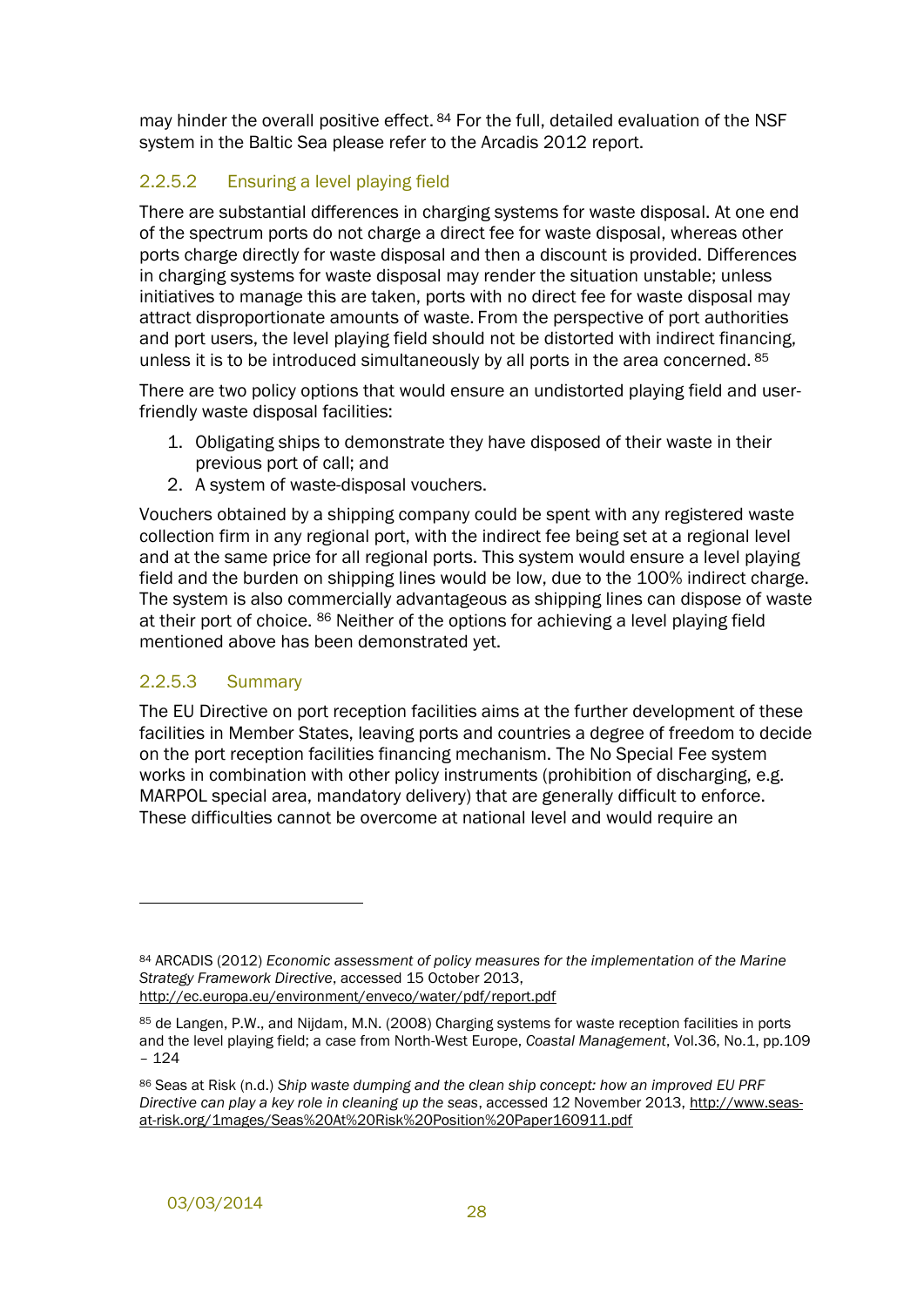may hinder the overall positive effect.[84] For the full, detailed evaluation of the NSF system in the Baltic Sea please refer to the Arcadis 2012 report.

### 2.2.5.2 Ensuring a level playing field

There are substantial differences in charging systems for waste disposal. At one end of the spectrum ports do not charge a direct fee for waste disposal, whereas other ports charge directly for waste disposal and then a discount is provided. Differences in charging systems for waste disposal may render the situation unstable; unless initiatives to manage this are taken, ports with no direct fee for waste disposal may attract disproportionate amounts of waste. From the perspective of port authorities and port users, the level playing field should not be distorted with indirect financing, unless it is to be introduced simultaneously by all ports in the area concerned.[85]

There are two policy options that would ensure an undistorted playing field and user-friendly waste disposal facilities:

1. Obligating ships to demonstrate they have disposed of their waste in their previous port of call; and
2. A system of waste-disposal vouchers.

Vouchers obtained by a shipping company could be spent with any registered waste collection firm in any regional port, with the indirect fee being set at a regional level and at the same price for all regional ports. This system would ensure a level playing field and the burden on shipping lines would be low, due to the 100% indirect charge. The system is also commercially advantageous as shipping lines can dispose of waste at their port of choice.[86] Neither of the options for achieving a level playing field mentioned above has been demonstrated yet.

### 2.2.5.3 Summary

The EU Directive on port reception facilities aims at the further development of these facilities in Member States, leaving ports and countries a degree of freedom to decide on the port reception facilities financing mechanism. The No Special Fee system works in combination with other policy instruments (prohibition of discharging, e.g. MARPOL special area, mandatory delivery) that are generally difficult to enforce. These difficulties cannot be overcome at national level and would require an

---

[84] ARCADIS (2012) *Economic assessment of policy measures for the implementation of the Marine Strategy Framework Directive*, accessed 15 October 2013, http://ec.europa.eu/environment/enveco/water/pdf/report.pdf

[85] de Langen, P.W., and Nijdam, M.N. (2008) Charging systems for waste reception facilities in ports and the level playing field; a case from North-West Europe, *Coastal Management*, Vol.36, No.1, pp.109 – 124

[86] Seas at Risk (n.d.) *Ship waste dumping and the clean ship concept: how an improved EU PRF Directive can play a key role in cleaning up the seas*, accessed 12 November 2013, http://www.seas-at-risk.org/1mages/Seas%20At%20Risk%20Position%20Paper160911.pdf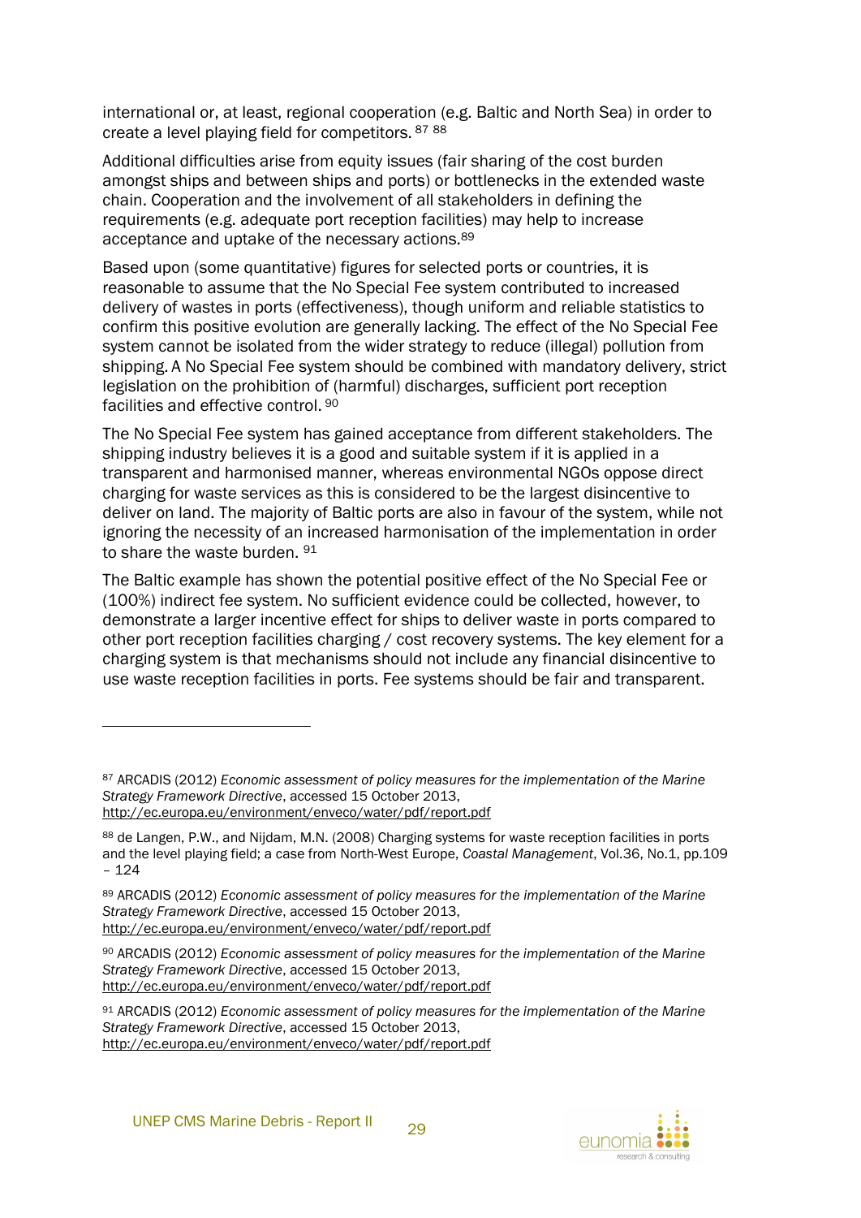international or, at least, regional cooperation (e.g. Baltic and North Sea) in order to create a level playing field for competitors. [87] [88]

Additional difficulties arise from equity issues (fair sharing of the cost burden amongst ships and between ships and ports) or bottlenecks in the extended waste chain. Cooperation and the involvement of all stakeholders in defining the requirements (e.g. adequate port reception facilities) may help to increase acceptance and uptake of the necessary actions.[89]

Based upon (some quantitative) figures for selected ports or countries, it is reasonable to assume that the No Special Fee system contributed to increased delivery of wastes in ports (effectiveness), though uniform and reliable statistics to confirm this positive evolution are generally lacking. The effect of the No Special Fee system cannot be isolated from the wider strategy to reduce (illegal) pollution from shipping. A No Special Fee system should be combined with mandatory delivery, strict legislation on the prohibition of (harmful) discharges, sufficient port reception facilities and effective control. [90]

The No Special Fee system has gained acceptance from different stakeholders. The shipping industry believes it is a good and suitable system if it is applied in a transparent and harmonised manner, whereas environmental NGOs oppose direct charging for waste services as this is considered to be the largest disincentive to deliver on land. The majority of Baltic ports are also in favour of the system, while not ignoring the necessity of an increased harmonisation of the implementation in order to share the waste burden. [91]

The Baltic example has shown the potential positive effect of the No Special Fee or (100%) indirect fee system. No sufficient evidence could be collected, however, to demonstrate a larger incentive effect for ships to deliver waste in ports compared to other port reception facilities charging / cost recovery systems. The key element for a charging system is that mechanisms should not include any financial disincentive to use waste reception facilities in ports. Fee systems should be fair and transparent.

---

[87] ARCADIS (2012) *Economic assessment of policy measures for the implementation of the Marine Strategy Framework Directive*, accessed 15 October 2013, http://ec.europa.eu/environment/enveco/water/pdf/report.pdf

[88] de Langen, P.W., and Nijdam, M.N. (2008) Charging systems for waste reception facilities in ports and the level playing field; a case from North-West Europe, *Coastal Management*, Vol.36, No.1, pp.109 – 124

[89] ARCADIS (2012) *Economic assessment of policy measures for the implementation of the Marine Strategy Framework Directive*, accessed 15 October 2013, http://ec.europa.eu/environment/enveco/water/pdf/report.pdf

[90] ARCADIS (2012) *Economic assessment of policy measures for the implementation of the Marine Strategy Framework Directive*, accessed 15 October 2013, http://ec.europa.eu/environment/enveco/water/pdf/report.pdf

[91] ARCADIS (2012) *Economic assessment of policy measures for the implementation of the Marine Strategy Framework Directive*, accessed 15 October 2013, http://ec.europa.eu/environment/enveco/water/pdf/report.pdf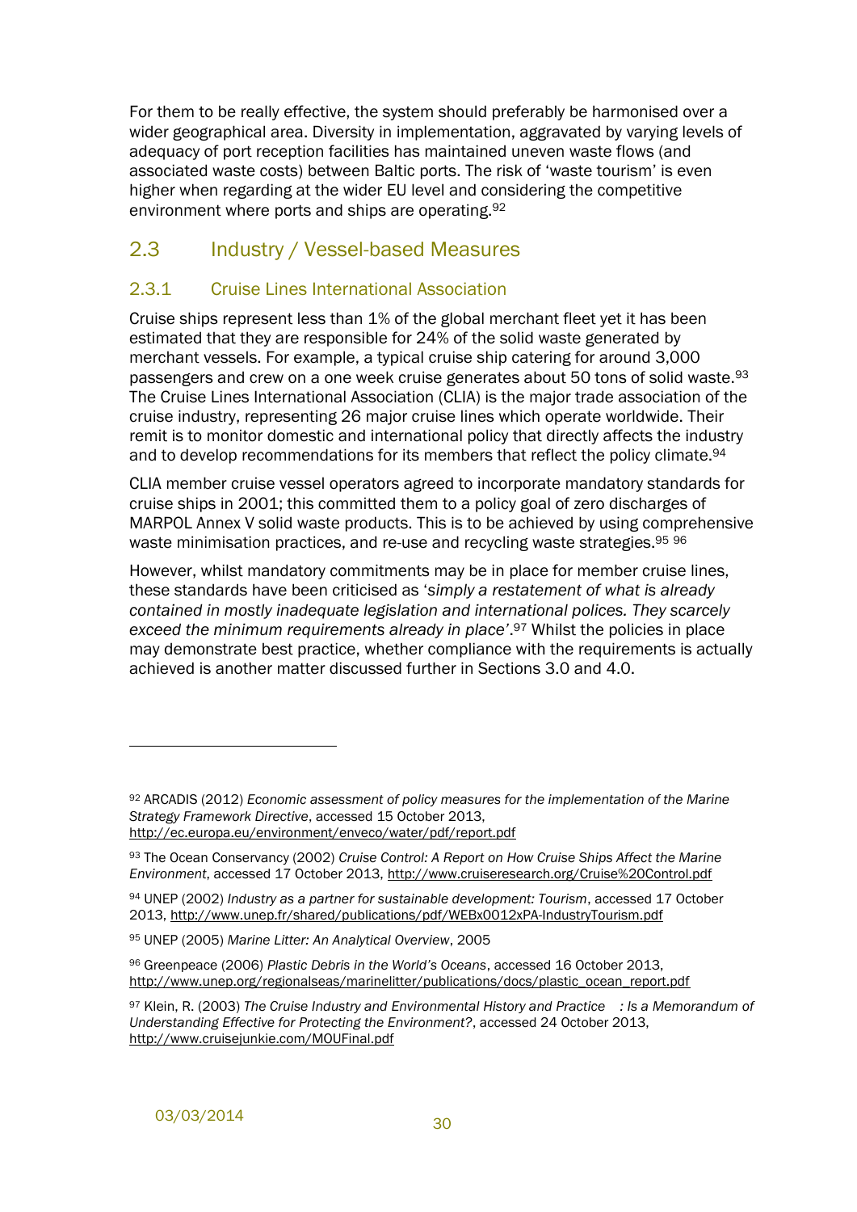For them to be really effective, the system should preferably be harmonised over a wider geographical area. Diversity in implementation, aggravated by varying levels of adequacy of port reception facilities has maintained uneven waste flows (and associated waste costs) between Baltic ports. The risk of 'waste tourism' is even higher when regarding at the wider EU level and considering the competitive environment where ports and ships are operating.[92]

## 2.3 Industry / Vessel-based Measures

### 2.3.1 Cruise Lines International Association

Cruise ships represent less than 1% of the global merchant fleet yet it has been estimated that they are responsible for 24% of the solid waste generated by merchant vessels. For example, a typical cruise ship catering for around 3,000 passengers and crew on a one week cruise generates about 50 tons of solid waste.[93] The Cruise Lines International Association (CLIA) is the major trade association of the cruise industry, representing 26 major cruise lines which operate worldwide. Their remit is to monitor domestic and international policy that directly affects the industry and to develop recommendations for its members that reflect the policy climate.[94]

CLIA member cruise vessel operators agreed to incorporate mandatory standards for cruise ships in 2001; this committed them to a policy goal of zero discharges of MARPOL Annex V solid waste products. This is to be achieved by using comprehensive waste minimisation practices, and re-use and recycling waste strategies.[95] [96]

However, whilst mandatory commitments may be in place for member cruise lines, these standards have been criticised as '*simply a restatement of what is already contained in mostly inadequate legislation and international polices. They scarcely exceed the minimum requirements already in place*'.[97] Whilst the policies in place may demonstrate best practice, whether compliance with the requirements is actually achieved is another matter discussed further in Sections 3.0 and 4.0.

---

[92] ARCADIS (2012) *Economic assessment of policy measures for the implementation of the Marine Strategy Framework Directive*, accessed 15 October 2013, http://ec.europa.eu/environment/enveco/water/pdf/report.pdf

[93] The Ocean Conservancy (2002) *Cruise Control: A Report on How Cruise Ships Affect the Marine Environment*, accessed 17 October 2013, http://www.cruiseresearch.org/Cruise%20Control.pdf

[94] UNEP (2002) *Industry as a partner for sustainable development: Tourism*, accessed 17 October 2013, http://www.unep.fr/shared/publications/pdf/WEBx0012xPA-IndustryTourism.pdf

[95] UNEP (2005) *Marine Litter: An Analytical Overview*, 2005

[96] Greenpeace (2006) *Plastic Debris in the World's Oceans*, accessed 16 October 2013, http://www.unep.org/regionalseas/marinelitter/publications/docs/plastic_ocean_report.pdf

[97] Klein, R. (2003) *The Cruise Industry and Environmental History and Practice : Is a Memorandum of Understanding Effective for Protecting the Environment?*, accessed 24 October 2013, http://www.cruisejunkie.com/MOUFinal.pdf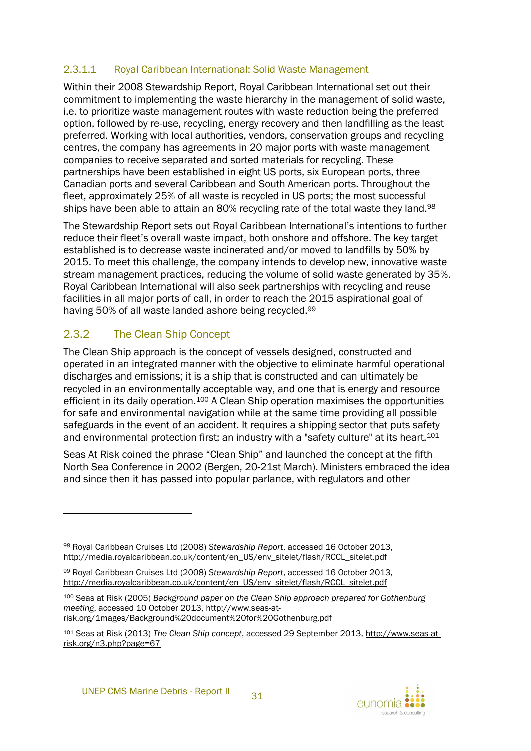#### 2.3.1.1 Royal Caribbean International: Solid Waste Management

Within their 2008 Stewardship Report, Royal Caribbean International set out their commitment to implementing the waste hierarchy in the management of solid waste, i.e. to prioritize waste management routes with waste reduction being the preferred option, followed by re-use, recycling, energy recovery and then landfilling as the least preferred. Working with local authorities, vendors, conservation groups and recycling centres, the company has agreements in 20 major ports with waste management companies to receive separated and sorted materials for recycling. These partnerships have been established in eight US ports, six European ports, three Canadian ports and several Caribbean and South American ports. Throughout the fleet, approximately 25% of all waste is recycled in US ports; the most successful ships have been able to attain an 80% recycling rate of the total waste they land.[98]

The Stewardship Report sets out Royal Caribbean International's intentions to further reduce their fleet's overall waste impact, both onshore and offshore. The key target established is to decrease waste incinerated and/or moved to landfills by 50% by 2015. To meet this challenge, the company intends to develop new, innovative waste stream management practices, reducing the volume of solid waste generated by 35%. Royal Caribbean International will also seek partnerships with recycling and reuse facilities in all major ports of call, in order to reach the 2015 aspirational goal of having 50% of all waste landed ashore being recycled.[99]

### 2.3.2 The Clean Ship Concept

The Clean Ship approach is the concept of vessels designed, constructed and operated in an integrated manner with the objective to eliminate harmful operational discharges and emissions; it is a ship that is constructed and can ultimately be recycled in an environmentally acceptable way, and one that is energy and resource efficient in its daily operation.[100] A Clean Ship operation maximises the opportunities for safe and environmental navigation while at the same time providing all possible safeguards in the event of an accident. It requires a shipping sector that puts safety and environmental protection first; an industry with a "safety culture" at its heart.[101]

Seas At Risk coined the phrase "Clean Ship" and launched the concept at the fifth North Sea Conference in 2002 (Bergen, 20-21st March). Ministers embraced the idea and since then it has passed into popular parlance, with regulators and other

---

[98] Royal Caribbean Cruises Ltd (2008) *Stewardship Report*, accessed 16 October 2013, http://media.royalcaribbean.co.uk/content/en_US/env_sitelet/flash/RCCL_sitelet.pdf

[99] Royal Caribbean Cruises Ltd (2008) *Stewardship Report*, accessed 16 October 2013, http://media.royalcaribbean.co.uk/content/en_US/env_sitelet/flash/RCCL_sitelet.pdf

[100] Seas at Risk (2005) *Background paper on the Clean Ship approach prepared for Gothenburg meeting*, accessed 10 October 2013, http://www.seas-at-risk.org/1mages/Background%20document%20for%20Gothenburg.pdf

[101] Seas at Risk (2013) *The Clean Ship concept*, accessed 29 September 2013, http://www.seas-at-risk.org/n3.php?page=67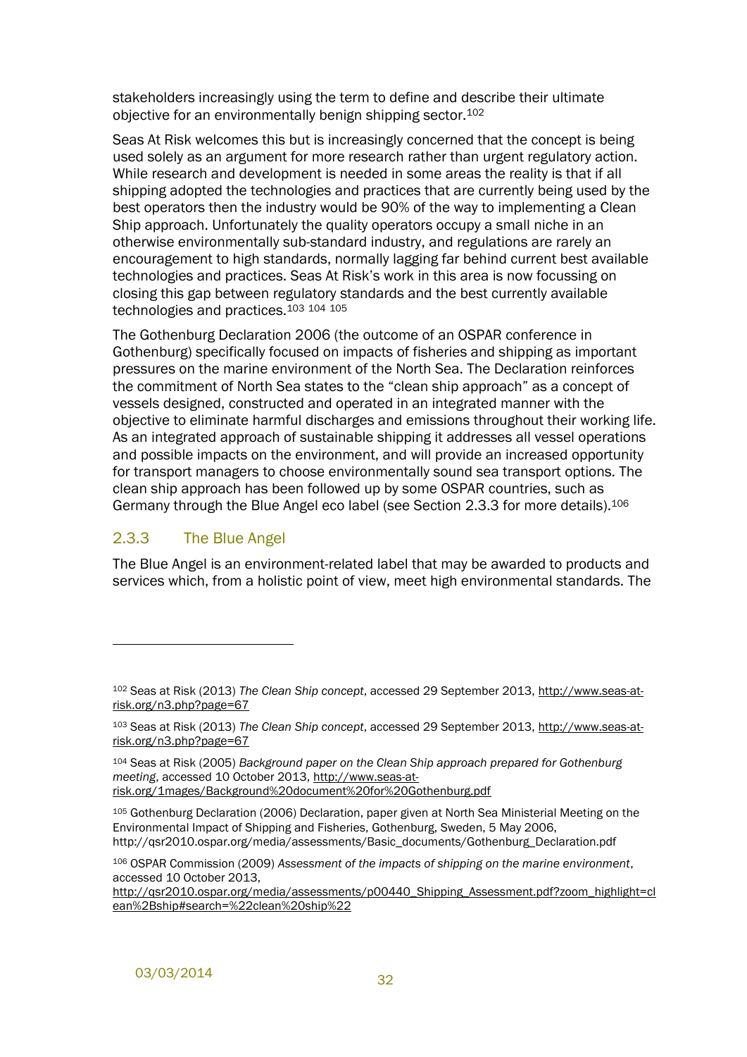stakeholders increasingly using the term to define and describe their ultimate objective for an environmentally benign shipping sector.[102]

Seas At Risk welcomes this but is increasingly concerned that the concept is being used solely as an argument for more research rather than urgent regulatory action. While research and development is needed in some areas the reality is that if all shipping adopted the technologies and practices that are currently being used by the best operators then the industry would be 90% of the way to implementing a Clean Ship approach. Unfortunately the quality operators occupy a small niche in an otherwise environmentally sub-standard industry, and regulations are rarely an encouragement to high standards, normally lagging far behind current best available technologies and practices. Seas At Risk's work in this area is now focussing on closing this gap between regulatory standards and the best currently available technologies and practices.[103] [104] [105]

The Gothenburg Declaration 2006 (the outcome of an OSPAR conference in Gothenburg) specifically focused on impacts of fisheries and shipping as important pressures on the marine environment of the North Sea. The Declaration reinforces the commitment of North Sea states to the "clean ship approach" as a concept of vessels designed, constructed and operated in an integrated manner with the objective to eliminate harmful discharges and emissions throughout their working life. As an integrated approach of sustainable shipping it addresses all vessel operations and possible impacts on the environment, and will provide an increased opportunity for transport managers to choose environmentally sound sea transport options. The clean ship approach has been followed up by some OSPAR countries, such as Germany through the Blue Angel eco label (see Section 2.3.3 for more details).[106]

### 2.3.3 The Blue Angel

The Blue Angel is an environment-related label that may be awarded to products and services which, from a holistic point of view, meet high environmental standards. The

---

[102] Seas at Risk (2013) *The Clean Ship concept*, accessed 29 September 2013, http://www.seas-at-risk.org/n3.php?page=67

[103] Seas at Risk (2013) *The Clean Ship concept*, accessed 29 September 2013, http://www.seas-at-risk.org/n3.php?page=67

[104] Seas at Risk (2005) *Background paper on the Clean Ship approach prepared for Gothenburg meeting*, accessed 10 October 2013, http://www.seas-at-risk.org/1mages/Background%20document%20for%20Gothenburg.pdf

[105] Gothenburg Declaration (2006) Declaration, paper given at North Sea Ministerial Meeting on the Environmental Impact of Shipping and Fisheries, Gothenburg, Sweden, 5 May 2006, http://qsr2010.ospar.org/media/assessments/Basic_documents/Gothenburg_Declaration.pdf

[106] OSPAR Commission (2009) *Assessment of the impacts of shipping on the marine environment*, accessed 10 October 2013, http://qsr2010.ospar.org/media/assessments/p00440_Shipping_Assessment.pdf?zoom_highlight=clean%2Bship#search=%22clean%20ship%22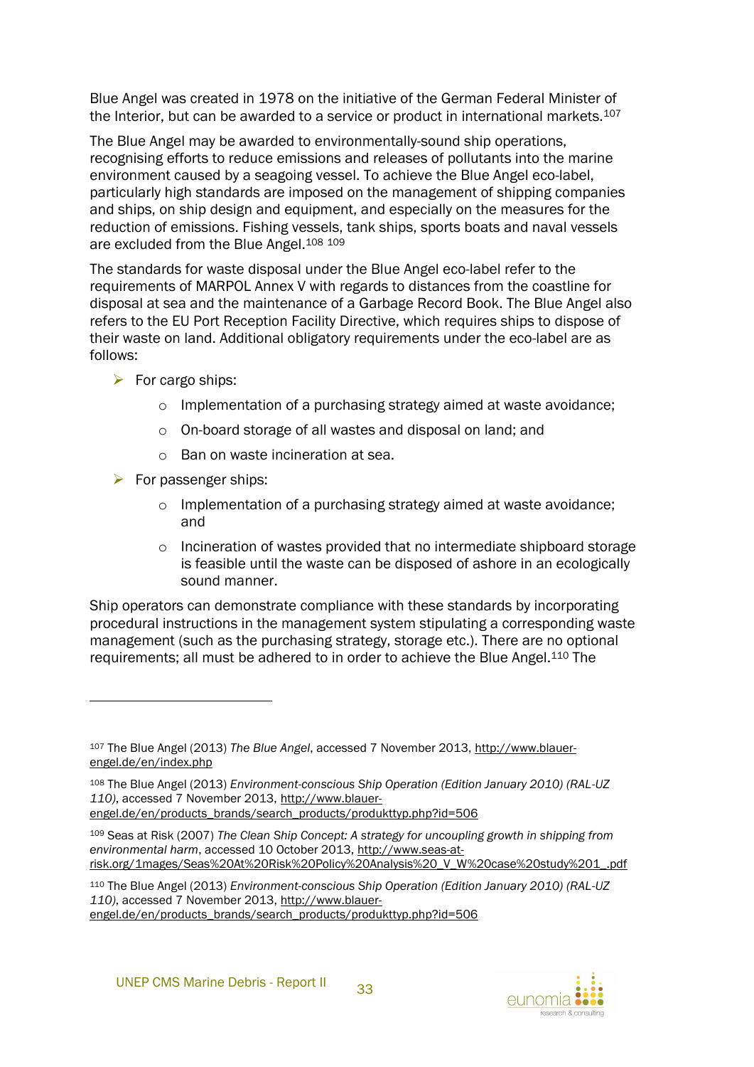Blue Angel was created in 1978 on the initiative of the German Federal Minister of the Interior, but can be awarded to a service or product in international markets.[107]

The Blue Angel may be awarded to environmentally-sound ship operations, recognising efforts to reduce emissions and releases of pollutants into the marine environment caused by a seagoing vessel. To achieve the Blue Angel eco-label, particularly high standards are imposed on the management of shipping companies and ships, on ship design and equipment, and especially on the measures for the reduction of emissions. Fishing vessels, tank ships, sports boats and naval vessels are excluded from the Blue Angel.[108] [109]

The standards for waste disposal under the Blue Angel eco-label refer to the requirements of MARPOL Annex V with regards to distances from the coastline for disposal at sea and the maintenance of a Garbage Record Book. The Blue Angel also refers to the EU Port Reception Facility Directive, which requires ships to dispose of their waste on land. Additional obligatory requirements under the eco-label are as follows:

- For cargo ships:
  - Implementation of a purchasing strategy aimed at waste avoidance;
  - On-board storage of all wastes and disposal on land; and
  - Ban on waste incineration at sea.
- For passenger ships:
  - Implementation of a purchasing strategy aimed at waste avoidance; and
  - Incineration of wastes provided that no intermediate shipboard storage is feasible until the waste can be disposed of ashore in an ecologically sound manner.

Ship operators can demonstrate compliance with these standards by incorporating procedural instructions in the management system stipulating a corresponding waste management (such as the purchasing strategy, storage etc.). There are no optional requirements; all must be adhered to in order to achieve the Blue Angel.[110] The

---

[107] The Blue Angel (2013) *The Blue Angel*, accessed 7 November 2013, http://www.blauer-engel.de/en/index.php

[108] The Blue Angel (2013) *Environment-conscious Ship Operation (Edition January 2010) (RAL-UZ 110)*, accessed 7 November 2013, http://www.blauer-engel.de/en/products_brands/search_products/produkttyp.php?id=506

[109] Seas at Risk (2007) *The Clean Ship Concept: A strategy for uncoupling growth in shipping from environmental harm*, accessed 10 October 2013, http://www.seas-at-risk.org/1mages/Seas%20At%20Risk%20Policy%20Analysis%20_V_W%20case%20study%201_.pdf

[110] The Blue Angel (2013) *Environment-conscious Ship Operation (Edition January 2010) (RAL-UZ 110)*, accessed 7 November 2013, http://www.blauer-engel.de/en/products_brands/search_products/produkttyp.php?id=506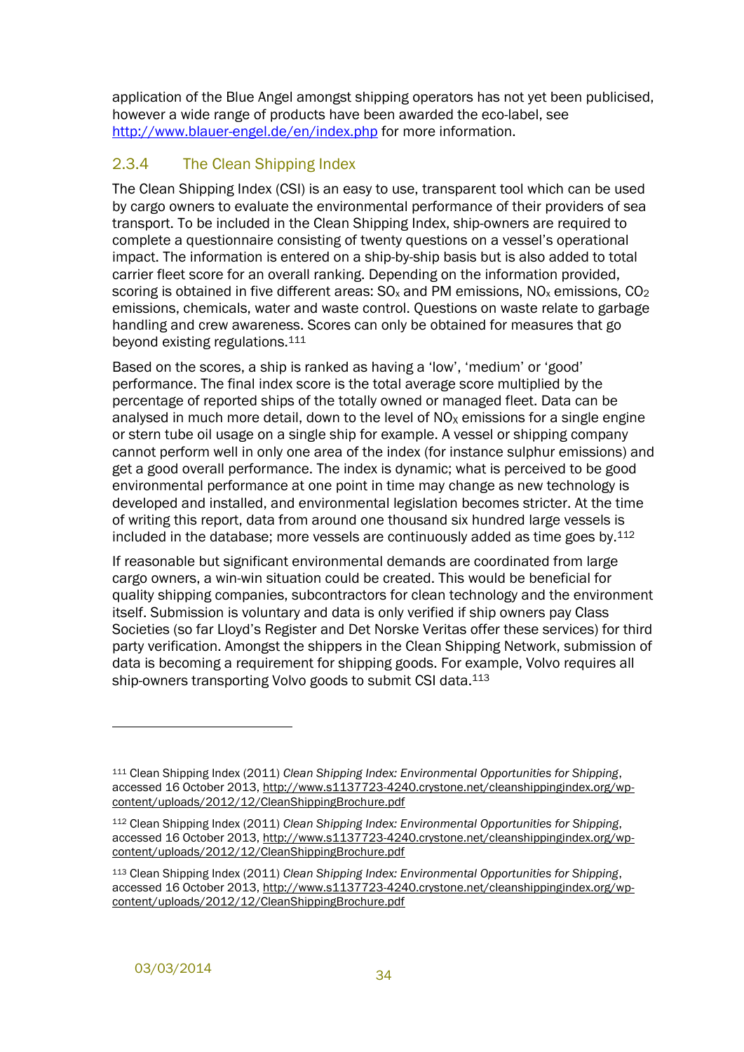application of the Blue Angel amongst shipping operators has not yet been publicised, however a wide range of products have been awarded the eco-label, see http://www.blauer-engel.de/en/index.php for more information.

### 2.3.4 The Clean Shipping Index

The Clean Shipping Index (CSI) is an easy to use, transparent tool which can be used by cargo owners to evaluate the environmental performance of their providers of sea transport. To be included in the Clean Shipping Index, ship-owners are required to complete a questionnaire consisting of twenty questions on a vessel's operational impact. The information is entered on a ship-by-ship basis but is also added to total carrier fleet score for an overall ranking. Depending on the information provided, scoring is obtained in five different areas: $SO_x$ and PM emissions, $NO_x$ emissions, $CO_2$ emissions, chemicals, water and waste control. Questions on waste relate to garbage handling and crew awareness. Scores can only be obtained for measures that go beyond existing regulations.[111]

Based on the scores, a ship is ranked as having a 'low', 'medium' or 'good' performance. The final index score is the total average score multiplied by the percentage of reported ships of the totally owned or managed fleet. Data can be analysed in much more detail, down to the level of $NO_X$ emissions for a single engine or stern tube oil usage on a single ship for example. A vessel or shipping company cannot perform well in only one area of the index (for instance sulphur emissions) and get a good overall performance. The index is dynamic; what is perceived to be good environmental performance at one point in time may change as new technology is developed and installed, and environmental legislation becomes stricter. At the time of writing this report, data from around one thousand six hundred large vessels is included in the database; more vessels are continuously added as time goes by.[112]

If reasonable but significant environmental demands are coordinated from large cargo owners, a win-win situation could be created. This would be beneficial for quality shipping companies, subcontractors for clean technology and the environment itself. Submission is voluntary and data is only verified if ship owners pay Class Societies (so far Lloyd's Register and Det Norske Veritas offer these services) for third party verification. Amongst the shippers in the Clean Shipping Network, submission of data is becoming a requirement for shipping goods. For example, Volvo requires all ship-owners transporting Volvo goods to submit CSI data.[113]

---

[111] Clean Shipping Index (2011) *Clean Shipping Index: Environmental Opportunities for Shipping*, accessed 16 October 2013, http://www.s1137723-4240.crystone.net/cleanshippingindex.org/wp-content/uploads/2012/12/CleanShippingBrochure.pdf

[112] Clean Shipping Index (2011) *Clean Shipping Index: Environmental Opportunities for Shipping*, accessed 16 October 2013, http://www.s1137723-4240.crystone.net/cleanshippingindex.org/wp-content/uploads/2012/12/CleanShippingBrochure.pdf

[113] Clean Shipping Index (2011) *Clean Shipping Index: Environmental Opportunities for Shipping*, accessed 16 October 2013, http://www.s1137723-4240.crystone.net/cleanshippingindex.org/wp-content/uploads/2012/12/CleanShippingBrochure.pdf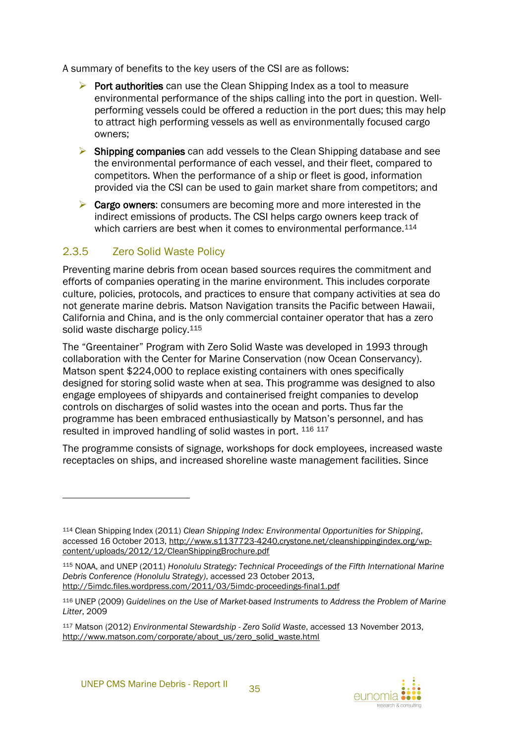A summary of benefits to the key users of the CSI are as follows:

- **Port authorities** can use the Clean Shipping Index as a tool to measure environmental performance of the ships calling into the port in question. Well-performing vessels could be offered a reduction in the port dues; this may help to attract high performing vessels as well as environmentally focused cargo owners;
- **Shipping companies** can add vessels to the Clean Shipping database and see the environmental performance of each vessel, and their fleet, compared to competitors. When the performance of a ship or fleet is good, information provided via the CSI can be used to gain market share from competitors; and
- **Cargo owners**: consumers are becoming more and more interested in the indirect emissions of products. The CSI helps cargo owners keep track of which carriers are best when it comes to environmental performance.[114]

### 2.3.5 Zero Solid Waste Policy

Preventing marine debris from ocean based sources requires the commitment and efforts of companies operating in the marine environment. This includes corporate culture, policies, protocols, and practices to ensure that company activities at sea do not generate marine debris. Matson Navigation transits the Pacific between Hawaii, California and China, and is the only commercial container operator that has a zero solid waste discharge policy.[115]

The "Greentainer" Program with Zero Solid Waste was developed in 1993 through collaboration with the Center for Marine Conservation (now Ocean Conservancy). Matson spent $224,000 to replace existing containers with ones specifically designed for storing solid waste when at sea. This programme was designed to also engage employees of shipyards and containerised freight companies to develop controls on discharges of solid wastes into the ocean and ports. Thus far the programme has been embraced enthusiastically by Matson's personnel, and has resulted in improved handling of solid wastes in port. [116] [117]

The programme consists of signage, workshops for dock employees, increased waste receptacles on ships, and increased shoreline waste management facilities. Since

---

[114] Clean Shipping Index (2011) *Clean Shipping Index: Environmental Opportunities for Shipping*, accessed 16 October 2013, http://www.s1137723-4240.crystone.net/cleanshippingindex.org/wp-content/uploads/2012/12/CleanShippingBrochure.pdf

[115] NOAA, and UNEP (2011) *Honolulu Strategy: Technical Proceedings of the Fifth International Marine Debris Conference (Honolulu Strategy)*, accessed 23 October 2013, http://5imdc.files.wordpress.com/2011/03/5imdc-proceedings-final1.pdf

[116] UNEP (2009) *Guidelines on the Use of Market-based Instruments to Address the Problem of Marine Litter*, 2009

[117] Matson (2012) *Environmental Stewardship - Zero Solid Waste*, accessed 13 November 2013, http://www.matson.com/corporate/about_us/zero_solid_waste.html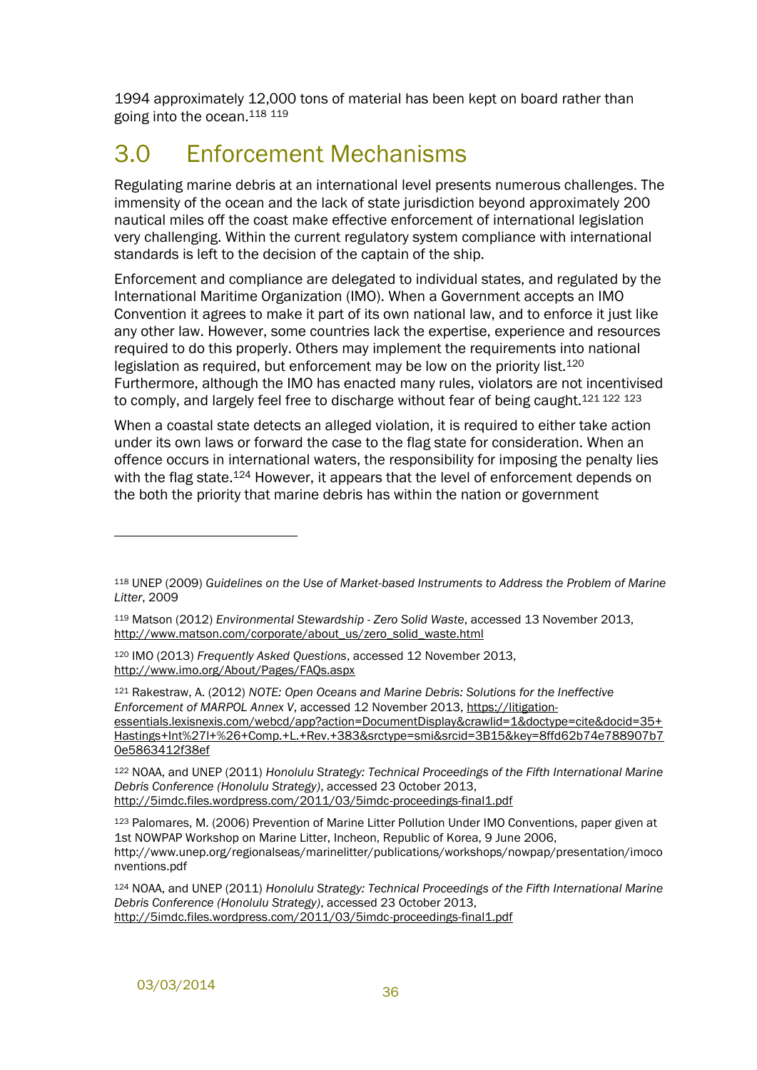1994 approximately 12,000 tons of material has been kept on board rather than going into the ocean.[118] [119]

# 3.0 Enforcement Mechanisms

Regulating marine debris at an international level presents numerous challenges. The immensity of the ocean and the lack of state jurisdiction beyond approximately 200 nautical miles off the coast make effective enforcement of international legislation very challenging. Within the current regulatory system compliance with international standards is left to the decision of the captain of the ship.

Enforcement and compliance are delegated to individual states, and regulated by the International Maritime Organization (IMO). When a Government accepts an IMO Convention it agrees to make it part of its own national law, and to enforce it just like any other law. However, some countries lack the expertise, experience and resources required to do this properly. Others may implement the requirements into national legislation as required, but enforcement may be low on the priority list.[120] Furthermore, although the IMO has enacted many rules, violators are not incentivised to comply, and largely feel free to discharge without fear of being caught.[121] [122] [123]

When a coastal state detects an alleged violation, it is required to either take action under its own laws or forward the case to the flag state for consideration. When an offence occurs in international waters, the responsibility for imposing the penalty lies with the flag state.[124] However, it appears that the level of enforcement depends on the both the priority that marine debris has within the nation or government

---

[118] UNEP (2009) *Guidelines on the Use of Market-based Instruments to Address the Problem of Marine Litter*, 2009

[119] Matson (2012) *Environmental Stewardship - Zero Solid Waste*, accessed 13 November 2013, http://www.matson.com/corporate/about_us/zero_solid_waste.html

[120] IMO (2013) *Frequently Asked Questions*, accessed 12 November 2013, http://www.imo.org/About/Pages/FAQs.aspx

[121] Rakestraw, A. (2012) *NOTE: Open Oceans and Marine Debris: Solutions for the Ineffective Enforcement of MARPOL Annex V*, accessed 12 November 2013, https://litigation-essentials.lexisnexis.com/webcd/app?action=DocumentDisplay&crawlid=1&doctype=cite&docid=35+Hastings+Int%27l+%26+Comp.+L.+Rev.+383&srctype=smi&srcid=3B15&key=8ffd62b74e788907b70e5863412f38ef

[122] NOAA, and UNEP (2011) *Honolulu Strategy: Technical Proceedings of the Fifth International Marine Debris Conference (Honolulu Strategy)*, accessed 23 October 2013, http://5imdc.files.wordpress.com/2011/03/5imdc-proceedings-final1.pdf

[123] Palomares, M. (2006) Prevention of Marine Litter Pollution Under IMO Conventions, paper given at 1st NOWPAP Workshop on Marine Litter, Incheon, Republic of Korea, 9 June 2006, http://www.unep.org/regionalseas/marinelitter/publications/workshops/nowpap/presentation/imoconventions.pdf

[124] NOAA, and UNEP (2011) *Honolulu Strategy: Technical Proceedings of the Fifth International Marine Debris Conference (Honolulu Strategy)*, accessed 23 October 2013, http://5imdc.files.wordpress.com/2011/03/5imdc-proceedings-final1.pdf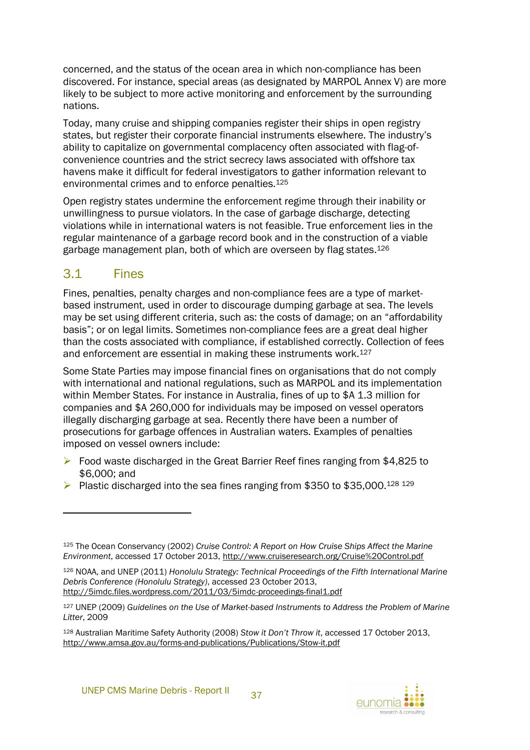concerned, and the status of the ocean area in which non-compliance has been discovered. For instance, special areas (as designated by MARPOL Annex V) are more likely to be subject to more active monitoring and enforcement by the surrounding nations.

Today, many cruise and shipping companies register their ships in open registry states, but register their corporate financial instruments elsewhere. The industry's ability to capitalize on governmental complacency often associated with flag-of-convenience countries and the strict secrecy laws associated with offshore tax havens make it difficult for federal investigators to gather information relevant to environmental crimes and to enforce penalties.[125]

Open registry states undermine the enforcement regime through their inability or unwillingness to pursue violators. In the case of garbage discharge, detecting violations while in international waters is not feasible. True enforcement lies in the regular maintenance of a garbage record book and in the construction of a viable garbage management plan, both of which are overseen by flag states.[126]

## 3.1 Fines

Fines, penalties, penalty charges and non-compliance fees are a type of market-based instrument, used in order to discourage dumping garbage at sea. The levels may be set using different criteria, such as: the costs of damage; on an "affordability basis"; or on legal limits. Sometimes non-compliance fees are a great deal higher than the costs associated with compliance, if established correctly. Collection of fees and enforcement are essential in making these instruments work.[127]

Some State Parties may impose financial fines on organisations that do not comply with international and national regulations, such as MARPOL and its implementation within Member States. For instance in Australia, fines of up to $A 1.3 million for companies and $A 260,000 for individuals may be imposed on vessel operators illegally discharging garbage at sea. Recently there have been a number of prosecutions for garbage offences in Australian waters. Examples of penalties imposed on vessel owners include:

- Food waste discharged in the Great Barrier Reef fines ranging from $4,825 to $6,000; and
- Plastic discharged into the sea fines ranging from $350 to $35,000.[128] [129]

---

[125] The Ocean Conservancy (2002) *Cruise Control: A Report on How Cruise Ships Affect the Marine Environment*, accessed 17 October 2013, http://www.cruiseresearch.org/Cruise%20Control.pdf

[126] NOAA, and UNEP (2011) *Honolulu Strategy: Technical Proceedings of the Fifth International Marine Debris Conference (Honolulu Strategy)*, accessed 23 October 2013, http://5imdc.files.wordpress.com/2011/03/5imdc-proceedings-final1.pdf

[127] UNEP (2009) *Guidelines on the Use of Market-based Instruments to Address the Problem of Marine Litter*, 2009

[128] Australian Maritime Safety Authority (2008) *Stow it Don't Throw it*, accessed 17 October 2013, http://www.amsa.gov.au/forms-and-publications/Publications/Stow-it.pdf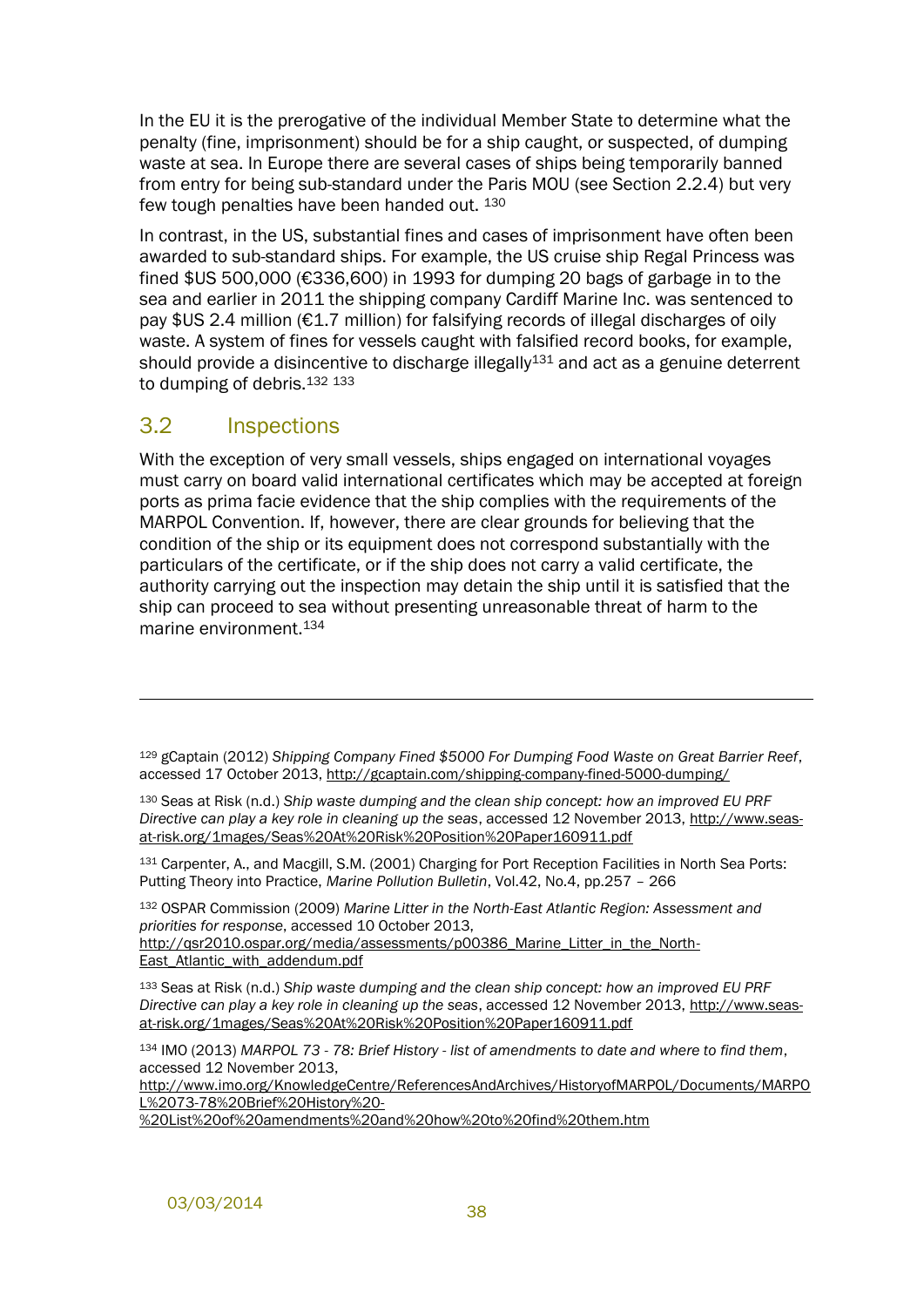In the EU it is the prerogative of the individual Member State to determine what the penalty (fine, imprisonment) should be for a ship caught, or suspected, of dumping waste at sea. In Europe there are several cases of ships being temporarily banned from entry for being sub-standard under the Paris MOU (see Section 2.2.4) but very few tough penalties have been handed out. [130]

In contrast, in the US, substantial fines and cases of imprisonment have often been awarded to sub-standard ships. For example, the US cruise ship Regal Princess was fined $US 500,000 (€336,600) in 1993 for dumping 20 bags of garbage in to the sea and earlier in 2011 the shipping company Cardiff Marine Inc. was sentenced to pay $US 2.4 million (€1.7 million) for falsifying records of illegal discharges of oily waste. A system of fines for vessels caught with falsified record books, for example, should provide a disincentive to discharge illegally[131] and act as a genuine deterrent to dumping of debris.[132] [133]

## 3.2 Inspections

With the exception of very small vessels, ships engaged on international voyages must carry on board valid international certificates which may be accepted at foreign ports as prima facie evidence that the ship complies with the requirements of the MARPOL Convention. If, however, there are clear grounds for believing that the condition of the ship or its equipment does not correspond substantially with the particulars of the certificate, or if the ship does not carry a valid certificate, the authority carrying out the inspection may detain the ship until it is satisfied that the ship can proceed to sea without presenting unreasonable threat of harm to the marine environment.[134]

---

[129] gCaptain (2012) *Shipping Company Fined $5000 For Dumping Food Waste on Great Barrier Reef*, accessed 17 October 2013, http://gcaptain.com/shipping-company-fined-5000-dumping/

[130] Seas at Risk (n.d.) *Ship waste dumping and the clean ship concept: how an improved EU PRF Directive can play a key role in cleaning up the seas*, accessed 12 November 2013, http://www.seas-at-risk.org/1mages/Seas%20At%20Risk%20Position%20Paper160911.pdf

[131] Carpenter, A., and Macgill, S.M. (2001) Charging for Port Reception Facilities in North Sea Ports: Putting Theory into Practice, *Marine Pollution Bulletin*, Vol.42, No.4, pp.257 – 266

[132] OSPAR Commission (2009) *Marine Litter in the North-East Atlantic Region: Assessment and priorities for response*, accessed 10 October 2013, http://qsr2010.ospar.org/media/assessments/p00386_Marine_Litter_in_the_North-East_Atlantic_with_addendum.pdf

[133] Seas at Risk (n.d.) *Ship waste dumping and the clean ship concept: how an improved EU PRF Directive can play a key role in cleaning up the seas*, accessed 12 November 2013, http://www.seas-at-risk.org/1mages/Seas%20At%20Risk%20Position%20Paper160911.pdf

[134] IMO (2013) *MARPOL 73 - 78: Brief History - list of amendments to date and where to find them*, accessed 12 November 2013, http://www.imo.org/KnowledgeCentre/ReferencesAndArchives/HistoryofMARPOL/Documents/MARPOL%2073-78%20Brief%20History%20-%20List%20of%20amendments%20and%20how%20to%20find%20them.htm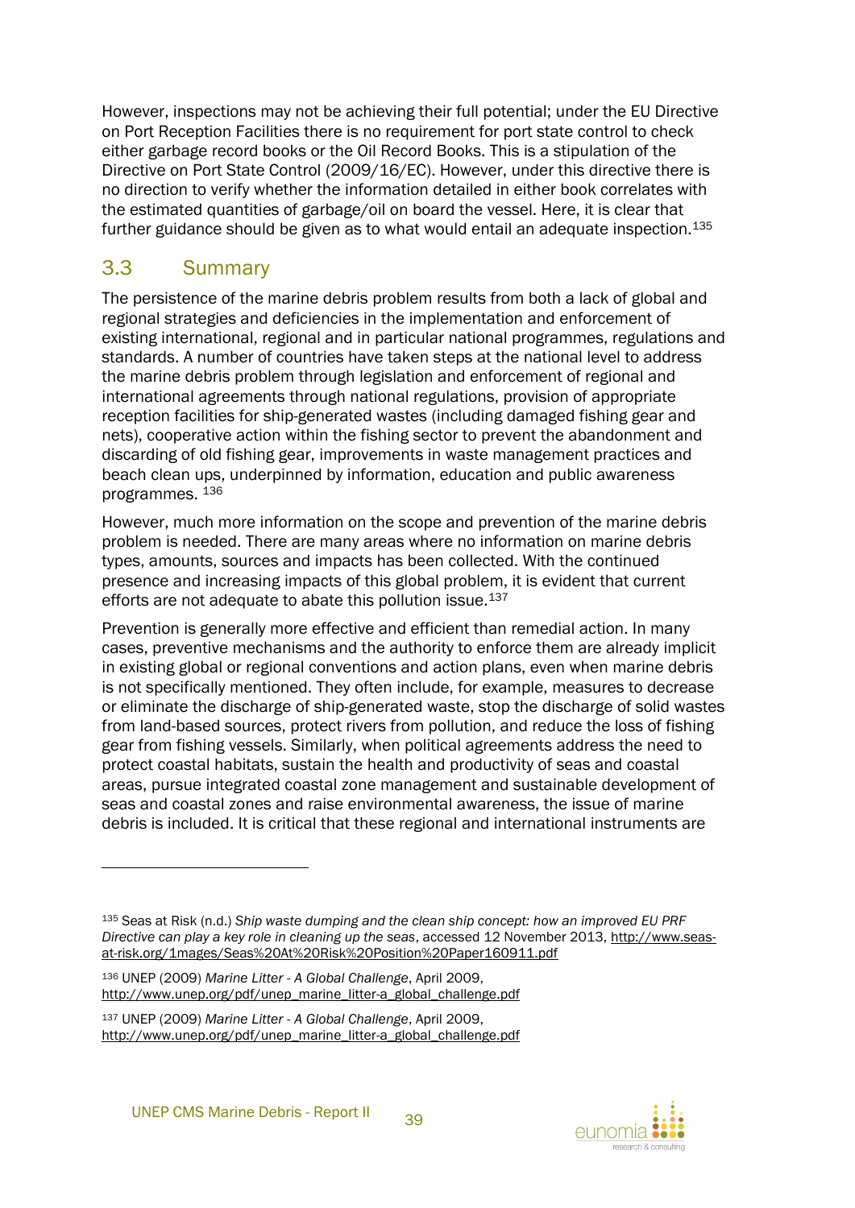However, inspections may not be achieving their full potential; under the EU Directive on Port Reception Facilities there is no requirement for port state control to check either garbage record books or the Oil Record Books. This is a stipulation of the Directive on Port State Control (2009/16/EC). However, under this directive there is no direction to verify whether the information detailed in either book correlates with the estimated quantities of garbage/oil on board the vessel. Here, it is clear that further guidance should be given as to what would entail an adequate inspection.[135]

## 3.3 Summary

The persistence of the marine debris problem results from both a lack of global and regional strategies and deficiencies in the implementation and enforcement of existing international, regional and in particular national programmes, regulations and standards. A number of countries have taken steps at the national level to address the marine debris problem through legislation and enforcement of regional and international agreements through national regulations, provision of appropriate reception facilities for ship-generated wastes (including damaged fishing gear and nets), cooperative action within the fishing sector to prevent the abandonment and discarding of old fishing gear, improvements in waste management practices and beach clean ups, underpinned by information, education and public awareness programmes. [136]

However, much more information on the scope and prevention of the marine debris problem is needed. There are many areas where no information on marine debris types, amounts, sources and impacts has been collected. With the continued presence and increasing impacts of this global problem, it is evident that current efforts are not adequate to abate this pollution issue.[137]

Prevention is generally more effective and efficient than remedial action. In many cases, preventive mechanisms and the authority to enforce them are already implicit in existing global or regional conventions and action plans, even when marine debris is not specifically mentioned. They often include, for example, measures to decrease or eliminate the discharge of ship-generated waste, stop the discharge of solid wastes from land-based sources, protect rivers from pollution, and reduce the loss of fishing gear from fishing vessels. Similarly, when political agreements address the need to protect coastal habitats, sustain the health and productivity of seas and coastal areas, pursue integrated coastal zone management and sustainable development of seas and coastal zones and raise environmental awareness, the issue of marine debris is included. It is critical that these regional and international instruments are

---

[135] Seas at Risk (n.d.) *Ship waste dumping and the clean ship concept: how an improved EU PRF Directive can play a key role in cleaning up the seas*, accessed 12 November 2013, http://www.seas-at-risk.org/1mages/Seas%20At%20Risk%20Position%20Paper160911.pdf

[136] UNEP (2009) *Marine Litter - A Global Challenge*, April 2009, http://www.unep.org/pdf/unep_marine_litter-a_global_challenge.pdf

[137] UNEP (2009) *Marine Litter - A Global Challenge*, April 2009, http://www.unep.org/pdf/unep_marine_litter-a_global_challenge.pdf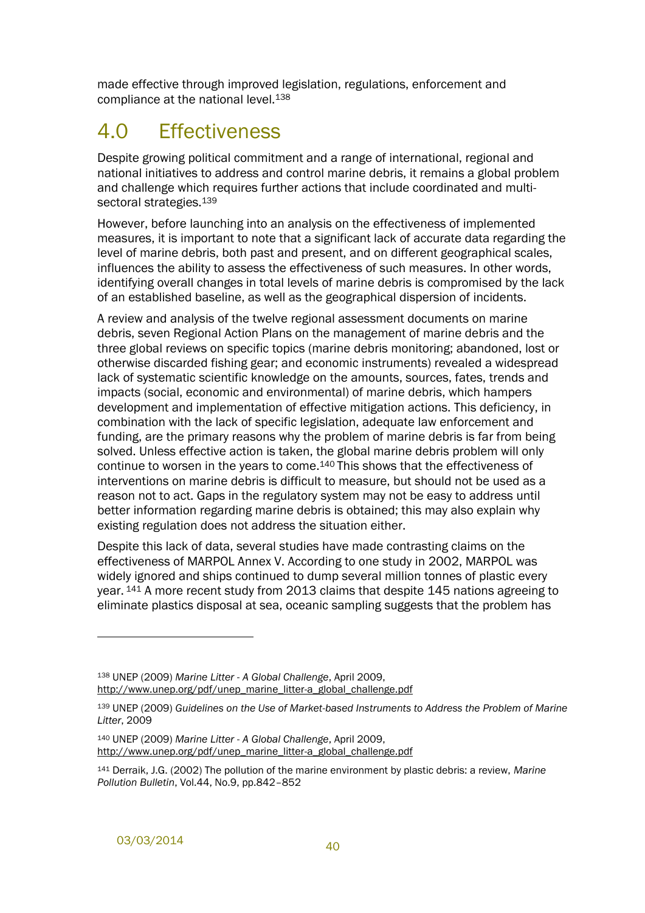made effective through improved legislation, regulations, enforcement and compliance at the national level.[138]

# 4.0 Effectiveness

Despite growing political commitment and a range of international, regional and national initiatives to address and control marine debris, it remains a global problem and challenge which requires further actions that include coordinated and multi-sectoral strategies.[139]

However, before launching into an analysis on the effectiveness of implemented measures, it is important to note that a significant lack of accurate data regarding the level of marine debris, both past and present, and on different geographical scales, influences the ability to assess the effectiveness of such measures. In other words, identifying overall changes in total levels of marine debris is compromised by the lack of an established baseline, as well as the geographical dispersion of incidents.

A review and analysis of the twelve regional assessment documents on marine debris, seven Regional Action Plans on the management of marine debris and the three global reviews on specific topics (marine debris monitoring; abandoned, lost or otherwise discarded fishing gear; and economic instruments) revealed a widespread lack of systematic scientific knowledge on the amounts, sources, fates, trends and impacts (social, economic and environmental) of marine debris, which hampers development and implementation of effective mitigation actions. This deficiency, in combination with the lack of specific legislation, adequate law enforcement and funding, are the primary reasons why the problem of marine debris is far from being solved. Unless effective action is taken, the global marine debris problem will only continue to worsen in the years to come.[140] This shows that the effectiveness of interventions on marine debris is difficult to measure, but should not be used as a reason not to act. Gaps in the regulatory system may not be easy to address until better information regarding marine debris is obtained; this may also explain why existing regulation does not address the situation either.

Despite this lack of data, several studies have made contrasting claims on the effectiveness of MARPOL Annex V. According to one study in 2002, MARPOL was widely ignored and ships continued to dump several million tonnes of plastic every year. [141] A more recent study from 2013 claims that despite 145 nations agreeing to eliminate plastics disposal at sea, oceanic sampling suggests that the problem has

---

[138] UNEP (2009) *Marine Litter - A Global Challenge*, April 2009, http://www.unep.org/pdf/unep_marine_litter-a_global_challenge.pdf

[139] UNEP (2009) *Guidelines on the Use of Market-based Instruments to Address the Problem of Marine Litter*, 2009

[140] UNEP (2009) *Marine Litter - A Global Challenge*, April 2009, http://www.unep.org/pdf/unep_marine_litter-a_global_challenge.pdf

[141] Derraik, J.G. (2002) The pollution of the marine environment by plastic debris: a review, *Marine Pollution Bulletin*, Vol.44, No.9, pp.842–852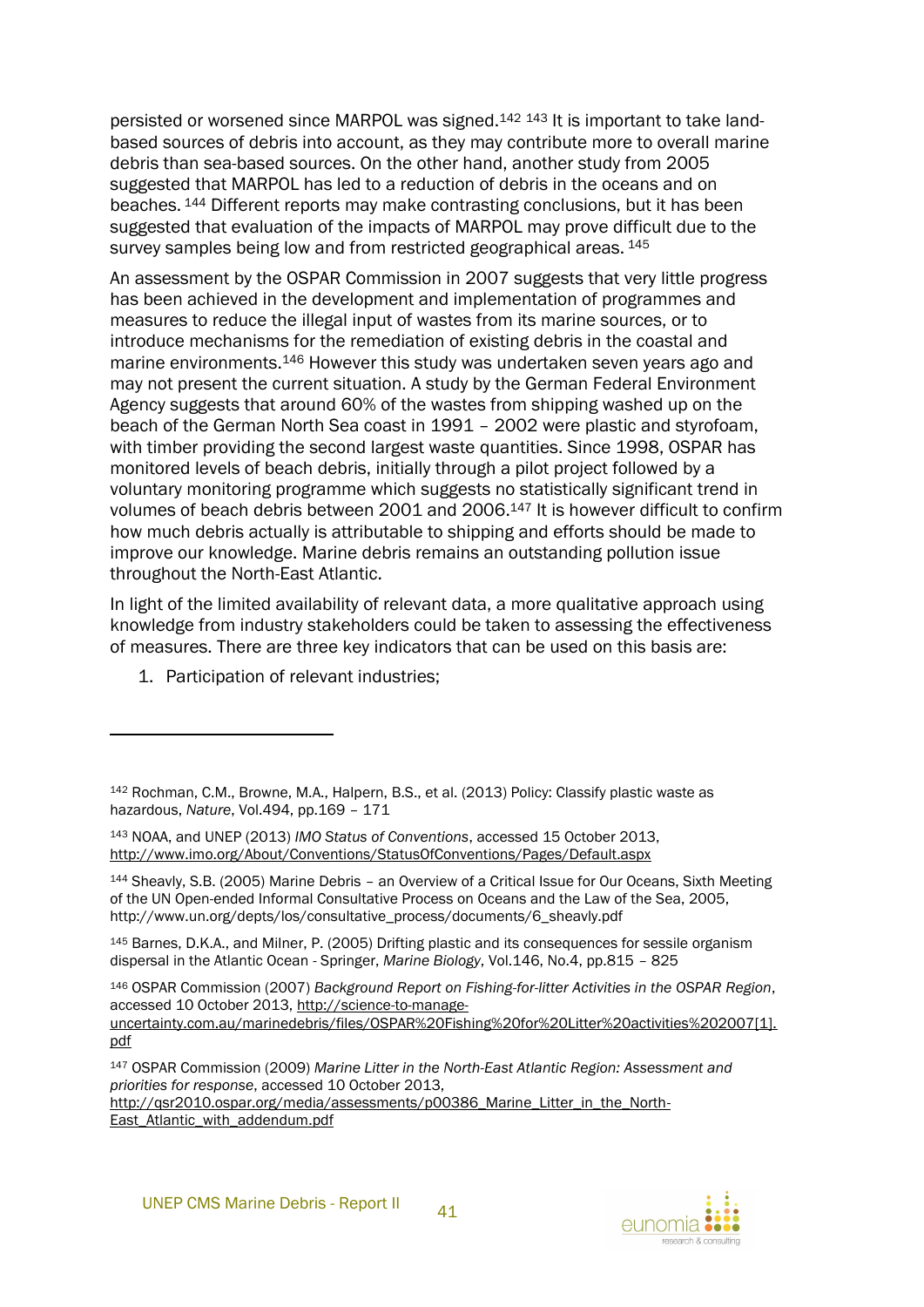persisted or worsened since MARPOL was signed.[142] [143] It is important to take land-based sources of debris into account, as they may contribute more to overall marine debris than sea-based sources. On the other hand, another study from 2005 suggested that MARPOL has led to a reduction of debris in the oceans and on beaches. [144] Different reports may make contrasting conclusions, but it has been suggested that evaluation of the impacts of MARPOL may prove difficult due to the survey samples being low and from restricted geographical areas. [145]

An assessment by the OSPAR Commission in 2007 suggests that very little progress has been achieved in the development and implementation of programmes and measures to reduce the illegal input of wastes from its marine sources, or to introduce mechanisms for the remediation of existing debris in the coastal and marine environments.[146] However this study was undertaken seven years ago and may not present the current situation. A study by the German Federal Environment Agency suggests that around 60% of the wastes from shipping washed up on the beach of the German North Sea coast in 1991 – 2002 were plastic and styrofoam, with timber providing the second largest waste quantities. Since 1998, OSPAR has monitored levels of beach debris, initially through a pilot project followed by a voluntary monitoring programme which suggests no statistically significant trend in volumes of beach debris between 2001 and 2006.[147] It is however difficult to confirm how much debris actually is attributable to shipping and efforts should be made to improve our knowledge. Marine debris remains an outstanding pollution issue throughout the North-East Atlantic.

In light of the limited availability of relevant data, a more qualitative approach using knowledge from industry stakeholders could be taken to assessing the effectiveness of measures. There are three key indicators that can be used on this basis are:

1. Participation of relevant industries;

---

[142] Rochman, C.M., Browne, M.A., Halpern, B.S., et al. (2013) Policy: Classify plastic waste as hazardous, *Nature*, Vol.494, pp.169 – 171

[143] NOAA, and UNEP (2013) *IMO Status of Conventions*, accessed 15 October 2013, http://www.imo.org/About/Conventions/StatusOfConventions/Pages/Default.aspx

[144] Sheavly, S.B. (2005) Marine Debris – an Overview of a Critical Issue for Our Oceans, Sixth Meeting of the UN Open-ended Informal Consultative Process on Oceans and the Law of the Sea, 2005, http://www.un.org/depts/los/consultative_process/documents/6_sheavly.pdf

[145] Barnes, D.K.A., and Milner, P. (2005) Drifting plastic and its consequences for sessile organism dispersal in the Atlantic Ocean - Springer, *Marine Biology*, Vol.146, No.4, pp.815 – 825

[146] OSPAR Commission (2007) *Background Report on Fishing-for-litter Activities in the OSPAR Region*, accessed 10 October 2013, http://science-to-manage-uncertainty.com.au/marinedebris/files/OSPAR%20Fishing%20for%20Litter%20activities%202007[1].pdf

[147] OSPAR Commission (2009) *Marine Litter in the North-East Atlantic Region: Assessment and priorities for response*, accessed 10 October 2013, http://qsr2010.ospar.org/media/assessments/p00386_Marine_Litter_in_the_North-East_Atlantic_with_addendum.pdf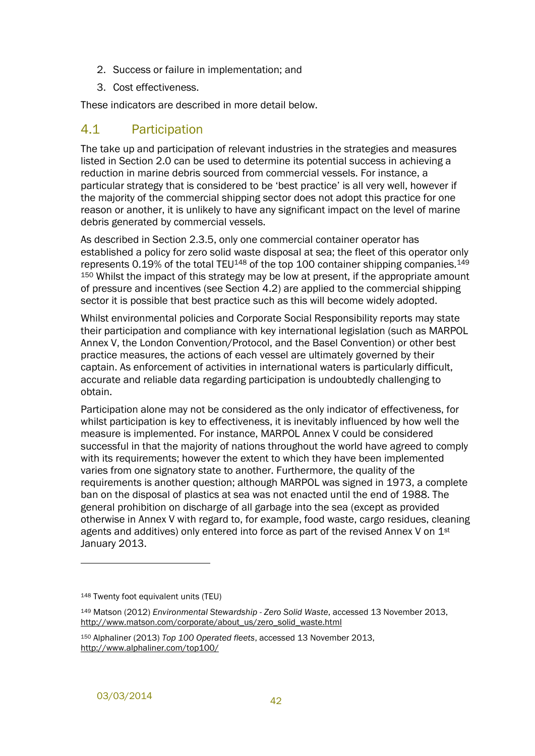2. Success or failure in implementation; and
3. Cost effectiveness.

These indicators are described in more detail below.

## 4.1 Participation

The take up and participation of relevant industries in the strategies and measures listed in Section 2.0 can be used to determine its potential success in achieving a reduction in marine debris sourced from commercial vessels. For instance, a particular strategy that is considered to be 'best practice' is all very well, however if the majority of the commercial shipping sector does not adopt this practice for one reason or another, it is unlikely to have any significant impact on the level of marine debris generated by commercial vessels.

As described in Section 2.3.5, only one commercial container operator has established a policy for zero solid waste disposal at sea; the fleet of this operator only represents 0.19% of the total TEU[148] of the top 100 container shipping companies.[149] [150] Whilst the impact of this strategy may be low at present, if the appropriate amount of pressure and incentives (see Section 4.2) are applied to the commercial shipping sector it is possible that best practice such as this will become widely adopted.

Whilst environmental policies and Corporate Social Responsibility reports may state their participation and compliance with key international legislation (such as MARPOL Annex V, the London Convention/Protocol, and the Basel Convention) or other best practice measures, the actions of each vessel are ultimately governed by their captain. As enforcement of activities in international waters is particularly difficult, accurate and reliable data regarding participation is undoubtedly challenging to obtain.

Participation alone may not be considered as the only indicator of effectiveness, for whilst participation is key to effectiveness, it is inevitably influenced by how well the measure is implemented. For instance, MARPOL Annex V could be considered successful in that the majority of nations throughout the world have agreed to comply with its requirements; however the extent to which they have been implemented varies from one signatory state to another. Furthermore, the quality of the requirements is another question; although MARPOL was signed in 1973, a complete ban on the disposal of plastics at sea was not enacted until the end of 1988. The general prohibition on discharge of all garbage into the sea (except as provided otherwise in Annex V with regard to, for example, food waste, cargo residues, cleaning agents and additives) only entered into force as part of the revised Annex V on 1st January 2013.

---

[148] Twenty foot equivalent units (TEU)

[149] Matson (2012) *Environmental Stewardship - Zero Solid Waste*, accessed 13 November 2013, http://www.matson.com/corporate/about_us/zero_solid_waste.html

[150] Alphaliner (2013) *Top 100 Operated fleets*, accessed 13 November 2013, http://www.alphaliner.com/top100/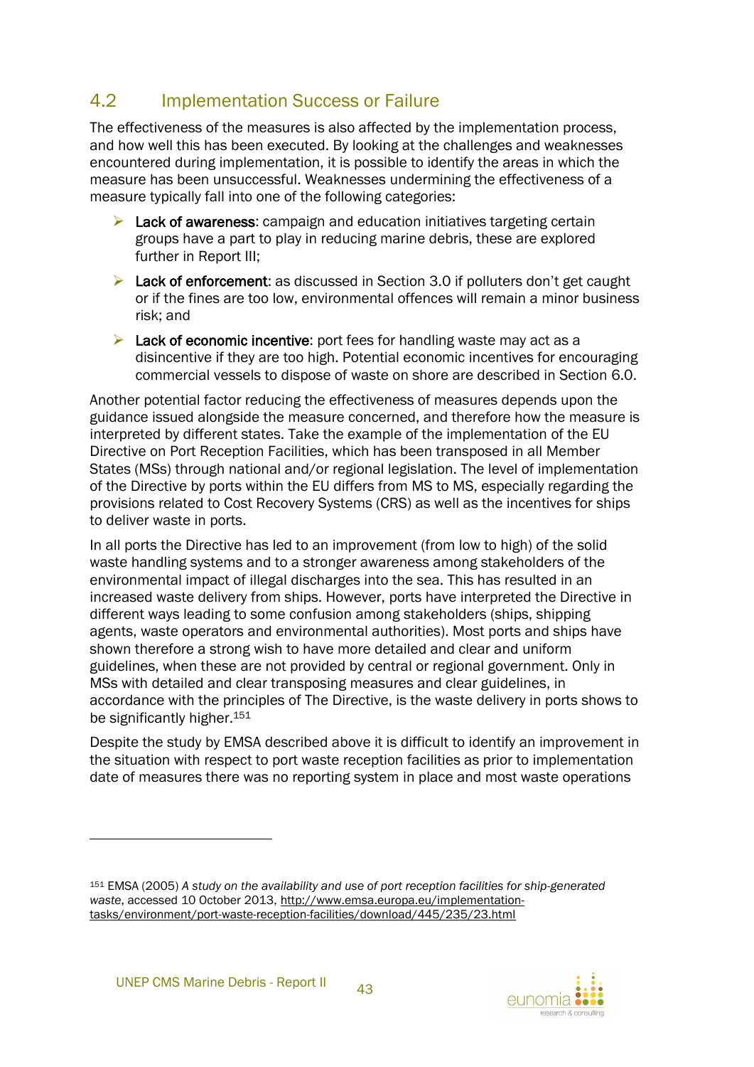## 4.2 Implementation Success or Failure

The effectiveness of the measures is also affected by the implementation process, and how well this has been executed. By looking at the challenges and weaknesses encountered during implementation, it is possible to identify the areas in which the measure has been unsuccessful. Weaknesses undermining the effectiveness of a measure typically fall into one of the following categories:

- **Lack of awareness**: campaign and education initiatives targeting certain groups have a part to play in reducing marine debris, these are explored further in Report III;
- **Lack of enforcement**: as discussed in Section 3.0 if polluters don't get caught or if the fines are too low, environmental offences will remain a minor business risk; and
- **Lack of economic incentive**: port fees for handling waste may act as a disincentive if they are too high. Potential economic incentives for encouraging commercial vessels to dispose of waste on shore are described in Section 6.0.

Another potential factor reducing the effectiveness of measures depends upon the guidance issued alongside the measure concerned, and therefore how the measure is interpreted by different states. Take the example of the implementation of the EU Directive on Port Reception Facilities, which has been transposed in all Member States (MSs) through national and/or regional legislation. The level of implementation of the Directive by ports within the EU differs from MS to MS, especially regarding the provisions related to Cost Recovery Systems (CRS) as well as the incentives for ships to deliver waste in ports.

In all ports the Directive has led to an improvement (from low to high) of the solid waste handling systems and to a stronger awareness among stakeholders of the environmental impact of illegal discharges into the sea. This has resulted in an increased waste delivery from ships. However, ports have interpreted the Directive in different ways leading to some confusion among stakeholders (ships, shipping agents, waste operators and environmental authorities). Most ports and ships have shown therefore a strong wish to have more detailed and clear and uniform guidelines, when these are not provided by central or regional government. Only in MSs with detailed and clear transposing measures and clear guidelines, in accordance with the principles of The Directive, is the waste delivery in ports shows to be significantly higher.[151]

Despite the study by EMSA described above it is difficult to identify an improvement in the situation with respect to port waste reception facilities as prior to implementation date of measures there was no reporting system in place and most waste operations

---

[151] EMSA (2005) *A study on the availability and use of port reception facilities for ship-generated waste*, accessed 10 October 2013, http://www.emsa.europa.eu/implementation-tasks/environment/port-waste-reception-facilities/download/445/235/23.html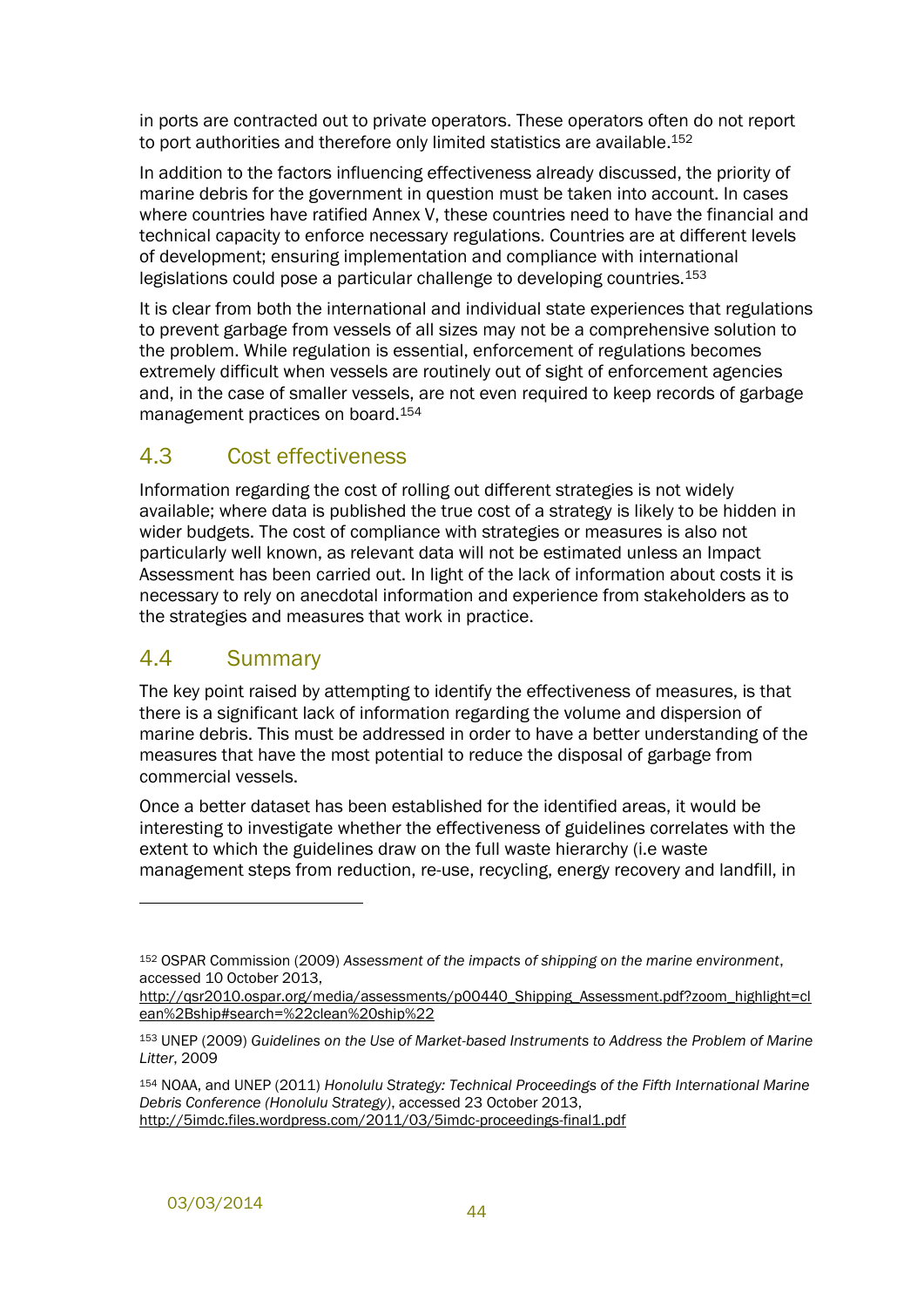in ports are contracted out to private operators. These operators often do not report to port authorities and therefore only limited statistics are available.[152]

In addition to the factors influencing effectiveness already discussed, the priority of marine debris for the government in question must be taken into account. In cases where countries have ratified Annex V, these countries need to have the financial and technical capacity to enforce necessary regulations. Countries are at different levels of development; ensuring implementation and compliance with international legislations could pose a particular challenge to developing countries.[153]

It is clear from both the international and individual state experiences that regulations to prevent garbage from vessels of all sizes may not be a comprehensive solution to the problem. While regulation is essential, enforcement of regulations becomes extremely difficult when vessels are routinely out of sight of enforcement agencies and, in the case of smaller vessels, are not even required to keep records of garbage management practices on board.[154]

## 4.3 Cost effectiveness

Information regarding the cost of rolling out different strategies is not widely available; where data is published the true cost of a strategy is likely to be hidden in wider budgets. The cost of compliance with strategies or measures is also not particularly well known, as relevant data will not be estimated unless an Impact Assessment has been carried out. In light of the lack of information about costs it is necessary to rely on anecdotal information and experience from stakeholders as to the strategies and measures that work in practice.

## 4.4 Summary

The key point raised by attempting to identify the effectiveness of measures, is that there is a significant lack of information regarding the volume and dispersion of marine debris. This must be addressed in order to have a better understanding of the measures that have the most potential to reduce the disposal of garbage from commercial vessels.

Once a better dataset has been established for the identified areas, it would be interesting to investigate whether the effectiveness of guidelines correlates with the extent to which the guidelines draw on the full waste hierarchy (i.e waste management steps from reduction, re-use, recycling, energy recovery and landfill, in

---

[152] OSPAR Commission (2009) *Assessment of the impacts of shipping on the marine environment*, accessed 10 October 2013, http://qsr2010.ospar.org/media/assessments/p00440_Shipping_Assessment.pdf?zoom_highlight=clean%2Bship#search=%22clean%20ship%22

[153] UNEP (2009) *Guidelines on the Use of Market-based Instruments to Address the Problem of Marine Litter*, 2009

[154] NOAA, and UNEP (2011) *Honolulu Strategy: Technical Proceedings of the Fifth International Marine Debris Conference (Honolulu Strategy)*, accessed 23 October 2013, http://5imdc.files.wordpress.com/2011/03/5imdc-proceedings-final1.pdf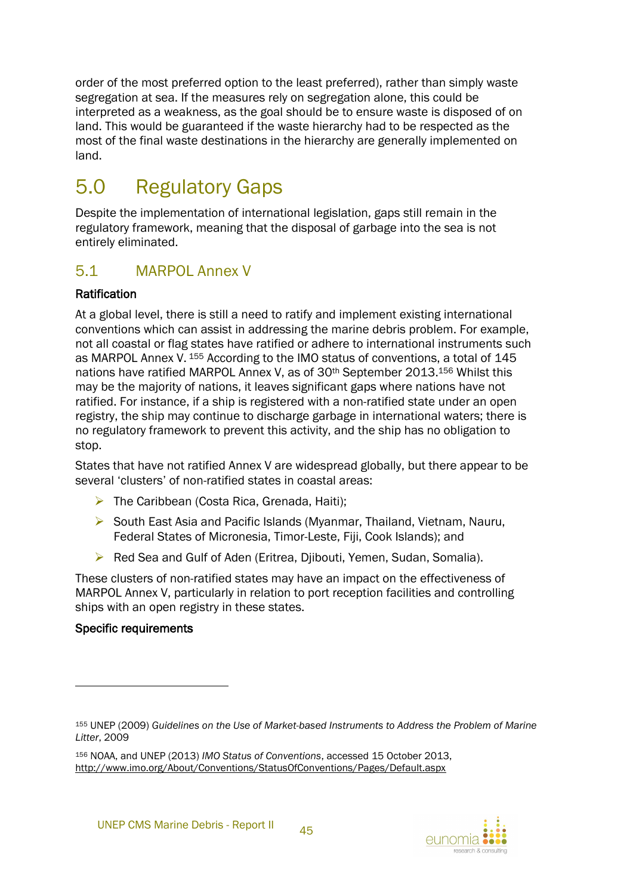order of the most preferred option to the least preferred), rather than simply waste segregation at sea. If the measures rely on segregation alone, this could be interpreted as a weakness, as the goal should be to ensure waste is disposed of on land. This would be guaranteed if the waste hierarchy had to be respected as the most of the final waste destinations in the hierarchy are generally implemented on land.

# 5.0 Regulatory Gaps

Despite the implementation of international legislation, gaps still remain in the regulatory framework, meaning that the disposal of garbage into the sea is not entirely eliminated.

## 5.1 MARPOL Annex V

**Ratification**

At a global level, there is still a need to ratify and implement existing international conventions which can assist in addressing the marine debris problem. For example, not all coastal or flag states have ratified or adhere to international instruments such as MARPOL Annex V. [155] According to the IMO status of conventions, a total of 145 nations have ratified MARPOL Annex V, as of 30th September 2013.[156] Whilst this may be the majority of nations, it leaves significant gaps where nations have not ratified. For instance, if a ship is registered with a non-ratified state under an open registry, the ship may continue to discharge garbage in international waters; there is no regulatory framework to prevent this activity, and the ship has no obligation to stop.

States that have not ratified Annex V are widespread globally, but there appear to be several 'clusters' of non-ratified states in coastal areas:

- The Caribbean (Costa Rica, Grenada, Haiti);
- South East Asia and Pacific Islands (Myanmar, Thailand, Vietnam, Nauru, Federal States of Micronesia, Timor-Leste, Fiji, Cook Islands); and
- Red Sea and Gulf of Aden (Eritrea, Djibouti, Yemen, Sudan, Somalia).

These clusters of non-ratified states may have an impact on the effectiveness of MARPOL Annex V, particularly in relation to port reception facilities and controlling ships with an open registry in these states.

**Specific requirements**

---

[155] UNEP (2009) *Guidelines on the Use of Market-based Instruments to Address the Problem of Marine Litter*, 2009

[156] NOAA, and UNEP (2013) *IMO Status of Conventions*, accessed 15 October 2013, http://www.imo.org/About/Conventions/StatusOfConventions/Pages/Default.aspx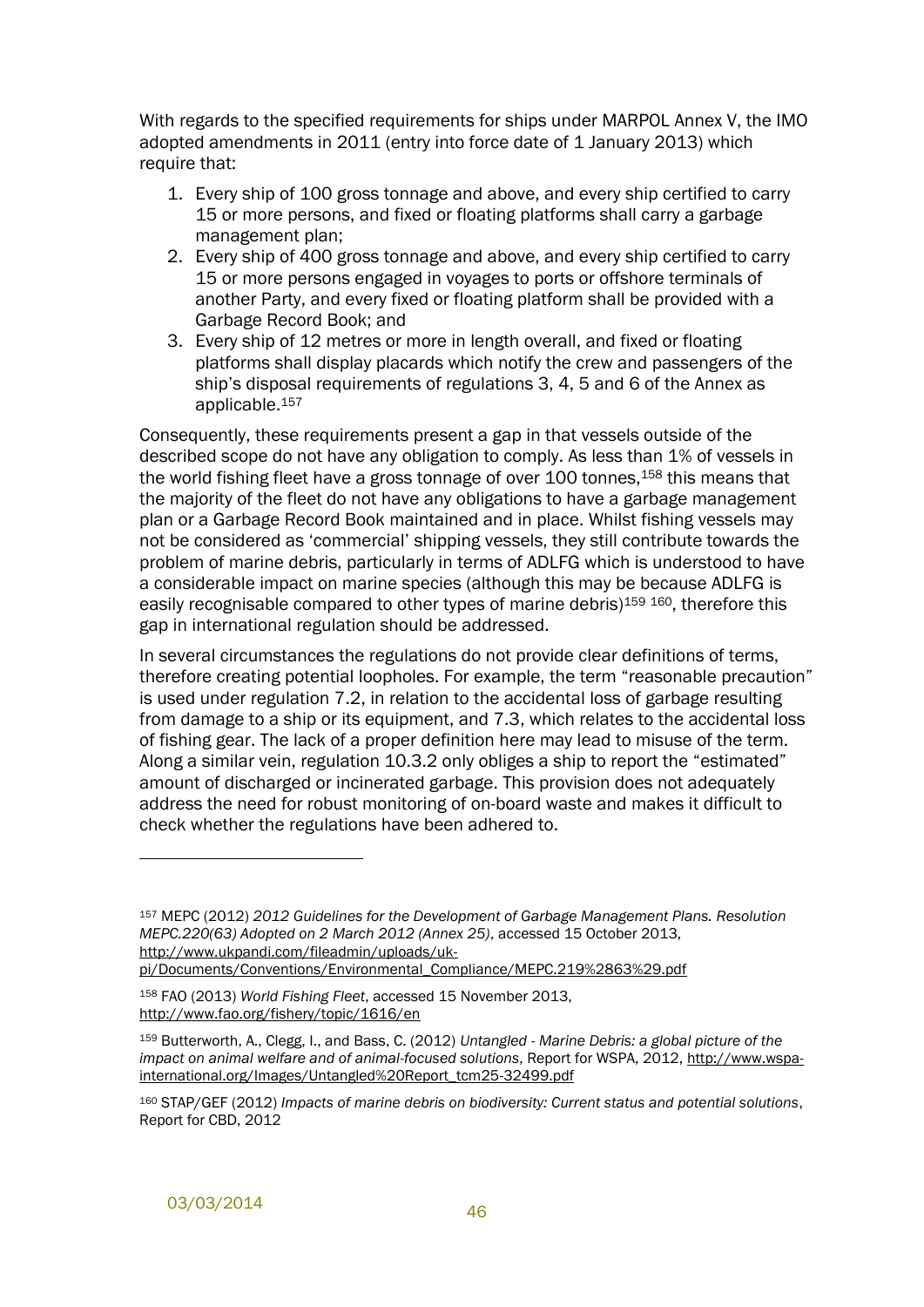With regards to the specified requirements for ships under MARPOL Annex V, the IMO adopted amendments in 2011 (entry into force date of 1 January 2013) which require that:

1. Every ship of 100 gross tonnage and above, and every ship certified to carry 15 or more persons, and fixed or floating platforms shall carry a garbage management plan;
2. Every ship of 400 gross tonnage and above, and every ship certified to carry 15 or more persons engaged in voyages to ports or offshore terminals of another Party, and every fixed or floating platform shall be provided with a Garbage Record Book; and
3. Every ship of 12 metres or more in length overall, and fixed or floating platforms shall display placards which notify the crew and passengers of the ship's disposal requirements of regulations 3, 4, 5 and 6 of the Annex as applicable.[157]

Consequently, these requirements present a gap in that vessels outside of the described scope do not have any obligation to comply. As less than 1% of vessels in the world fishing fleet have a gross tonnage of over 100 tonnes,[158] this means that the majority of the fleet do not have any obligations to have a garbage management plan or a Garbage Record Book maintained and in place. Whilst fishing vessels may not be considered as 'commercial' shipping vessels, they still contribute towards the problem of marine debris, particularly in terms of ADLFG which is understood to have a considerable impact on marine species (although this may be because ADLFG is easily recognisable compared to other types of marine debris)[159] [160], therefore this gap in international regulation should be addressed.

In several circumstances the regulations do not provide clear definitions of terms, therefore creating potential loopholes. For example, the term "reasonable precaution" is used under regulation 7.2, in relation to the accidental loss of garbage resulting from damage to a ship or its equipment, and 7.3, which relates to the accidental loss of fishing gear. The lack of a proper definition here may lead to misuse of the term. Along a similar vein, regulation 10.3.2 only obliges a ship to report the "estimated" amount of discharged or incinerated garbage. This provision does not adequately address the need for robust monitoring of on-board waste and makes it difficult to check whether the regulations have been adhered to.

---

[157] MEPC (2012) *2012 Guidelines for the Development of Garbage Management Plans. Resolution MEPC.220(63) Adopted on 2 March 2012 (Annex 25)*, accessed 15 October 2013, http://www.ukpandi.com/fileadmin/uploads/uk-pi/Documents/Conventions/Environmental_Compliance/MEPC.219%2863%29.pdf

[158] FAO (2013) *World Fishing Fleet*, accessed 15 November 2013, http://www.fao.org/fishery/topic/1616/en

[159] Butterworth, A., Clegg, I., and Bass, C. (2012) *Untangled - Marine Debris: a global picture of the impact on animal welfare and of animal-focused solutions*, Report for WSPA, 2012, http://www.wspa-international.org/Images/Untangled%20Report_tcm25-32499.pdf

[160] STAP/GEF (2012) *Impacts of marine debris on biodiversity: Current status and potential solutions*, Report for CBD, 2012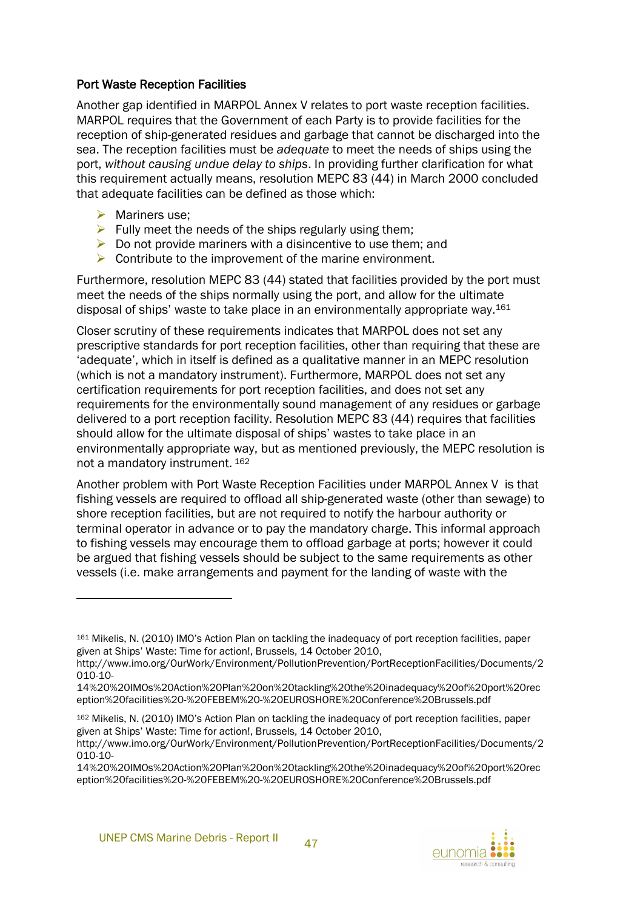### Port Waste Reception Facilities

Another gap identified in MARPOL Annex V relates to port waste reception facilities. MARPOL requires that the Government of each Party is to provide facilities for the reception of ship-generated residues and garbage that cannot be discharged into the sea. The reception facilities must be *adequate* to meet the needs of ships using the port, *without causing undue delay to ships*. In providing further clarification for what this requirement actually means, resolution MEPC 83 (44) in March 2000 concluded that adequate facilities can be defined as those which:

- Mariners use;
- Fully meet the needs of the ships regularly using them;
- Do not provide mariners with a disincentive to use them; and
- Contribute to the improvement of the marine environment.

Furthermore, resolution MEPC 83 (44) stated that facilities provided by the port must meet the needs of the ships normally using the port, and allow for the ultimate disposal of ships' waste to take place in an environmentally appropriate way.[161]

Closer scrutiny of these requirements indicates that MARPOL does not set any prescriptive standards for port reception facilities, other than requiring that these are 'adequate', which in itself is defined as a qualitative manner in an MEPC resolution (which is not a mandatory instrument). Furthermore, MARPOL does not set any certification requirements for port reception facilities, and does not set any requirements for the environmentally sound management of any residues or garbage delivered to a port reception facility. Resolution MEPC 83 (44) requires that facilities should allow for the ultimate disposal of ships' wastes to take place in an environmentally appropriate way, but as mentioned previously, the MEPC resolution is not a mandatory instrument. [162]

Another problem with Port Waste Reception Facilities under MARPOL Annex V is that fishing vessels are required to offload all ship-generated waste (other than sewage) to shore reception facilities, but are not required to notify the harbour authority or terminal operator in advance or to pay the mandatory charge. This informal approach to fishing vessels may encourage them to offload garbage at ports; however it could be argued that fishing vessels should be subject to the same requirements as other vessels (i.e. make arrangements and payment for the landing of waste with the

---

[161] Mikelis, N. (2010) IMO's Action Plan on tackling the inadequacy of port reception facilities, paper given at Ships' Waste: Time for action!, Brussels, 14 October 2010, http://www.imo.org/OurWork/Environment/PollutionPrevention/PortReceptionFacilities/Documents/2010-10-14%20%20IMOs%20Action%20Plan%20on%20tackling%20the%20inadequacy%20of%20port%20reception%20facilities%20-%20FEBEM%20-%20EUROSHORE%20Conference%20Brussels.pdf

[162] Mikelis, N. (2010) IMO's Action Plan on tackling the inadequacy of port reception facilities, paper given at Ships' Waste: Time for action!, Brussels, 14 October 2010, http://www.imo.org/OurWork/Environment/PollutionPrevention/PortReceptionFacilities/Documents/2010-10-14%20%20IMOs%20Action%20Plan%20on%20tackling%20the%20inadequacy%20of%20port%20reception%20facilities%20-%20FEBEM%20-%20EUROSHORE%20Conference%20Brussels.pdf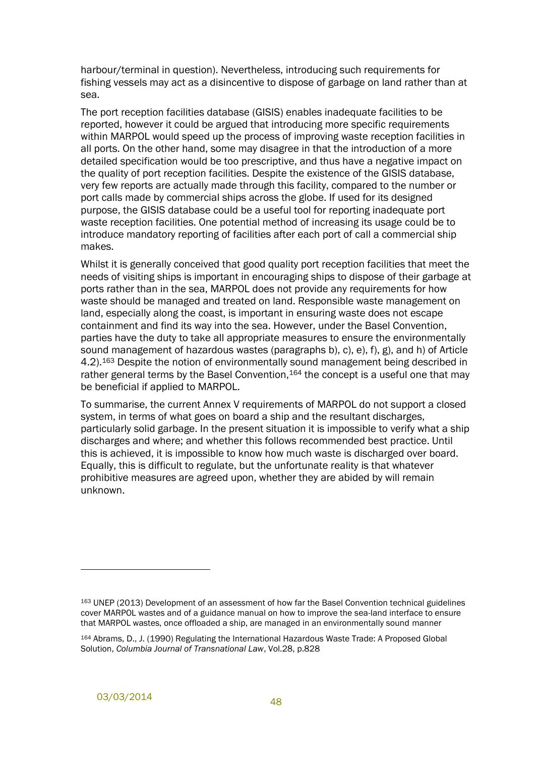harbour/terminal in question). Nevertheless, introducing such requirements for fishing vessels may act as a disincentive to dispose of garbage on land rather than at sea.

The port reception facilities database (GISIS) enables inadequate facilities to be reported, however it could be argued that introducing more specific requirements within MARPOL would speed up the process of improving waste reception facilities in all ports. On the other hand, some may disagree in that the introduction of a more detailed specification would be too prescriptive, and thus have a negative impact on the quality of port reception facilities. Despite the existence of the GISIS database, very few reports are actually made through this facility, compared to the number or port calls made by commercial ships across the globe. If used for its designed purpose, the GISIS database could be a useful tool for reporting inadequate port waste reception facilities. One potential method of increasing its usage could be to introduce mandatory reporting of facilities after each port of call a commercial ship makes.

Whilst it is generally conceived that good quality port reception facilities that meet the needs of visiting ships is important in encouraging ships to dispose of their garbage at ports rather than in the sea, MARPOL does not provide any requirements for how waste should be managed and treated on land. Responsible waste management on land, especially along the coast, is important in ensuring waste does not escape containment and find its way into the sea. However, under the Basel Convention, parties have the duty to take all appropriate measures to ensure the environmentally sound management of hazardous wastes (paragraphs b), c), e), f), g), and h) of Article 4.2).[163] Despite the notion of environmentally sound management being described in rather general terms by the Basel Convention,[164] the concept is a useful one that may be beneficial if applied to MARPOL.

To summarise, the current Annex V requirements of MARPOL do not support a closed system, in terms of what goes on board a ship and the resultant discharges, particularly solid garbage. In the present situation it is impossible to verify what a ship discharges and where; and whether this follows recommended best practice. Until this is achieved, it is impossible to know how much waste is discharged over board. Equally, this is difficult to regulate, but the unfortunate reality is that whatever prohibitive measures are agreed upon, whether they are abided by will remain unknown.

---

[163] UNEP (2013) Development of an assessment of how far the Basel Convention technical guidelines cover MARPOL wastes and of a guidance manual on how to improve the sea-land interface to ensure that MARPOL wastes, once offloaded a ship, are managed in an environmentally sound manner

[164] Abrams, D., J. (1990) Regulating the International Hazardous Waste Trade: A Proposed Global Solution, *Columbia Journal of Transnational Law*, Vol.28, p.828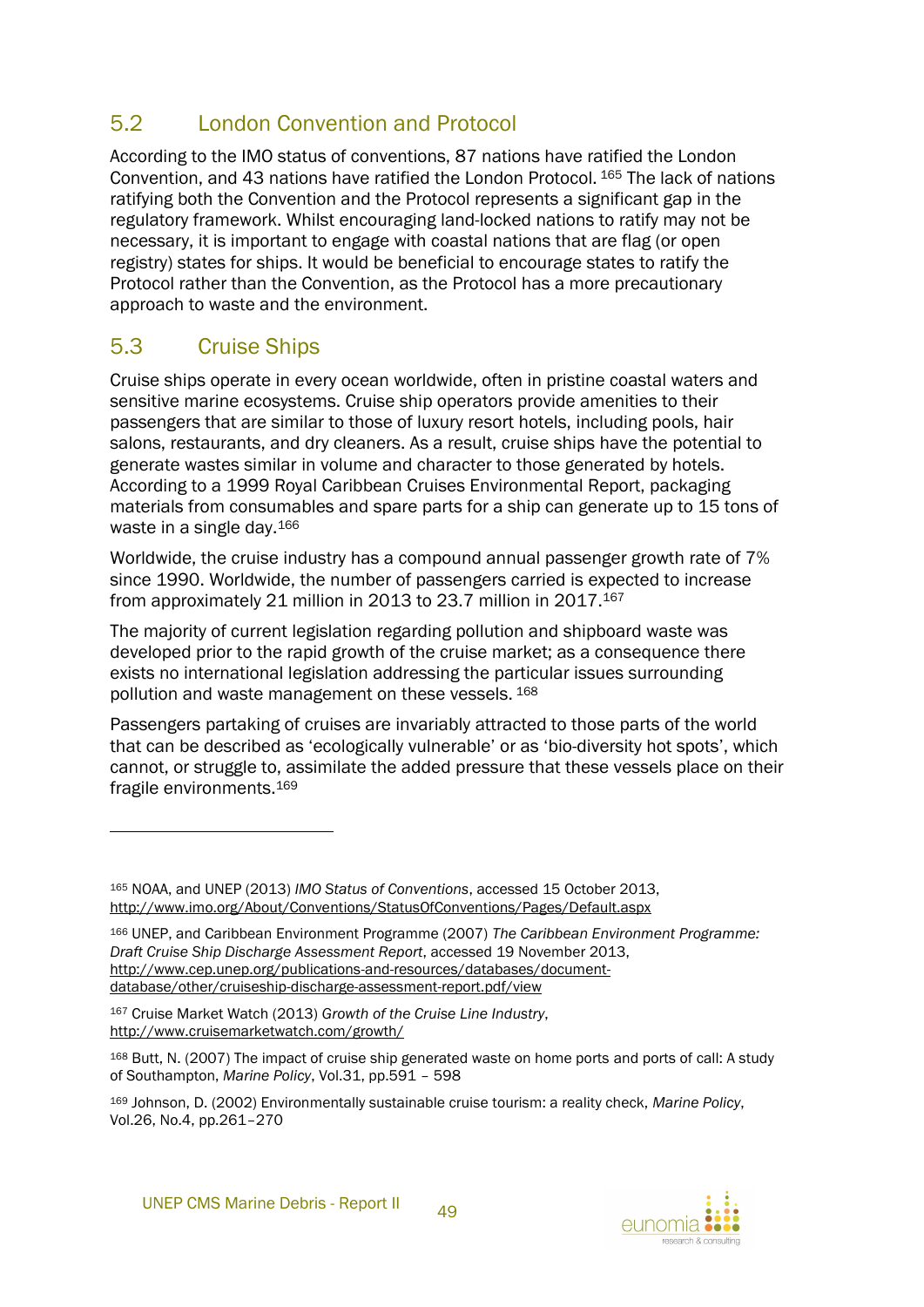## 5.2 London Convention and Protocol

According to the IMO status of conventions, 87 nations have ratified the London Convention, and 43 nations have ratified the London Protocol. [165] The lack of nations ratifying both the Convention and the Protocol represents a significant gap in the regulatory framework. Whilst encouraging land-locked nations to ratify may not be necessary, it is important to engage with coastal nations that are flag (or open registry) states for ships. It would be beneficial to encourage states to ratify the Protocol rather than the Convention, as the Protocol has a more precautionary approach to waste and the environment.

## 5.3 Cruise Ships

Cruise ships operate in every ocean worldwide, often in pristine coastal waters and sensitive marine ecosystems. Cruise ship operators provide amenities to their passengers that are similar to those of luxury resort hotels, including pools, hair salons, restaurants, and dry cleaners. As a result, cruise ships have the potential to generate wastes similar in volume and character to those generated by hotels. According to a 1999 Royal Caribbean Cruises Environmental Report, packaging materials from consumables and spare parts for a ship can generate up to 15 tons of waste in a single day.[166]

Worldwide, the cruise industry has a compound annual passenger growth rate of 7% since 1990. Worldwide, the number of passengers carried is expected to increase from approximately 21 million in 2013 to 23.7 million in 2017.[167]

The majority of current legislation regarding pollution and shipboard waste was developed prior to the rapid growth of the cruise market; as a consequence there exists no international legislation addressing the particular issues surrounding pollution and waste management on these vessels. [168]

Passengers partaking of cruises are invariably attracted to those parts of the world that can be described as 'ecologically vulnerable' or as 'bio-diversity hot spots', which cannot, or struggle to, assimilate the added pressure that these vessels place on their fragile environments.[169]

---

[165] NOAA, and UNEP (2013) *IMO Status of Conventions*, accessed 15 October 2013, http://www.imo.org/About/Conventions/StatusOfConventions/Pages/Default.aspx

[166] UNEP, and Caribbean Environment Programme (2007) *The Caribbean Environment Programme: Draft Cruise Ship Discharge Assessment Report*, accessed 19 November 2013, http://www.cep.unep.org/publications-and-resources/databases/document-database/other/cruiseship-discharge-assessment-report.pdf/view

[167] Cruise Market Watch (2013) *Growth of the Cruise Line Industry*, http://www.cruisemarketwatch.com/growth/

[168] Butt, N. (2007) The impact of cruise ship generated waste on home ports and ports of call: A study of Southampton, *Marine Policy*, Vol.31, pp.591 – 598

[169] Johnson, D. (2002) Environmentally sustainable cruise tourism: a reality check, *Marine Policy*, Vol.26, No.4, pp.261–270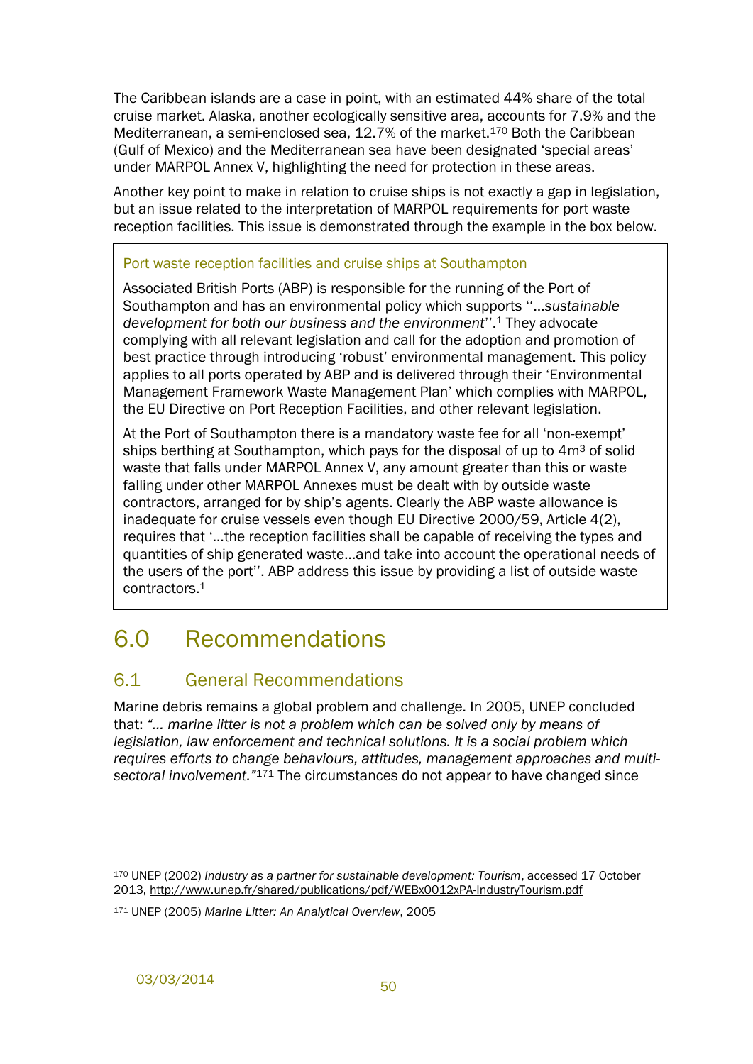The Caribbean islands are a case in point, with an estimated 44% share of the total cruise market. Alaska, another ecologically sensitive area, accounts for 7.9% and the Mediterranean, a semi-enclosed sea, 12.7% of the market.[170] Both the Caribbean (Gulf of Mexico) and the Mediterranean sea have been designated 'special areas' under MARPOL Annex V, highlighting the need for protection in these areas.

Another key point to make in relation to cruise ships is not exactly a gap in legislation, but an issue related to the interpretation of MARPOL requirements for port waste reception facilities. This issue is demonstrated through the example in the box below.

> **Port waste reception facilities and cruise ships at Southampton**
>
> Associated British Ports (ABP) is responsible for the running of the Port of Southampton and has an environmental policy which supports ''…*sustainable development for both our business and the environment*''.[1] They advocate complying with all relevant legislation and call for the adoption and promotion of best practice through introducing 'robust' environmental management. This policy applies to all ports operated by ABP and is delivered through their 'Environmental Management Framework Waste Management Plan' which complies with MARPOL, the EU Directive on Port Reception Facilities, and other relevant legislation.
>
> At the Port of Southampton there is a mandatory waste fee for all 'non-exempt' ships berthing at Southampton, which pays for the disposal of up to 4m$^3$ of solid waste that falls under MARPOL Annex V, any amount greater than this or waste falling under other MARPOL Annexes must be dealt with by outside waste contractors, arranged for by ship's agents. Clearly the ABP waste allowance is inadequate for cruise vessels even though EU Directive 2000/59, Article 4(2), requires that '…the reception facilities shall be capable of receiving the types and quantities of ship generated waste…and take into account the operational needs of the users of the port''. ABP address this issue by providing a list of outside waste contractors.[1]

# 6.0 Recommendations

## 6.1 General Recommendations

Marine debris remains a global problem and challenge. In 2005, UNEP concluded that: *"… marine litter is not a problem which can be solved only by means of legislation, law enforcement and technical solutions. It is a social problem which requires efforts to change behaviours, attitudes, management approaches and multi-sectoral involvement."*[171] The circumstances do not appear to have changed since

---

[170] UNEP (2002) *Industry as a partner for sustainable development: Tourism*, accessed 17 October 2013, http://www.unep.fr/shared/publications/pdf/WEBx0012xPA-IndustryTourism.pdf

[171] UNEP (2005) *Marine Litter: An Analytical Overview*, 2005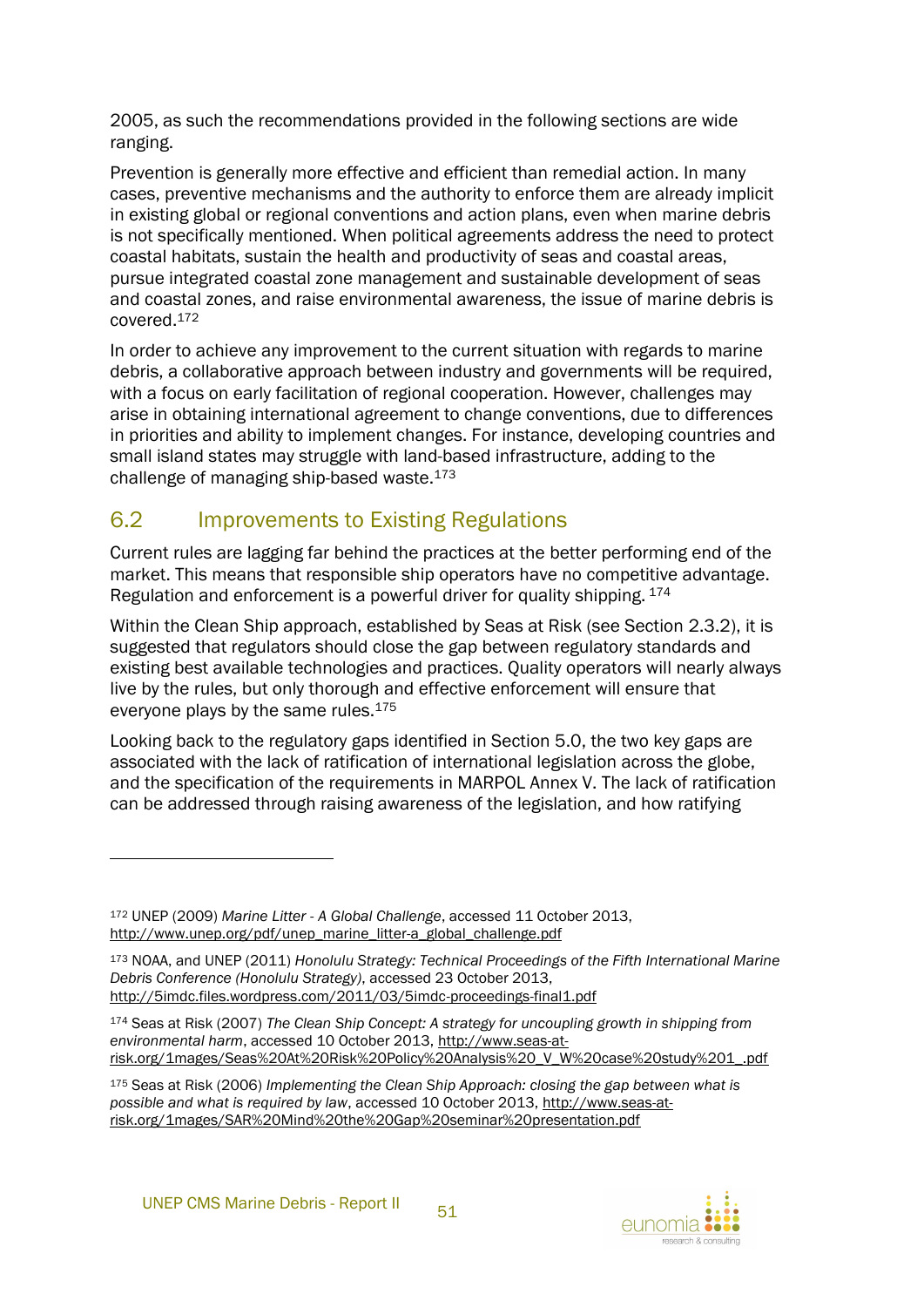2005, as such the recommendations provided in the following sections are wide ranging.

Prevention is generally more effective and efficient than remedial action. In many cases, preventive mechanisms and the authority to enforce them are already implicit in existing global or regional conventions and action plans, even when marine debris is not specifically mentioned. When political agreements address the need to protect coastal habitats, sustain the health and productivity of seas and coastal areas, pursue integrated coastal zone management and sustainable development of seas and coastal zones, and raise environmental awareness, the issue of marine debris is covered.[172]

In order to achieve any improvement to the current situation with regards to marine debris, a collaborative approach between industry and governments will be required, with a focus on early facilitation of regional cooperation. However, challenges may arise in obtaining international agreement to change conventions, due to differences in priorities and ability to implement changes. For instance, developing countries and small island states may struggle with land-based infrastructure, adding to the challenge of managing ship-based waste.[173]

## 6.2 Improvements to Existing Regulations

Current rules are lagging far behind the practices at the better performing end of the market. This means that responsible ship operators have no competitive advantage. Regulation and enforcement is a powerful driver for quality shipping.[174]

Within the Clean Ship approach, established by Seas at Risk (see Section 2.3.2), it is suggested that regulators should close the gap between regulatory standards and existing best available technologies and practices. Quality operators will nearly always live by the rules, but only thorough and effective enforcement will ensure that everyone plays by the same rules.[175]

Looking back to the regulatory gaps identified in Section 5.0, the two key gaps are associated with the lack of ratification of international legislation across the globe, and the specification of the requirements in MARPOL Annex V. The lack of ratification can be addressed through raising awareness of the legislation, and how ratifying

---

[172] UNEP (2009) *Marine Litter - A Global Challenge*, accessed 11 October 2013, http://www.unep.org/pdf/unep_marine_litter-a_global_challenge.pdf

[173] NOAA, and UNEP (2011) *Honolulu Strategy: Technical Proceedings of the Fifth International Marine Debris Conference (Honolulu Strategy)*, accessed 23 October 2013, http://5imdc.files.wordpress.com/2011/03/5imdc-proceedings-final1.pdf

[174] Seas at Risk (2007) *The Clean Ship Concept: A strategy for uncoupling growth in shipping from environmental harm*, accessed 10 October 2013, http://www.seas-at-risk.org/1mages/Seas%20At%20Risk%20Policy%20Analysis%20_V_W%20case%20study%201_.pdf

[175] Seas at Risk (2006) *Implementing the Clean Ship Approach: closing the gap between what is possible and what is required by law*, accessed 10 October 2013, http://www.seas-at-risk.org/1mages/SAR%20Mind%20the%20Gap%20seminar%20presentation.pdf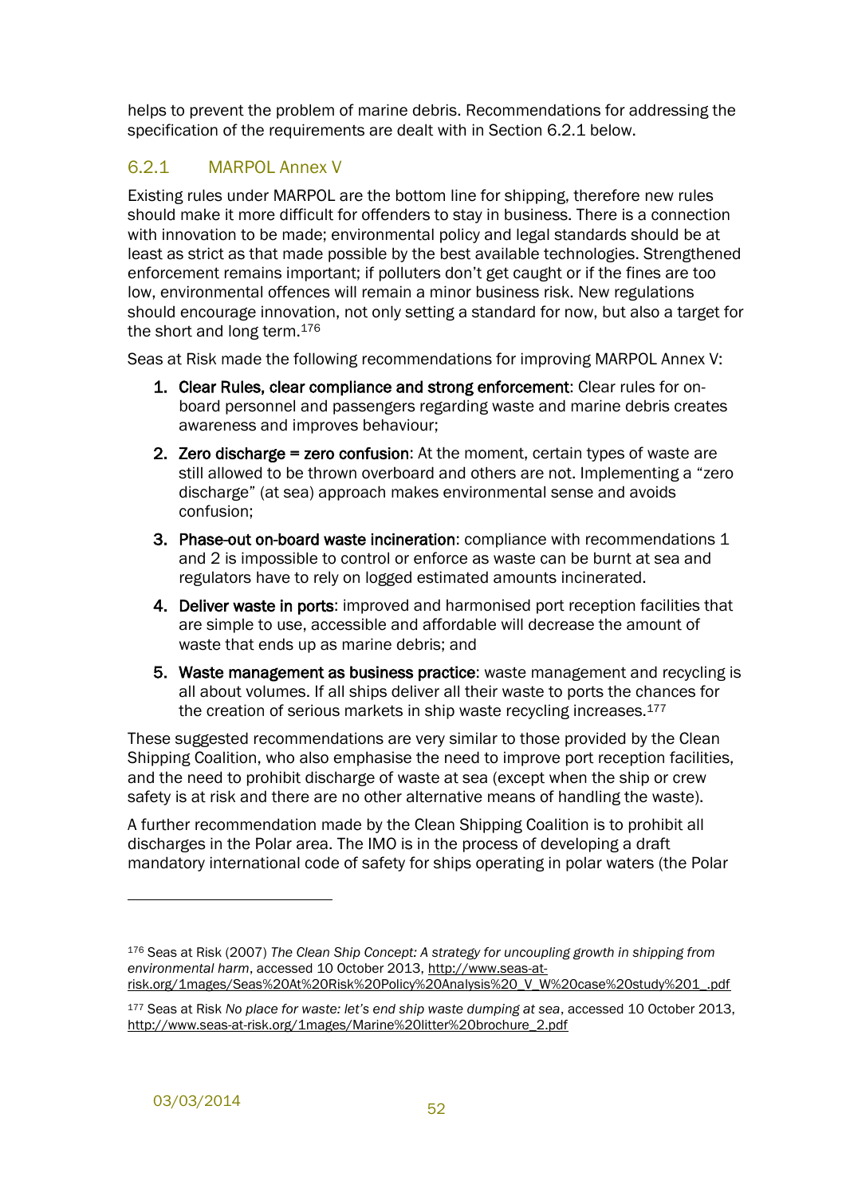helps to prevent the problem of marine debris. Recommendations for addressing the specification of the requirements are dealt with in Section 6.2.1 below.

### 6.2.1 MARPOL Annex V

Existing rules under MARPOL are the bottom line for shipping, therefore new rules should make it more difficult for offenders to stay in business. There is a connection with innovation to be made; environmental policy and legal standards should be at least as strict as that made possible by the best available technologies. Strengthened enforcement remains important; if polluters don't get caught or if the fines are too low, environmental offences will remain a minor business risk. New regulations should encourage innovation, not only setting a standard for now, but also a target for the short and long term.[176]

Seas at Risk made the following recommendations for improving MARPOL Annex V:

1. **Clear Rules, clear compliance and strong enforcement**: Clear rules for on-board personnel and passengers regarding waste and marine debris creates awareness and improves behaviour;
2. **Zero discharge = zero confusion**: At the moment, certain types of waste are still allowed to be thrown overboard and others are not. Implementing a "zero discharge" (at sea) approach makes environmental sense and avoids confusion;
3. **Phase-out on-board waste incineration**: compliance with recommendations 1 and 2 is impossible to control or enforce as waste can be burnt at sea and regulators have to rely on logged estimated amounts incinerated.
4. **Deliver waste in ports**: improved and harmonised port reception facilities that are simple to use, accessible and affordable will decrease the amount of waste that ends up as marine debris; and
5. **Waste management as business practice**: waste management and recycling is all about volumes. If all ships deliver all their waste to ports the chances for the creation of serious markets in ship waste recycling increases.[177]

These suggested recommendations are very similar to those provided by the Clean Shipping Coalition, who also emphasise the need to improve port reception facilities, and the need to prohibit discharge of waste at sea (except when the ship or crew safety is at risk and there are no other alternative means of handling the waste).

A further recommendation made by the Clean Shipping Coalition is to prohibit all discharges in the Polar area. The IMO is in the process of developing a draft mandatory international code of safety for ships operating in polar waters (the Polar

---

[176] Seas at Risk (2007) *The Clean Ship Concept: A strategy for uncoupling growth in shipping from environmental harm*, accessed 10 October 2013, http://www.seas-at-risk.org/1mages/Seas%20At%20Risk%20Policy%20Analysis%20_V_W%20case%20study%201_.pdf

[177] Seas at Risk *No place for waste: let's end ship waste dumping at sea*, accessed 10 October 2013, http://www.seas-at-risk.org/1mages/Marine%20litter%20brochure_2.pdf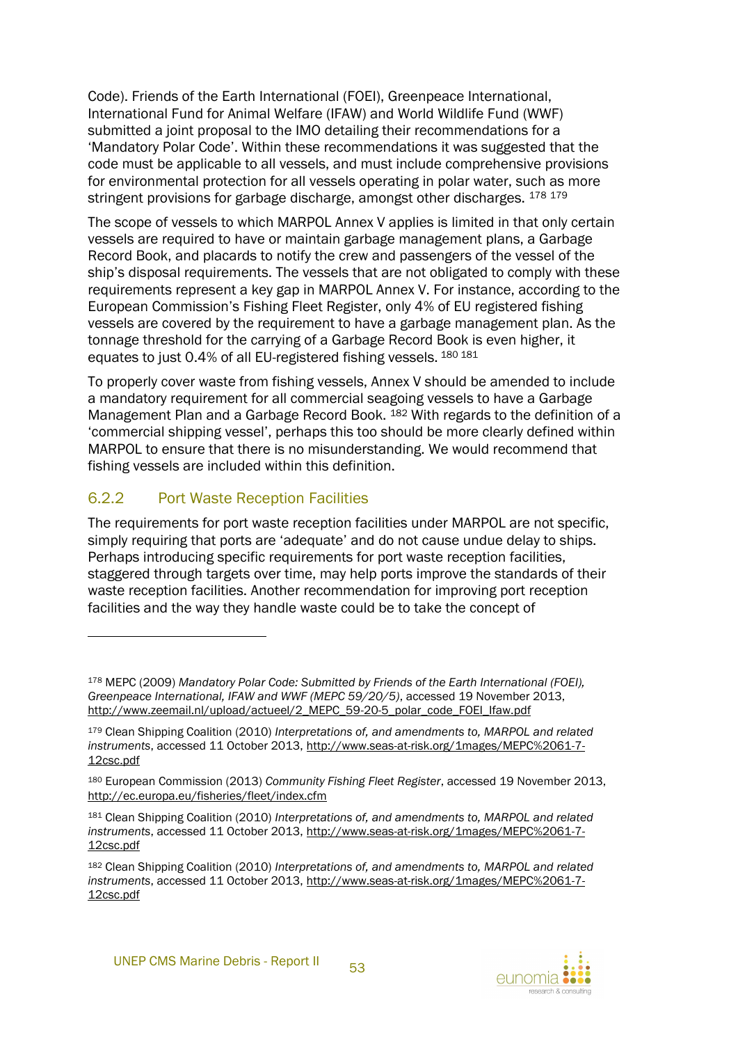Code). Friends of the Earth International (FOEI), Greenpeace International, International Fund for Animal Welfare (IFAW) and World Wildlife Fund (WWF) submitted a joint proposal to the IMO detailing their recommendations for a 'Mandatory Polar Code'. Within these recommendations it was suggested that the code must be applicable to all vessels, and must include comprehensive provisions for environmental protection for all vessels operating in polar water, such as more stringent provisions for garbage discharge, amongst other discharges. [178] [179]

The scope of vessels to which MARPOL Annex V applies is limited in that only certain vessels are required to have or maintain garbage management plans, a Garbage Record Book, and placards to notify the crew and passengers of the vessel of the ship's disposal requirements. The vessels that are not obligated to comply with these requirements represent a key gap in MARPOL Annex V. For instance, according to the European Commission's Fishing Fleet Register, only 4% of EU registered fishing vessels are covered by the requirement to have a garbage management plan. As the tonnage threshold for the carrying of a Garbage Record Book is even higher, it equates to just 0.4% of all EU-registered fishing vessels. [180] [181]

To properly cover waste from fishing vessels, Annex V should be amended to include a mandatory requirement for all commercial seagoing vessels to have a Garbage Management Plan and a Garbage Record Book. [182] With regards to the definition of a 'commercial shipping vessel', perhaps this too should be more clearly defined within MARPOL to ensure that there is no misunderstanding. We would recommend that fishing vessels are included within this definition.

### 6.2.2 Port Waste Reception Facilities

The requirements for port waste reception facilities under MARPOL are not specific, simply requiring that ports are 'adequate' and do not cause undue delay to ships. Perhaps introducing specific requirements for port waste reception facilities, staggered through targets over time, may help ports improve the standards of their waste reception facilities. Another recommendation for improving port reception facilities and the way they handle waste could be to take the concept of

---

[178] MEPC (2009) *Mandatory Polar Code: Submitted by Friends of the Earth International (FOEI), Greenpeace International, IFAW and WWF (MEPC 59/20/5)*, accessed 19 November 2013, http://www.zeemail.nl/upload/actueel/2_MEPC_59-20-5_polar_code_FOEI_Ifaw.pdf

[179] Clean Shipping Coalition (2010) *Interpretations of, and amendments to, MARPOL and related instruments*, accessed 11 October 2013, http://www.seas-at-risk.org/1mages/MEPC%2061-7-12csc.pdf

[180] European Commission (2013) *Community Fishing Fleet Register*, accessed 19 November 2013, http://ec.europa.eu/fisheries/fleet/index.cfm

[181] Clean Shipping Coalition (2010) *Interpretations of, and amendments to, MARPOL and related instruments*, accessed 11 October 2013, http://www.seas-at-risk.org/1mages/MEPC%2061-7-12csc.pdf

[182] Clean Shipping Coalition (2010) *Interpretations of, and amendments to, MARPOL and related instruments*, accessed 11 October 2013, http://www.seas-at-risk.org/1mages/MEPC%2061-7-12csc.pdf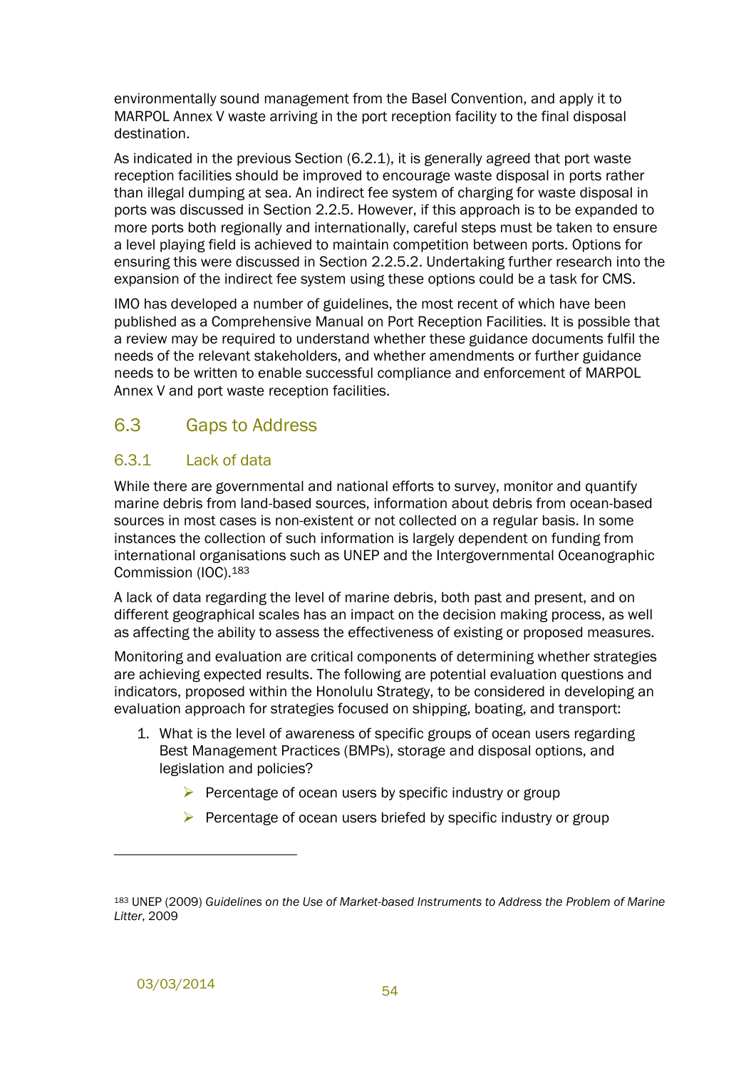environmentally sound management from the Basel Convention, and apply it to MARPOL Annex V waste arriving in the port reception facility to the final disposal destination.

As indicated in the previous Section (6.2.1), it is generally agreed that port waste reception facilities should be improved to encourage waste disposal in ports rather than illegal dumping at sea. An indirect fee system of charging for waste disposal in ports was discussed in Section 2.2.5. However, if this approach is to be expanded to more ports both regionally and internationally, careful steps must be taken to ensure a level playing field is achieved to maintain competition between ports. Options for ensuring this were discussed in Section 2.2.5.2. Undertaking further research into the expansion of the indirect fee system using these options could be a task for CMS.

IMO has developed a number of guidelines, the most recent of which have been published as a Comprehensive Manual on Port Reception Facilities. It is possible that a review may be required to understand whether these guidance documents fulfil the needs of the relevant stakeholders, and whether amendments or further guidance needs to be written to enable successful compliance and enforcement of MARPOL Annex V and port waste reception facilities.

## 6.3 Gaps to Address

### 6.3.1 Lack of data

While there are governmental and national efforts to survey, monitor and quantify marine debris from land-based sources, information about debris from ocean-based sources in most cases is non-existent or not collected on a regular basis. In some instances the collection of such information is largely dependent on funding from international organisations such as UNEP and the Intergovernmental Oceanographic Commission (IOC).[183]

A lack of data regarding the level of marine debris, both past and present, and on different geographical scales has an impact on the decision making process, as well as affecting the ability to assess the effectiveness of existing or proposed measures.

Monitoring and evaluation are critical components of determining whether strategies are achieving expected results. The following are potential evaluation questions and indicators, proposed within the Honolulu Strategy, to be considered in developing an evaluation approach for strategies focused on shipping, boating, and transport:

1. What is the level of awareness of specific groups of ocean users regarding Best Management Practices (BMPs), storage and disposal options, and legislation and policies?
    - Percentage of ocean users by specific industry or group
    - Percentage of ocean users briefed by specific industry or group

---

[183] UNEP (2009) *Guidelines on the Use of Market-based Instruments to Address the Problem of Marine Litter*, 2009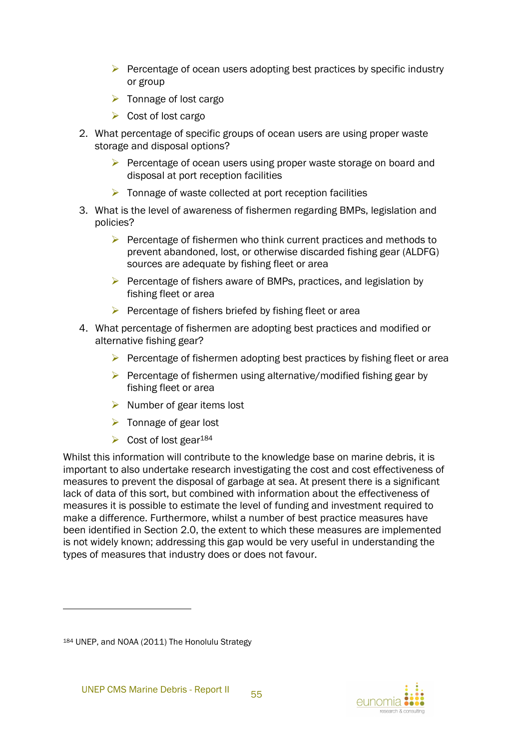- Percentage of ocean users adopting best practices by specific industry or group
    - Tonnage of lost cargo
    - Cost of lost cargo

2. What percentage of specific groups of ocean users are using proper waste storage and disposal options?
    - Percentage of ocean users using proper waste storage on board and disposal at port reception facilities
    - Tonnage of waste collected at port reception facilities

3. What is the level of awareness of fishermen regarding BMPs, legislation and policies?
    - Percentage of fishermen who think current practices and methods to prevent abandoned, lost, or otherwise discarded fishing gear (ALDFG) sources are adequate by fishing fleet or area
    - Percentage of fishers aware of BMPs, practices, and legislation by fishing fleet or area
    - Percentage of fishers briefed by fishing fleet or area

4. What percentage of fishermen are adopting best practices and modified or alternative fishing gear?
    - Percentage of fishermen adopting best practices by fishing fleet or area
    - Percentage of fishermen using alternative/modified fishing gear by fishing fleet or area
    - Number of gear items lost
    - Tonnage of gear lost
    - Cost of lost gear[184]

Whilst this information will contribute to the knowledge base on marine debris, it is important to also undertake research investigating the cost and cost effectiveness of measures to prevent the disposal of garbage at sea. At present there is a significant lack of data of this sort, but combined with information about the effectiveness of measures it is possible to estimate the level of funding and investment required to make a difference. Furthermore, whilst a number of best practice measures have been identified in Section 2.0, the extent to which these measures are implemented is not widely known; addressing this gap would be very useful in understanding the types of measures that industry does or does not favour.

---

[184] UNEP, and NOAA (2011) The Honolulu Strategy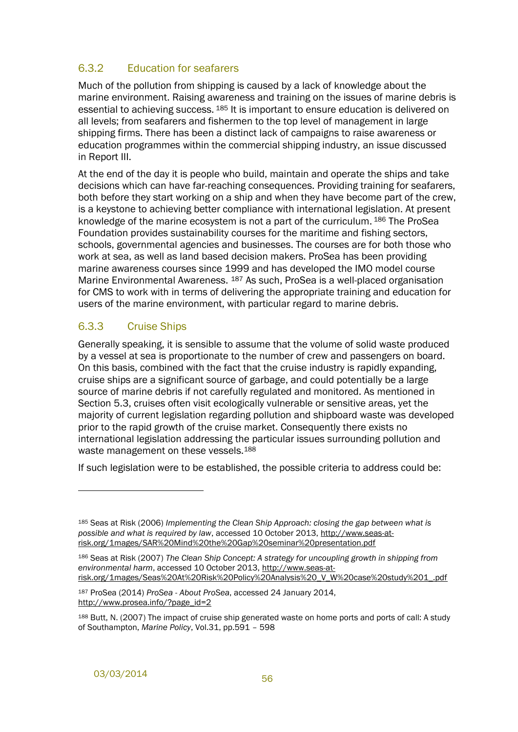### 6.3.2 Education for seafarers

Much of the pollution from shipping is caused by a lack of knowledge about the marine environment. Raising awareness and training on the issues of marine debris is essential to achieving success. [185] It is important to ensure education is delivered on all levels; from seafarers and fishermen to the top level of management in large shipping firms. There has been a distinct lack of campaigns to raise awareness or education programmes within the commercial shipping industry, an issue discussed in Report III.

At the end of the day it is people who build, maintain and operate the ships and take decisions which can have far-reaching consequences. Providing training for seafarers, both before they start working on a ship and when they have become part of the crew, is a keystone to achieving better compliance with international legislation. At present knowledge of the marine ecosystem is not a part of the curriculum. [186] The ProSea Foundation provides sustainability courses for the maritime and fishing sectors, schools, governmental agencies and businesses. The courses are for both those who work at sea, as well as land based decision makers. ProSea has been providing marine awareness courses since 1999 and has developed the IMO model course Marine Environmental Awareness. [187] As such, ProSea is a well-placed organisation for CMS to work with in terms of delivering the appropriate training and education for users of the marine environment, with particular regard to marine debris.

### 6.3.3 Cruise Ships

Generally speaking, it is sensible to assume that the volume of solid waste produced by a vessel at sea is proportionate to the number of crew and passengers on board. On this basis, combined with the fact that the cruise industry is rapidly expanding, cruise ships are a significant source of garbage, and could potentially be a large source of marine debris if not carefully regulated and monitored. As mentioned in Section 5.3, cruises often visit ecologically vulnerable or sensitive areas, yet the majority of current legislation regarding pollution and shipboard waste was developed prior to the rapid growth of the cruise market. Consequently there exists no international legislation addressing the particular issues surrounding pollution and waste management on these vessels.[188]

If such legislation were to be established, the possible criteria to address could be:

---

[185] Seas at Risk (2006) *Implementing the Clean Ship Approach: closing the gap between what is possible and what is required by law*, accessed 10 October 2013, http://www.seas-at-risk.org/1mages/SAR%20Mind%20the%20Gap%20seminar%20presentation.pdf

[186] Seas at Risk (2007) *The Clean Ship Concept: A strategy for uncoupling growth in shipping from environmental harm*, accessed 10 October 2013, http://www.seas-at-risk.org/1mages/Seas%20At%20Risk%20Policy%20Analysis%20_V_W%20case%20study%201_.pdf

[187] ProSea (2014) *ProSea - About ProSea*, accessed 24 January 2014, http://www.prosea.info/?page_id=2

[188] Butt, N. (2007) The impact of cruise ship generated waste on home ports and ports of call: A study of Southampton, *Marine Policy*, Vol.31, pp.591 – 598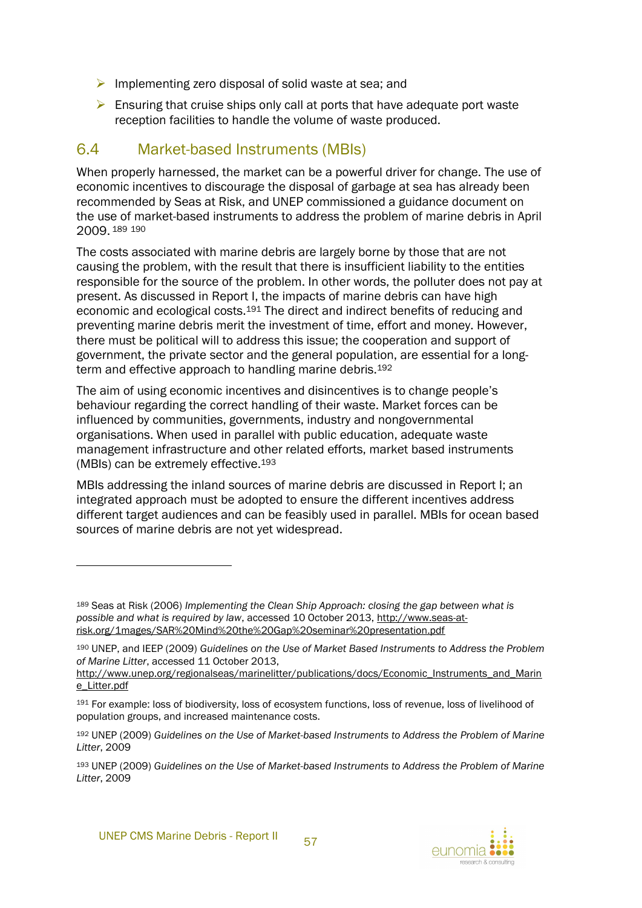- Implementing zero disposal of solid waste at sea; and
- Ensuring that cruise ships only call at ports that have adequate port waste reception facilities to handle the volume of waste produced.

## 6.4 Market-based Instruments (MBIs)

When properly harnessed, the market can be a powerful driver for change. The use of economic incentives to discourage the disposal of garbage at sea has already been recommended by Seas at Risk, and UNEP commissioned a guidance document on the use of market-based instruments to address the problem of marine debris in April 2009.[189] [190]

The costs associated with marine debris are largely borne by those that are not causing the problem, with the result that there is insufficient liability to the entities responsible for the source of the problem. In other words, the polluter does not pay at present. As discussed in Report I, the impacts of marine debris can have high economic and ecological costs.[191] The direct and indirect benefits of reducing and preventing marine debris merit the investment of time, effort and money. However, there must be political will to address this issue; the cooperation and support of government, the private sector and the general population, are essential for a long-term and effective approach to handling marine debris.[192]

The aim of using economic incentives and disincentives is to change people's behaviour regarding the correct handling of their waste. Market forces can be influenced by communities, governments, industry and nongovernmental organisations. When used in parallel with public education, adequate waste management infrastructure and other related efforts, market based instruments (MBIs) can be extremely effective.[193]

MBIs addressing the inland sources of marine debris are discussed in Report I; an integrated approach must be adopted to ensure the different incentives address different target audiences and can be feasibly used in parallel. MBIs for ocean based sources of marine debris are not yet widespread.

---

[189] Seas at Risk (2006) *Implementing the Clean Ship Approach: closing the gap between what is possible and what is required by law*, accessed 10 October 2013, http://www.seas-at-risk.org/1mages/SAR%20Mind%20the%20Gap%20seminar%20presentation.pdf

[190] UNEP, and IEEP (2009) *Guidelines on the Use of Market Based Instruments to Address the Problem of Marine Litter*, accessed 11 October 2013, http://www.unep.org/regionalseas/marinelitter/publications/docs/Economic_Instruments_and_Marine_Litter.pdf

[191] For example: loss of biodiversity, loss of ecosystem functions, loss of revenue, loss of livelihood of population groups, and increased maintenance costs.

[192] UNEP (2009) *Guidelines on the Use of Market-based Instruments to Address the Problem of Marine Litter*, 2009

[193] UNEP (2009) *Guidelines on the Use of Market-based Instruments to Address the Problem of Marine Litter*, 2009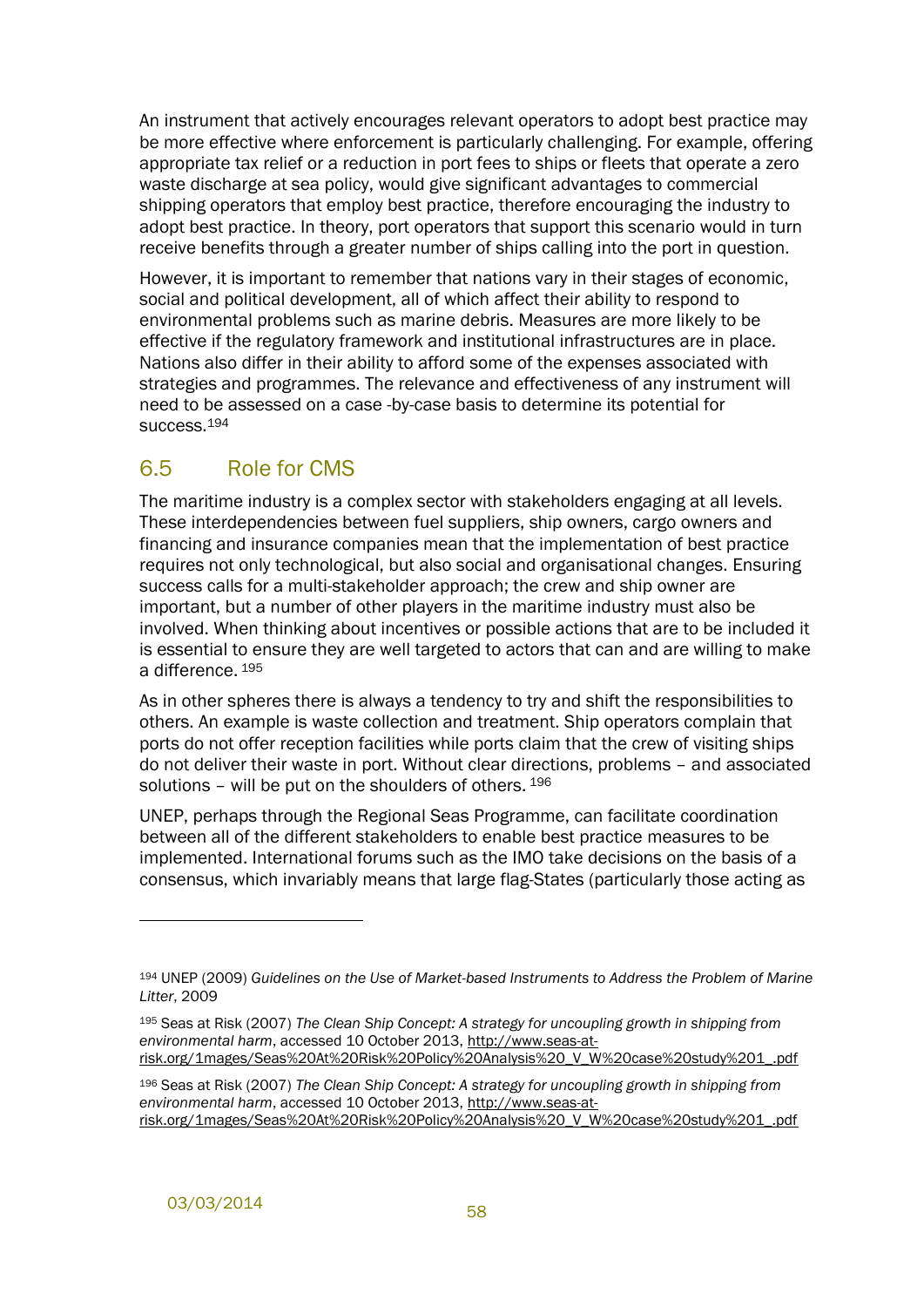An instrument that actively encourages relevant operators to adopt best practice may be more effective where enforcement is particularly challenging. For example, offering appropriate tax relief or a reduction in port fees to ships or fleets that operate a zero waste discharge at sea policy, would give significant advantages to commercial shipping operators that employ best practice, therefore encouraging the industry to adopt best practice. In theory, port operators that support this scenario would in turn receive benefits through a greater number of ships calling into the port in question.

However, it is important to remember that nations vary in their stages of economic, social and political development, all of which affect their ability to respond to environmental problems such as marine debris. Measures are more likely to be effective if the regulatory framework and institutional infrastructures are in place. Nations also differ in their ability to afford some of the expenses associated with strategies and programmes. The relevance and effectiveness of any instrument will need to be assessed on a case -by-case basis to determine its potential for success.[194]

## 6.5 Role for CMS

The maritime industry is a complex sector with stakeholders engaging at all levels. These interdependencies between fuel suppliers, ship owners, cargo owners and financing and insurance companies mean that the implementation of best practice requires not only technological, but also social and organisational changes. Ensuring success calls for a multi-stakeholder approach; the crew and ship owner are important, but a number of other players in the maritime industry must also be involved. When thinking about incentives or possible actions that are to be included it is essential to ensure they are well targeted to actors that can and are willing to make a difference.[195]

As in other spheres there is always a tendency to try and shift the responsibilities to others. An example is waste collection and treatment. Ship operators complain that ports do not offer reception facilities while ports claim that the crew of visiting ships do not deliver their waste in port. Without clear directions, problems – and associated solutions – will be put on the shoulders of others.[196]

UNEP, perhaps through the Regional Seas Programme, can facilitate coordination between all of the different stakeholders to enable best practice measures to be implemented. International forums such as the IMO take decisions on the basis of a consensus, which invariably means that large flag-States (particularly those acting as

---

[194] UNEP (2009) *Guidelines on the Use of Market-based Instruments to Address the Problem of Marine Litter*, 2009

[195] Seas at Risk (2007) *The Clean Ship Concept: A strategy for uncoupling growth in shipping from environmental harm*, accessed 10 October 2013, http://www.seas-at-risk.org/1mages/Seas%20At%20Risk%20Policy%20Analysis%20_V_W%20case%20study%201_.pdf

[196] Seas at Risk (2007) *The Clean Ship Concept: A strategy for uncoupling growth in shipping from environmental harm*, accessed 10 October 2013, http://www.seas-at-risk.org/1mages/Seas%20At%20Risk%20Policy%20Analysis%20_V_W%20case%20study%201_.pdf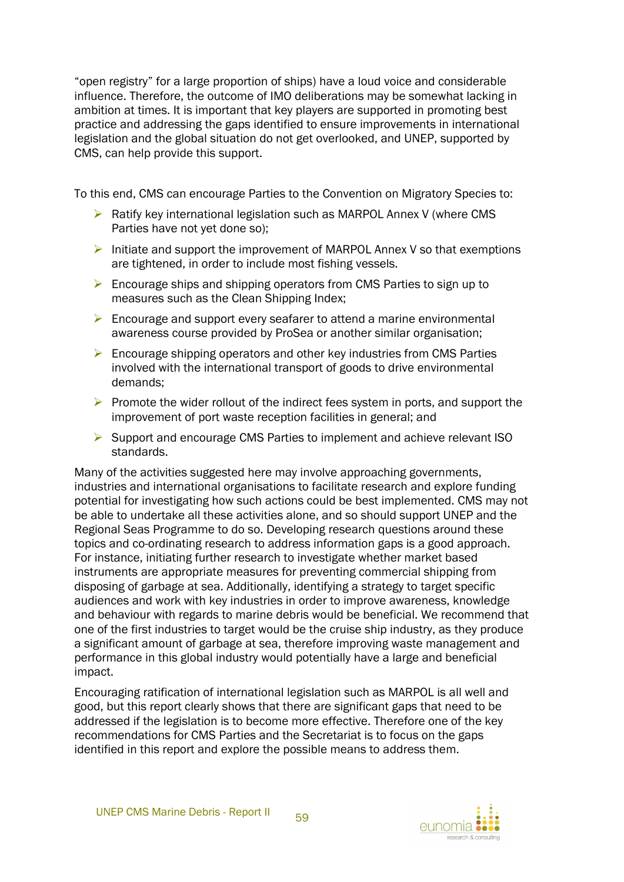"open registry" for a large proportion of ships) have a loud voice and considerable influence. Therefore, the outcome of IMO deliberations may be somewhat lacking in ambition at times. It is important that key players are supported in promoting best practice and addressing the gaps identified to ensure improvements in international legislation and the global situation do not get overlooked, and UNEP, supported by CMS, can help provide this support.

To this end, CMS can encourage Parties to the Convention on Migratory Species to:

- Ratify key international legislation such as MARPOL Annex V (where CMS Parties have not yet done so);
- Initiate and support the improvement of MARPOL Annex V so that exemptions are tightened, in order to include most fishing vessels.
- Encourage ships and shipping operators from CMS Parties to sign up to measures such as the Clean Shipping Index;
- Encourage and support every seafarer to attend a marine environmental awareness course provided by ProSea or another similar organisation;
- Encourage shipping operators and other key industries from CMS Parties involved with the international transport of goods to drive environmental demands;
- Promote the wider rollout of the indirect fees system in ports, and support the improvement of port waste reception facilities in general; and
- Support and encourage CMS Parties to implement and achieve relevant ISO standards.

Many of the activities suggested here may involve approaching governments, industries and international organisations to facilitate research and explore funding potential for investigating how such actions could be best implemented. CMS may not be able to undertake all these activities alone, and so should support UNEP and the Regional Seas Programme to do so. Developing research questions around these topics and co-ordinating research to address information gaps is a good approach. For instance, initiating further research to investigate whether market based instruments are appropriate measures for preventing commercial shipping from disposing of garbage at sea. Additionally, identifying a strategy to target specific audiences and work with key industries in order to improve awareness, knowledge and behaviour with regards to marine debris would be beneficial. We recommend that one of the first industries to target would be the cruise ship industry, as they produce a significant amount of garbage at sea, therefore improving waste management and performance in this global industry would potentially have a large and beneficial impact.

Encouraging ratification of international legislation such as MARPOL is all well and good, but this report clearly shows that there are significant gaps that need to be addressed if the legislation is to become more effective. Therefore one of the key recommendations for CMS Parties and the Secretariat is to focus on the gaps identified in this report and explore the possible means to address them.